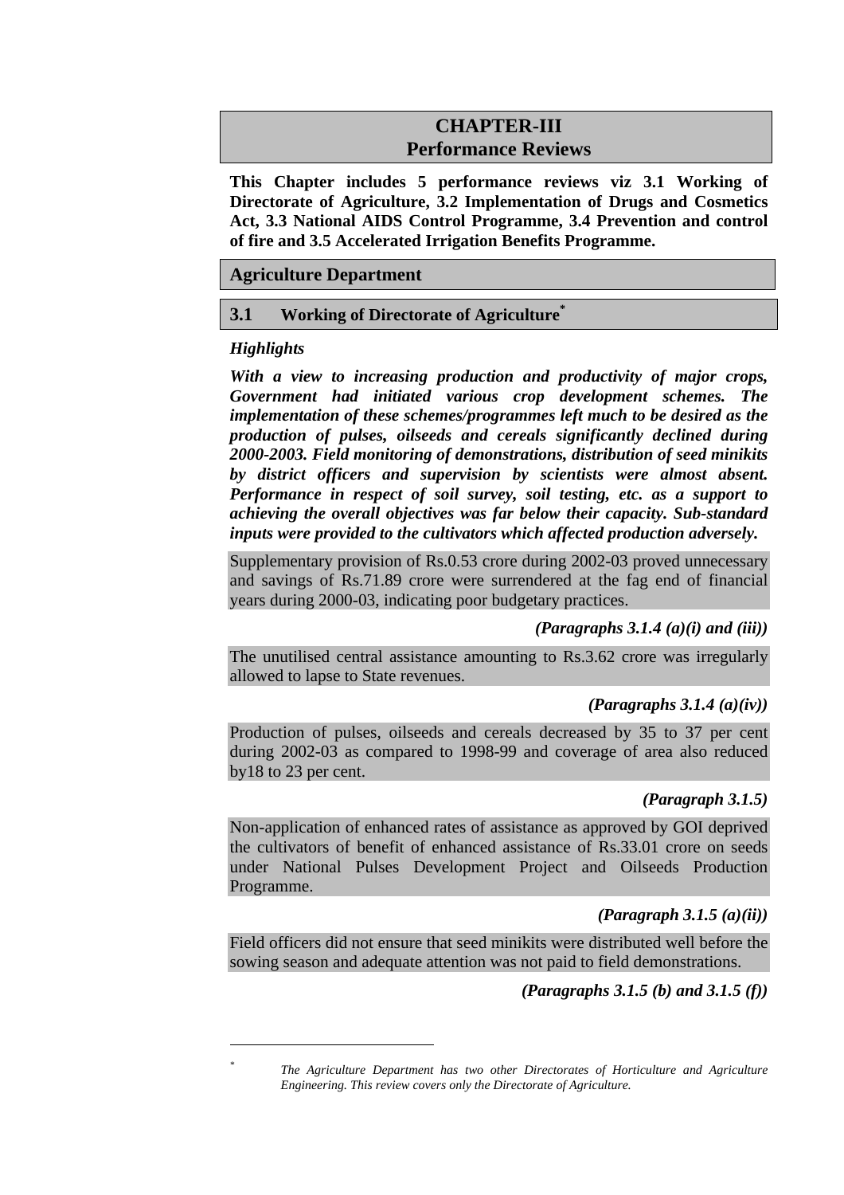# CHAPTER-III
# Performance Reviews

**This Chapter includes 5 performance reviews viz 3.1 Working of Directorate of Agriculture, 3.2 Implementation of Drugs and Cosmetics Act, 3.3 National AIDS Control Programme, 3.4 Prevention and control of fire and 3.5 Accelerated Irrigation Benefits Programme.**

## Agriculture Department

### 3.1 Working of Directorate of Agriculture*

*Highlights*

***With a view to increasing production and productivity of major crops, Government had initiated various crop development schemes. The implementation of these schemes/programmes left much to be desired as the production of pulses, oilseeds and cereals significantly declined during 2000-2003. Field monitoring of demonstrations, distribution of seed minikits by district officers and supervision by scientists were almost absent. Performance in respect of soil survey, soil testing, etc. as a support to achieving the overall objectives was far below their capacity. Sub-standard inputs were provided to the cultivators which affected production adversely.***

Supplementary provision of Rs.0.53 crore during 2002-03 proved unnecessary and savings of Rs.71.89 crore were surrendered at the fag end of financial years during 2000-03, indicating poor budgetary practices.

***(Paragraphs 3.1.4 (a)(i) and (iii))***

The unutilised central assistance amounting to Rs.3.62 crore was irregularly allowed to lapse to State revenues.

***(Paragraphs 3.1.4 (a)(iv))***

Production of pulses, oilseeds and cereals decreased by 35 to 37 per cent during 2002-03 as compared to 1998-99 and coverage of area also reduced by18 to 23 per cent.

***(Paragraph 3.1.5)***

Non-application of enhanced rates of assistance as approved by GOI deprived the cultivators of benefit of enhanced assistance of Rs.33.01 crore on seeds under National Pulses Development Project and Oilseeds Production Programme.

***(Paragraph 3.1.5 (a)(ii))***

Field officers did not ensure that seed minikits were distributed well before the sowing season and adequate attention was not paid to field demonstrations.

***(Paragraphs 3.1.5 (b) and 3.1.5 (f))***

---

\* *The Agriculture Department has two other Directorates of Horticulture and Agriculture Engineering. This review covers only the Directorate of Agriculture.*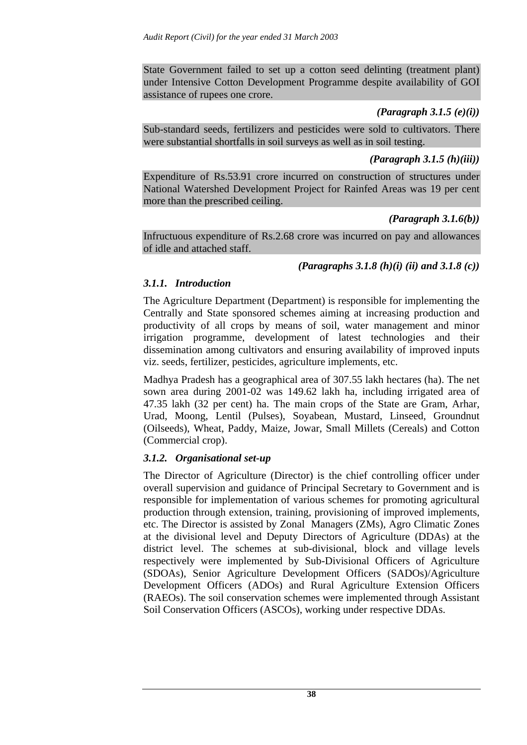State Government failed to set up a cotton seed delinting (treatment plant) under Intensive Cotton Development Programme despite availability of GOI assistance of rupees one crore.

*(Paragraph 3.1.5 (e)(i))*

Sub-standard seeds, fertilizers and pesticides were sold to cultivators. There were substantial shortfalls in soil surveys as well as in soil testing.

*(Paragraph 3.1.5 (h)(iii))*

Expenditure of Rs.53.91 crore incurred on construction of structures under National Watershed Development Project for Rainfed Areas was 19 per cent more than the prescribed ceiling.

*(Paragraph 3.1.6(b))*

Infructuous expenditure of Rs.2.68 crore was incurred on pay and allowances of idle and attached staff.

*(Paragraphs 3.1.8 (h)(i) (ii) and 3.1.8 (c))*

### *3.1.1. Introduction*

The Agriculture Department (Department) is responsible for implementing the Centrally and State sponsored schemes aiming at increasing production and productivity of all crops by means of soil, water management and minor irrigation programme, development of latest technologies and their dissemination among cultivators and ensuring availability of improved inputs viz. seeds, fertilizer, pesticides, agriculture implements, etc.

Madhya Pradesh has a geographical area of 307.55 lakh hectares (ha). The net sown area during 2001-02 was 149.62 lakh ha, including irrigated area of 47.35 lakh (32 per cent) ha. The main crops of the State are Gram, Arhar, Urad, Moong, Lentil (Pulses), Soyabean, Mustard, Linseed, Groundnut (Oilseeds), Wheat, Paddy, Maize, Jowar, Small Millets (Cereals) and Cotton (Commercial crop).

### *3.1.2. Organisational set-up*

The Director of Agriculture (Director) is the chief controlling officer under overall supervision and guidance of Principal Secretary to Government and is responsible for implementation of various schemes for promoting agricultural production through extension, training, provisioning of improved implements, etc. The Director is assisted by Zonal Managers (ZMs), Agro Climatic Zones at the divisional level and Deputy Directors of Agriculture (DDAs) at the district level. The schemes at sub-divisional, block and village levels respectively were implemented by Sub-Divisional Officers of Agriculture (SDOAs), Senior Agriculture Development Officers (SADOs)/Agriculture Development Officers (ADOs) and Rural Agriculture Extension Officers (RAEOs). The soil conservation schemes were implemented through Assistant Soil Conservation Officers (ASCOs), working under respective DDAs.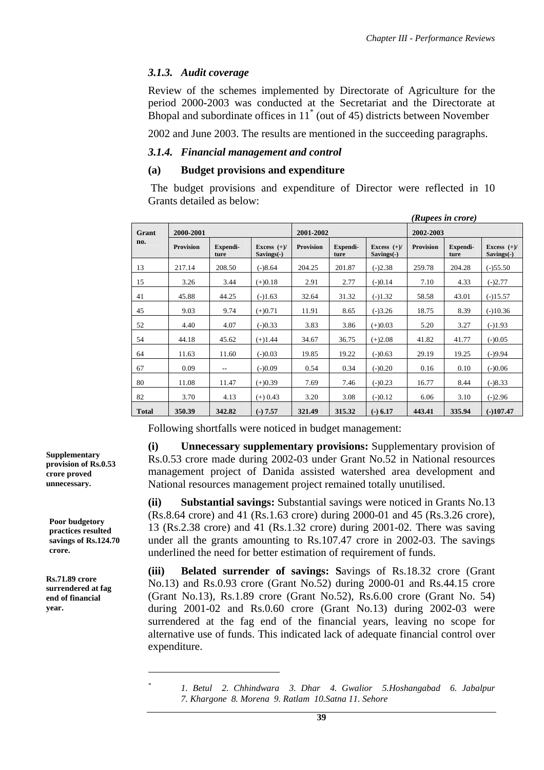### 3.1.3. Audit coverage

Review of the schemes implemented by Directorate of Agriculture for the period 2000-2003 was conducted at the Secretariat and the Directorate at Bhopal and subordinate offices in 11* (out of 45) districts between November 2002 and June 2003. The results are mentioned in the succeeding paragraphs.

### 3.1.4. Financial management and control

#### (a) Budget provisions and expenditure

The budget provisions and expenditure of Director were reflected in 10 Grants detailed as below:

*(Rupees in crore)*

| Grant no. | 2000-2001 | | | 2001-2002 | | | 2002-2003 | | |
|---|---|---|---|---|---|---|---|---|---|
| | Provision | Expendi-ture | Excess (+)/ Savings(-) | Provision | Expendi-ture | Excess (+)/ Savings(-) | Provision | Expendi-ture | Excess (+)/ Savings(-) |
| 13 | 217.14 | 208.50 | (-)8.64 | 204.25 | 201.87 | (-)2.38 | 259.78 | 204.28 | (-)55.50 |
| 15 | 3.26 | 3.44 | (+)0.18 | 2.91 | 2.77 | (-)0.14 | 7.10 | 4.33 | (-)2.77 |
| 41 | 45.88 | 44.25 | (-)1.63 | 32.64 | 31.32 | (-)1.32 | 58.58 | 43.01 | (-)15.57 |
| 45 | 9.03 | 9.74 | (+)0.71 | 11.91 | 8.65 | (-)3.26 | 18.75 | 8.39 | (-)10.36 |
| 52 | 4.40 | 4.07 | (-)0.33 | 3.83 | 3.86 | (+)0.03 | 5.20 | 3.27 | (-)1.93 |
| 54 | 44.18 | 45.62 | (+)1.44 | 34.67 | 36.75 | (+)2.08 | 41.82 | 41.77 | (-)0.05 |
| 64 | 11.63 | 11.60 | (-)0.03 | 19.85 | 19.22 | (-)0.63 | 29.19 | 19.25 | (-)9.94 |
| 67 | 0.09 | -- | (-)0.09 | 0.54 | 0.34 | (-)0.20 | 0.16 | 0.10 | (-)0.06 |
| 80 | 11.08 | 11.47 | (+)0.39 | 7.69 | 7.46 | (-)0.23 | 16.77 | 8.44 | (-)8.33 |
| 82 | 3.70 | 4.13 | (+) 0.43 | 3.20 | 3.08 | (-)0.12 | 6.06 | 3.10 | (-)2.96 |
| **Total** | **350.39** | **342.82** | **(-) 7.57** | **321.49** | **315.32** | **(-) 6.17** | **443.41** | **335.94** | **(-)107.47** |

Following shortfalls were noticed in budget management:

**Supplementary provision of Rs.0.53 crore proved unnecessary.**

**(i) Unnecessary supplementary provisions:** Supplementary provision of Rs.0.53 crore made during 2002-03 under Grant No.52 in National resources management project of Danida assisted watershed area development and National resources management project remained totally unutilised.

**Poor budgetory practices resulted savings of Rs.124.70 crore.**

**(ii) Substantial savings:** Substantial savings were noticed in Grants No.13 (Rs.8.64 crore) and 41 (Rs.1.63 crore) during 2000-01 and 45 (Rs.3.26 crore), 13 (Rs.2.38 crore) and 41 (Rs.1.32 crore) during 2001-02. There was saving under all the grants amounting to Rs.107.47 crore in 2002-03. The savings underlined the need for better estimation of requirement of funds.

**Rs.71.89 crore surrendered at fag end of financial year.**

**(iii) Belated surrender of savings: S**avings of Rs.18.32 crore (Grant No.13) and Rs.0.93 crore (Grant No.52) during 2000-01 and Rs.44.15 crore (Grant No.13), Rs.1.89 crore (Grant No.52), Rs.6.00 crore (Grant No. 54) during 2001-02 and Rs.0.60 crore (Grant No.13) during 2002-03 were surrendered at the fag end of the financial years, leaving no scope for alternative use of funds. This indicated lack of adequate financial control over expenditure.

---

* *1. Betul 2. Chhindwara 3. Dhar 4. Gwalior 5.Hoshangabad 6. Jabalpur 7. Khargone 8. Morena 9. Ratlam 10.Satna 11. Sehore*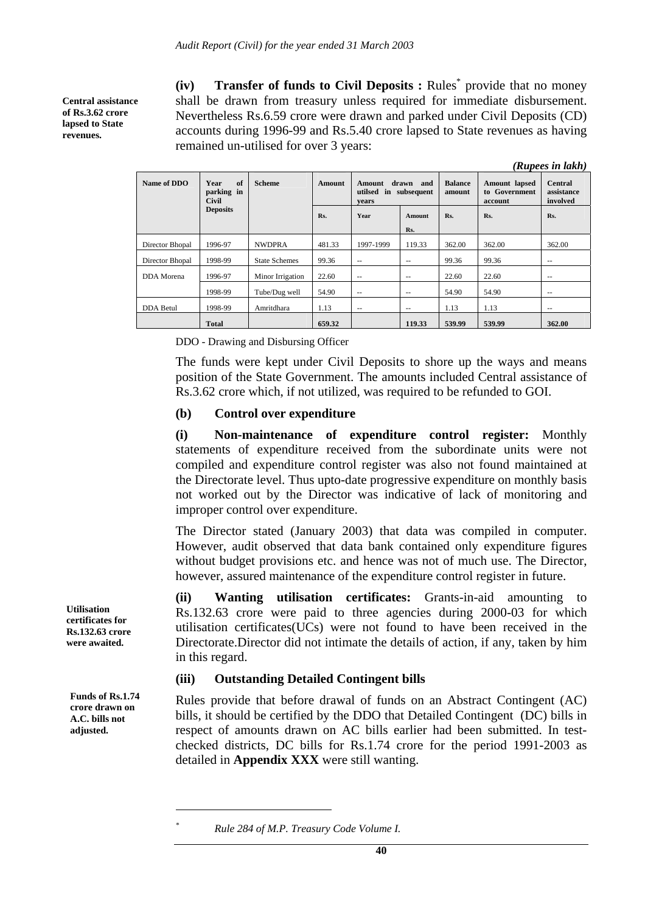**Central assistance of Rs.3.62 crore lapsed to State revenues.**

**(iv) Transfer of funds to Civil Deposits :** Rules* provide that no money shall be drawn from treasury unless required for immediate disbursement. Nevertheless Rs.6.59 crore were drawn and parked under Civil Deposits (CD) accounts during 1996-99 and Rs.5.40 crore lapsed to State revenues as having remained un-utilised for over 3 years:

*(Rupees in lakh)*

| Name of DDO | Year of parking in Civil Deposits | Scheme | Amount | Amount drawn and utilsed in subsequent years | | Balance amount | Amount lapsed to Government account | Central assistance involved |
|---|---|---|---|---|---|---|---|---|
| | | | Rs. | Year | Amount Rs. | Rs. | Rs. | Rs. |
| Director Bhopal | 1996-97 | NWDPRA | 481.33 | 1997-1999 | 119.33 | 362.00 | 362.00 | 362.00 |
| Director Bhopal | 1998-99 | State Schemes | 99.36 | -- | -- | 99.36 | 99.36 | -- |
| DDA Morena | 1996-97 | Minor Irrigation | 22.60 | -- | -- | 22.60 | 22.60 | -- |
| | 1998-99 | Tube/Dug well | 54.90 | -- | -- | 54.90 | 54.90 | -- |
| DDA Betul | 1998-99 | Amritdhara | 1.13 | -- | -- | 1.13 | 1.13 | -- |
| | **Total** | | **659.32** | | **119.33** | **539.99** | **539.99** | **362.00** |

DDO - Drawing and Disbursing Officer

The funds were kept under Civil Deposits to shore up the ways and means position of the State Government. The amounts included Central assistance of Rs.3.62 crore which, if not utilized, was required to be refunded to GOI.

### (b) Control over expenditure

**(i) Non-maintenance of expenditure control register:** Monthly statements of expenditure received from the subordinate units were not compiled and expenditure control register was also not found maintained at the Directorate level. Thus upto-date progressive expenditure on monthly basis not worked out by the Director was indicative of lack of monitoring and improper control over expenditure.

The Director stated (January 2003) that data was compiled in computer. However, audit observed that data bank contained only expenditure figures without budget provisions etc. and hence was not of much use. The Director, however, assured maintenance of the expenditure control register in future.

**Utilisation certificates for Rs.132.63 crore were awaited.**

**(ii) Wanting utilisation certificates:** Grants-in-aid amounting to Rs.132.63 crore were paid to three agencies during 2000-03 for which utilisation certificates(UCs) were not found to have been received in the Directorate.Director did not intimate the details of action, if any, taken by him in this regard.

**Funds of Rs.1.74 crore drawn on A.C. bills not adjusted.**

### (iii) Outstanding Detailed Contingent bills

Rules provide that before drawal of funds on an Abstract Contingent (AC) bills, it should be certified by the DDO that Detailed Contingent (DC) bills in respect of amounts drawn on AC bills earlier had been submitted. In test-checked districts, DC bills for Rs.1.74 crore for the period 1991-2003 as detailed in **Appendix XXX** were still wanting.

---

* *Rule 284 of M.P. Treasury Code Volume I.*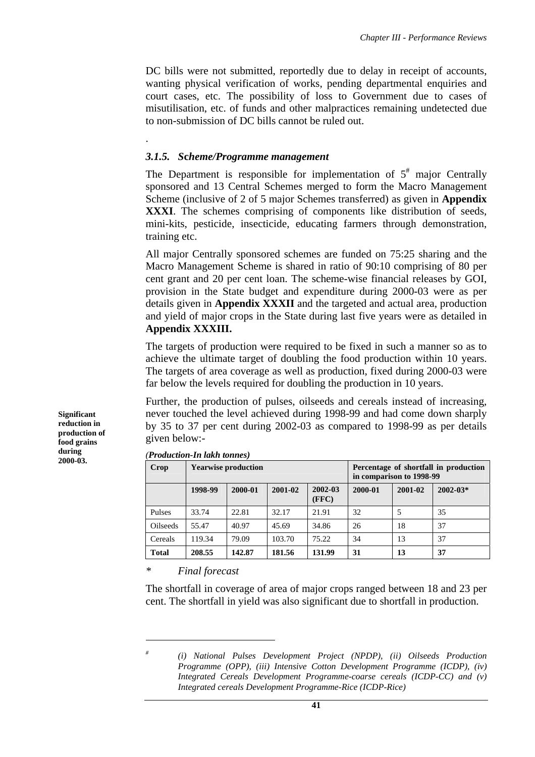DC bills were not submitted, reportedly due to delay in receipt of accounts, wanting physical verification of works, pending departmental enquiries and court cases, etc. The possibility of loss to Government due to cases of misutilisation, etc. of funds and other malpractices remaining undetected due to non-submission of DC bills cannot be ruled out.

.

### *3.1.5. Scheme/Programme management*

The Department is responsible for implementation of 5[#] major Centrally sponsored and 13 Central Schemes merged to form the Macro Management Scheme (inclusive of 2 of 5 major Schemes transferred) as given in **Appendix XXXI**. The schemes comprising of components like distribution of seeds, mini-kits, pesticide, insecticide, educating farmers through demonstration, training etc.

All major Centrally sponsored schemes are funded on 75:25 sharing and the Macro Management Scheme is shared in ratio of 90:10 comprising of 80 per cent grant and 20 per cent loan. The scheme-wise financial releases by GOI, provision in the State budget and expenditure during 2000-03 were as per details given in **Appendix XXXII** and the targeted and actual area, production and yield of major crops in the State during last five years were as detailed in **Appendix XXXIII.**

The targets of production were required to be fixed in such a manner so as to achieve the ultimate target of doubling the food production within 10 years. The targets of area coverage as well as production, fixed during 2000-03 were far below the levels required for doubling the production in 10 years.

**Significant reduction in production of food grains during 2000-03.**

Further, the production of pulses, oilseeds and cereals instead of increasing, never touched the level achieved during 1998-99 and had come down sharply by 35 to 37 per cent during 2002-03 as compared to 1998-99 as per details given below:-

*(Production-In lakh tonnes)*

| Crop | Yearwise production | | | | Percentage of shortfall in production in comparison to 1998-99 | | |
|---|---|---|---|---|---|---|---|
| | 1998-99 | 2000-01 | 2001-02 | 2002-03 (FFC) | 2000-01 | 2001-02 | 2002-03* |
| Pulses | 33.74 | 22.81 | 32.17 | 21.91 | 32 | 5 | 35 |
| Oilseeds | 55.47 | 40.97 | 45.69 | 34.86 | 26 | 18 | 37 |
| Cereals | 119.34 | 79.09 | 103.70 | 75.22 | 34 | 13 | 37 |
| **Total** | **208.55** | **142.87** | **181.56** | **131.99** | **31** | **13** | **37** |

\* *Final forecast*

The shortfall in coverage of area of major crops ranged between 18 and 23 per cent. The shortfall in yield was also significant due to shortfall in production.

---

[#] *(i) National Pulses Development Project (NPDP), (ii) Oilseeds Production Programme (OPP), (iii) Intensive Cotton Development Programme (ICDP), (iv) Integrated Cereals Development Programme-coarse cereals (ICDP-CC) and (v) Integrated cereals Development Programme-Rice (ICDP-Rice)*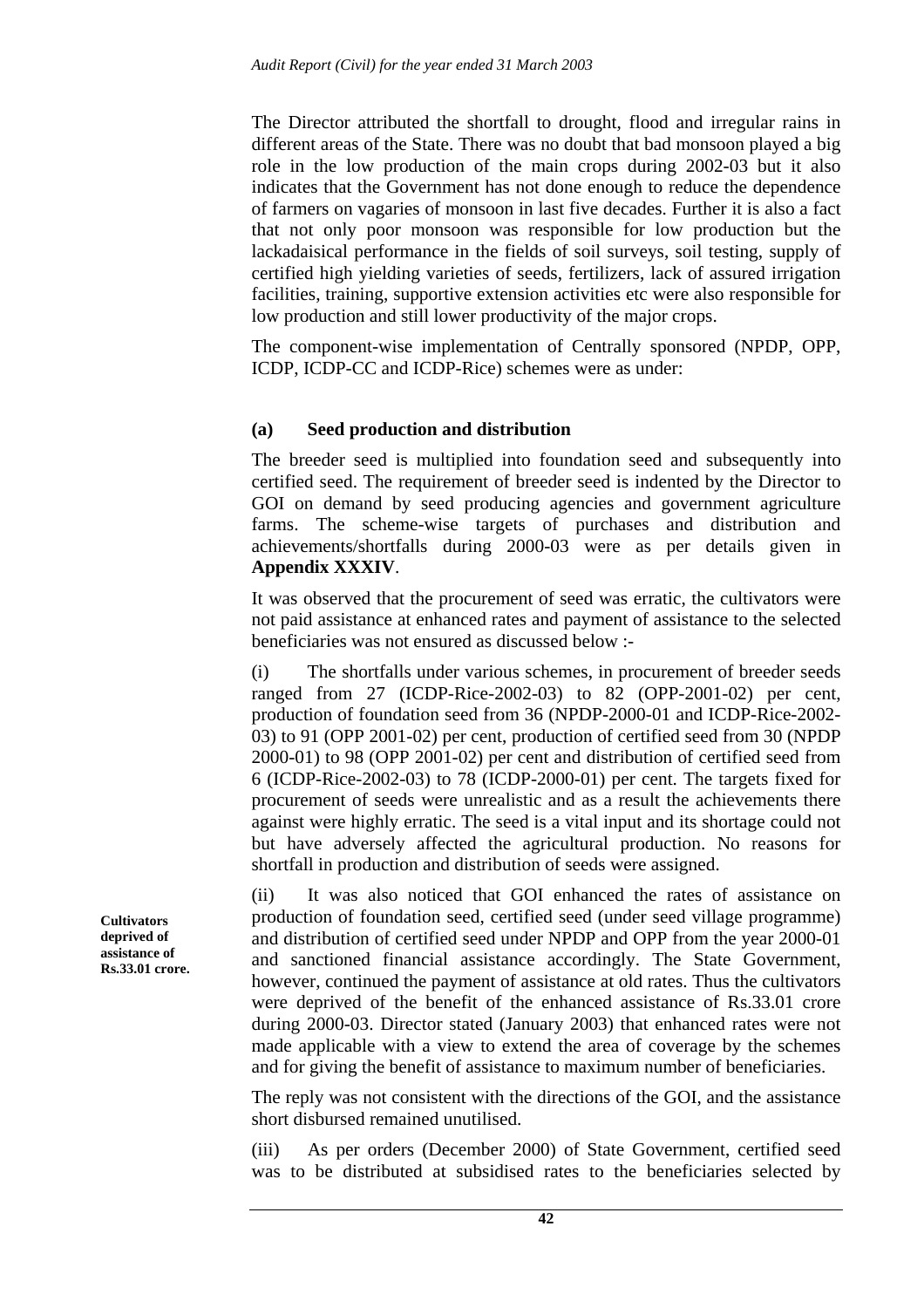The Director attributed the shortfall to drought, flood and irregular rains in different areas of the State. There was no doubt that bad monsoon played a big role in the low production of the main crops during 2002-03 but it also indicates that the Government has not done enough to reduce the dependence of farmers on vagaries of monsoon in last five decades. Further it is also a fact that not only poor monsoon was responsible for low production but the lackadaisical performance in the fields of soil surveys, soil testing, supply of certified high yielding varieties of seeds, fertilizers, lack of assured irrigation facilities, training, supportive extension activities etc were also responsible for low production and still lower productivity of the major crops.

The component-wise implementation of Centrally sponsored (NPDP, OPP, ICDP, ICDP-CC and ICDP-Rice) schemes were as under:

### (a) Seed production and distribution

The breeder seed is multiplied into foundation seed and subsequently into certified seed. The requirement of breeder seed is indented by the Director to GOI on demand by seed producing agencies and government agriculture farms. The scheme-wise targets of purchases and distribution and achievements/shortfalls during 2000-03 were as per details given in **Appendix XXXIV**.

It was observed that the procurement of seed was erratic, the cultivators were not paid assistance at enhanced rates and payment of assistance to the selected beneficiaries was not ensured as discussed below :-

(i) The shortfalls under various schemes, in procurement of breeder seeds ranged from 27 (ICDP-Rice-2002-03) to 82 (OPP-2001-02) per cent, production of foundation seed from 36 (NPDP-2000-01 and ICDP-Rice-2002-03) to 91 (OPP 2001-02) per cent, production of certified seed from 30 (NPDP 2000-01) to 98 (OPP 2001-02) per cent and distribution of certified seed from 6 (ICDP-Rice-2002-03) to 78 (ICDP-2000-01) per cent. The targets fixed for procurement of seeds were unrealistic and as a result the achievements there against were highly erratic. The seed is a vital input and its shortage could not but have adversely affected the agricultural production. No reasons for shortfall in production and distribution of seeds were assigned.

**Cultivators deprived of assistance of Rs.33.01 crore.**

(ii) It was also noticed that GOI enhanced the rates of assistance on production of foundation seed, certified seed (under seed village programme) and distribution of certified seed under NPDP and OPP from the year 2000-01 and sanctioned financial assistance accordingly. The State Government, however, continued the payment of assistance at old rates. Thus the cultivators were deprived of the benefit of the enhanced assistance of Rs.33.01 crore during 2000-03. Director stated (January 2003) that enhanced rates were not made applicable with a view to extend the area of coverage by the schemes and for giving the benefit of assistance to maximum number of beneficiaries.

The reply was not consistent with the directions of the GOI, and the assistance short disbursed remained unutilised.

(iii) As per orders (December 2000) of State Government, certified seed was to be distributed at subsidised rates to the beneficiaries selected by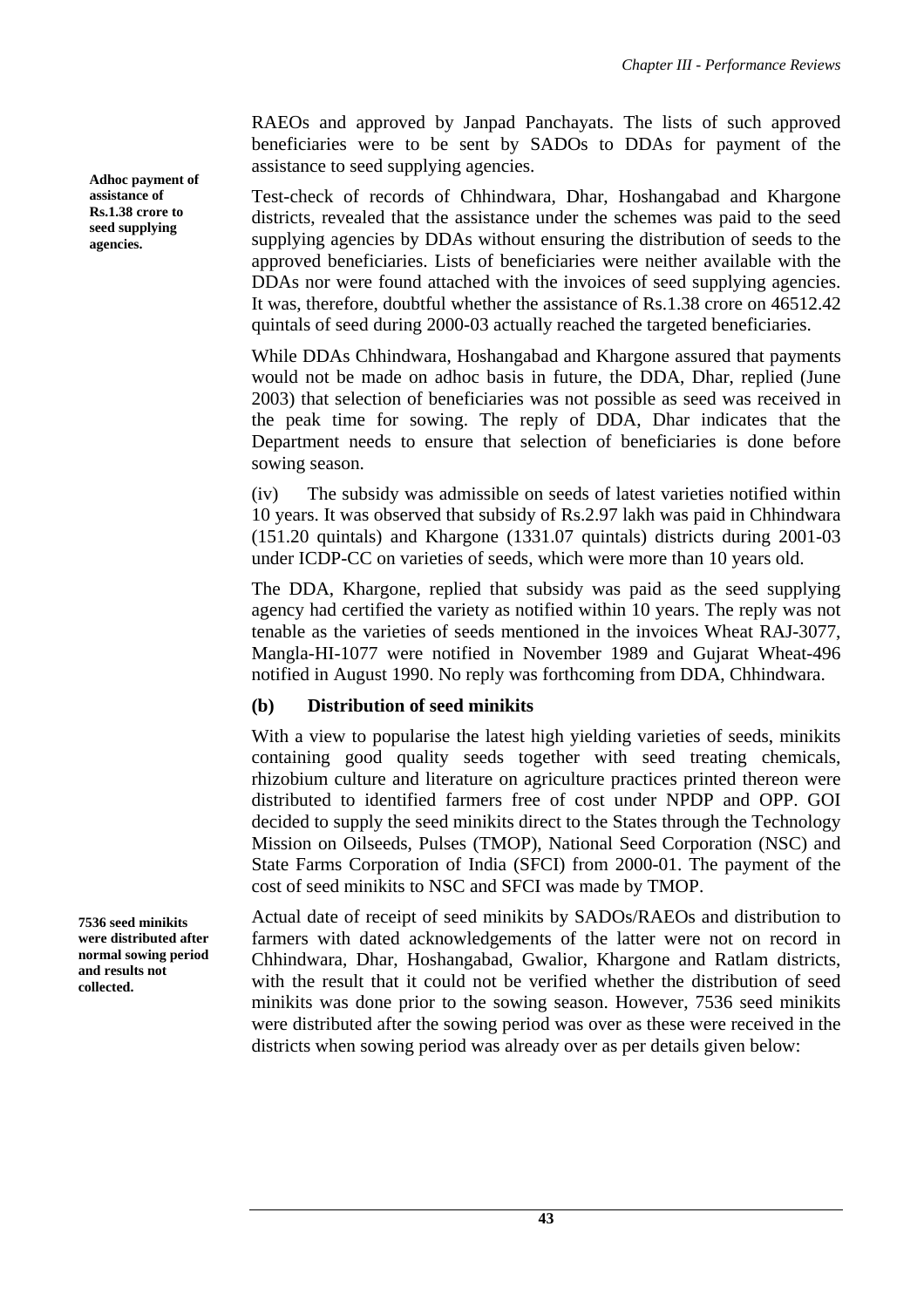RAEOs and approved by Janpad Panchayats. The lists of such approved beneficiaries were to be sent by SADOs to DDAs for payment of the assistance to seed supplying agencies.

**Adhoc payment of assistance of Rs.1.38 crore to seed supplying agencies.**

Test-check of records of Chhindwara, Dhar, Hoshangabad and Khargone districts, revealed that the assistance under the schemes was paid to the seed supplying agencies by DDAs without ensuring the distribution of seeds to the approved beneficiaries. Lists of beneficiaries were neither available with the DDAs nor were found attached with the invoices of seed supplying agencies. It was, therefore, doubtful whether the assistance of Rs.1.38 crore on 46512.42 quintals of seed during 2000-03 actually reached the targeted beneficiaries.

While DDAs Chhindwara, Hoshangabad and Khargone assured that payments would not be made on adhoc basis in future, the DDA, Dhar, replied (June 2003) that selection of beneficiaries was not possible as seed was received in the peak time for sowing. The reply of DDA, Dhar indicates that the Department needs to ensure that selection of beneficiaries is done before sowing season.

(iv) The subsidy was admissible on seeds of latest varieties notified within 10 years. It was observed that subsidy of Rs.2.97 lakh was paid in Chhindwara (151.20 quintals) and Khargone (1331.07 quintals) districts during 2001-03 under ICDP-CC on varieties of seeds, which were more than 10 years old.

The DDA, Khargone, replied that subsidy was paid as the seed supplying agency had certified the variety as notified within 10 years. The reply was not tenable as the varieties of seeds mentioned in the invoices Wheat RAJ-3077, Mangla-HI-1077 were notified in November 1989 and Gujarat Wheat-496 notified in August 1990. No reply was forthcoming from DDA, Chhindwara.

### (b) Distribution of seed minikits

With a view to popularise the latest high yielding varieties of seeds, minikits containing good quality seeds together with seed treating chemicals, rhizobium culture and literature on agriculture practices printed thereon were distributed to identified farmers free of cost under NPDP and OPP. GOI decided to supply the seed minikits direct to the States through the Technology Mission on Oilseeds, Pulses (TMOP), National Seed Corporation (NSC) and State Farms Corporation of India (SFCI) from 2000-01. The payment of the cost of seed minikits to NSC and SFCI was made by TMOP.

**7536 seed minikits were distributed after normal sowing period and results not collected.**

Actual date of receipt of seed minikits by SADOs/RAEOs and distribution to farmers with dated acknowledgements of the latter were not on record in Chhindwara, Dhar, Hoshangabad, Gwalior, Khargone and Ratlam districts, with the result that it could not be verified whether the distribution of seed minikits was done prior to the sowing season. However, 7536 seed minikits were distributed after the sowing period was over as these were received in the districts when sowing period was already over as per details given below: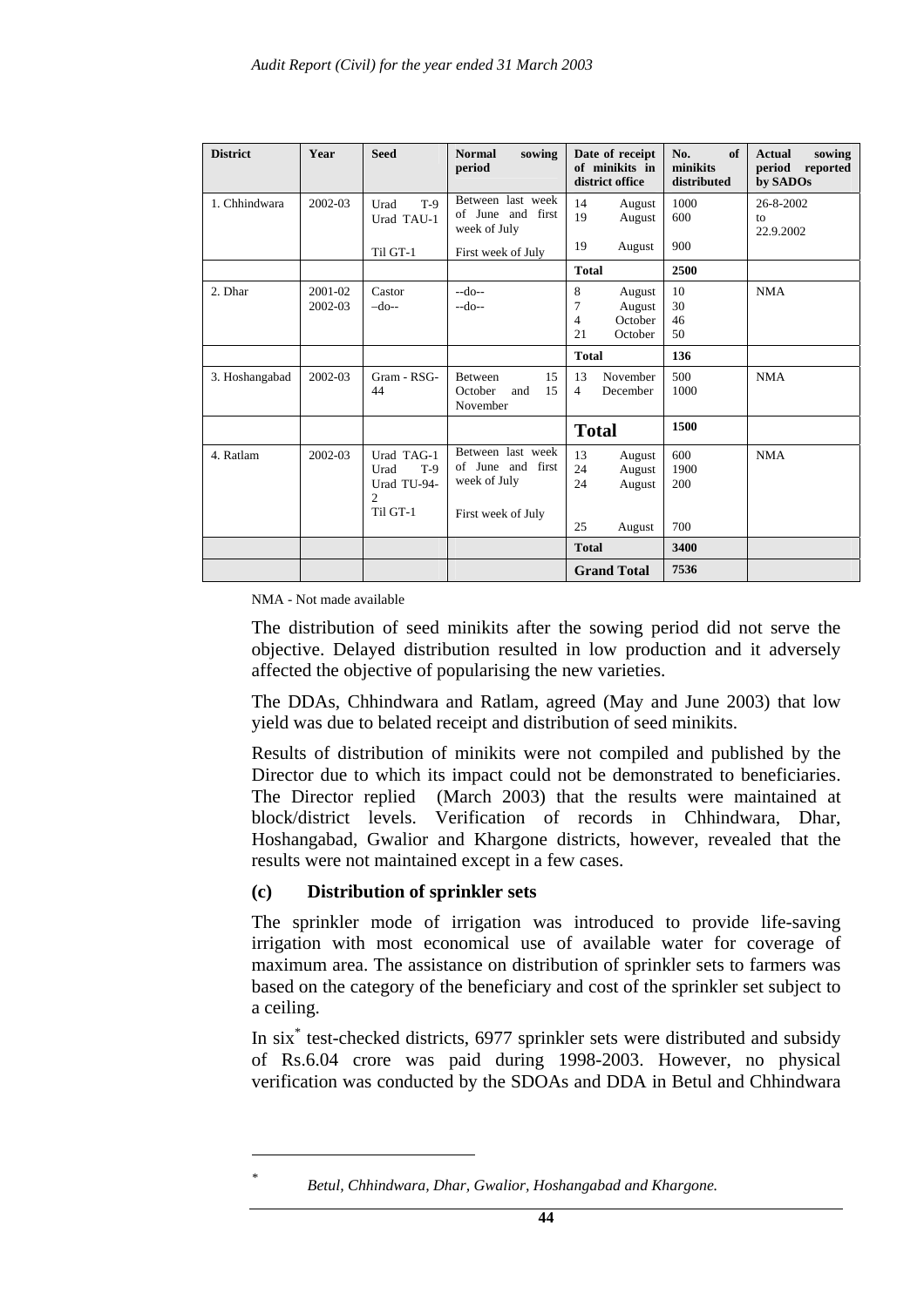| District | Year | Seed | Normal sowing period | Date of receipt of minikits in district office | No. of minikits distributed | Actual sowing period reported by SADOs |
|---|---|---|---|---|---|---|
| 1. Chhindwara | 2002-03 | Urad T-9<br>Urad TAU-1<br><br>Til GT-1 | Between last week of June and first week of July<br><br>First week of July | 14 August<br>19 August<br><br>19 August | 1000<br>600<br><br>900 | 26-8-2002 to 22.9.2002 |
| | | | | **Total** | **2500** | |
| 2. Dhar | 2001-02<br>2002-03 | Castor<br>–do-- | --do--<br>--do-- | 8 August<br>7 August<br>4 October<br>21 October | 10<br>30<br>46<br>50 | NMA |
| | | | | **Total** | **136** | |
| 3. Hoshangabad | 2002-03 | Gram - RSG-44 | Between 15 October and 15 November | 13 November<br>4 December | 500<br>1000 | NMA |
| | | | | **Total** | **1500** | |
| 4. Ratlam | 2002-03 | Urad TAG-1<br>Urad T-9<br>Urad TU-94-2<br>Til GT-1 | Between last week of June and first week of July<br><br>First week of July | 13 August<br>24 August<br>24 August<br><br>25 August | 600<br>1900<br>200<br><br>700 | NMA |
| | | | | **Total** | **3400** | |
| | | | | **Grand Total** | **7536** | |

NMA - Not made available

The distribution of seed minikits after the sowing period did not serve the objective. Delayed distribution resulted in low production and it adversely affected the objective of popularising the new varieties.

The DDAs, Chhindwara and Ratlam, agreed (May and June 2003) that low yield was due to belated receipt and distribution of seed minikits.

Results of distribution of minikits were not compiled and published by the Director due to which its impact could not be demonstrated to beneficiaries. The Director replied (March 2003) that the results were maintained at block/district levels. Verification of records in Chhindwara, Dhar, Hoshangabad, Gwalior and Khargone districts, however, revealed that the results were not maintained except in a few cases.

### (c) Distribution of sprinkler sets

The sprinkler mode of irrigation was introduced to provide life-saving irrigation with most economical use of available water for coverage of maximum area. The assistance on distribution of sprinkler sets to farmers was based on the category of the beneficiary and cost of the sprinkler set subject to a ceiling.

In six* test-checked districts, 6977 sprinkler sets were distributed and subsidy of Rs.6.04 crore was paid during 1998-2003. However, no physical verification was conducted by the SDOAs and DDA in Betul and Chhindwara

* *Betul, Chhindwara, Dhar, Gwalior, Hoshangabad and Khargone.*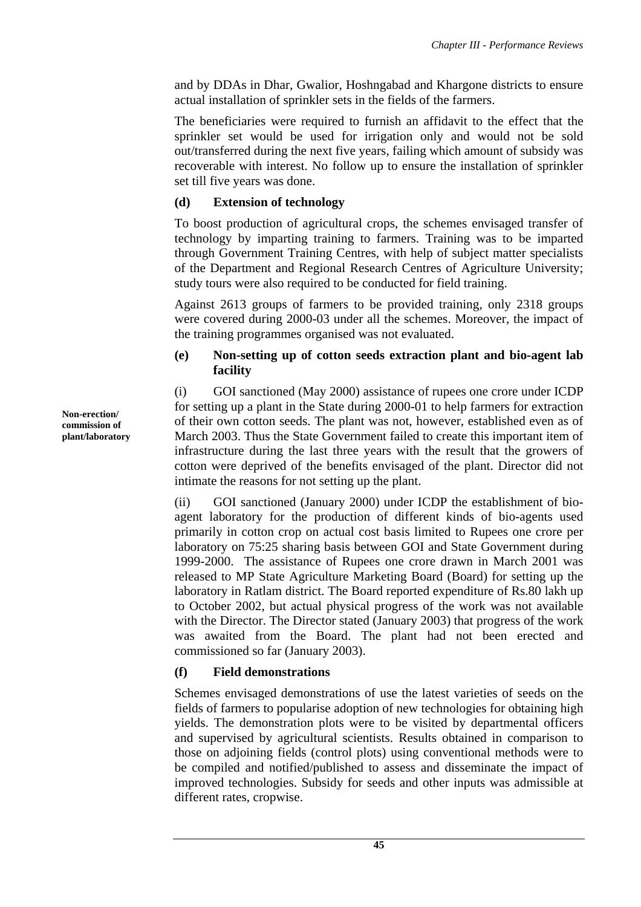and by DDAs in Dhar, Gwalior, Hoshngabad and Khargone districts to ensure actual installation of sprinkler sets in the fields of the farmers.

The beneficiaries were required to furnish an affidavit to the effect that the sprinkler set would be used for irrigation only and would not be sold out/transferred during the next five years, failing which amount of subsidy was recoverable with interest. No follow up to ensure the installation of sprinkler set till five years was done.

**(d) Extension of technology**

To boost production of agricultural crops, the schemes envisaged transfer of technology by imparting training to farmers. Training was to be imparted through Government Training Centres, with help of subject matter specialists of the Department and Regional Research Centres of Agriculture University; study tours were also required to be conducted for field training.

Against 2613 groups of farmers to be provided training, only 2318 groups were covered during 2000-03 under all the schemes. Moreover, the impact of the training programmes organised was not evaluated.

**(e) Non-setting up of cotton seeds extraction plant and bio-agent lab facility**

**Non-erection/ commission of plant/laboratory**

(i) GOI sanctioned (May 2000) assistance of rupees one crore under ICDP for setting up a plant in the State during 2000-01 to help farmers for extraction of their own cotton seeds. The plant was not, however, established even as of March 2003. Thus the State Government failed to create this important item of infrastructure during the last three years with the result that the growers of cotton were deprived of the benefits envisaged of the plant. Director did not intimate the reasons for not setting up the plant.

(ii) GOI sanctioned (January 2000) under ICDP the establishment of bio-agent laboratory for the production of different kinds of bio-agents used primarily in cotton crop on actual cost basis limited to Rupees one crore per laboratory on 75:25 sharing basis between GOI and State Government during 1999-2000. The assistance of Rupees one crore drawn in March 2001 was released to MP State Agriculture Marketing Board (Board) for setting up the laboratory in Ratlam district. The Board reported expenditure of Rs.80 lakh up to October 2002, but actual physical progress of the work was not available with the Director. The Director stated (January 2003) that progress of the work was awaited from the Board. The plant had not been erected and commissioned so far (January 2003).

**(f) Field demonstrations**

Schemes envisaged demonstrations of use the latest varieties of seeds on the fields of farmers to popularise adoption of new technologies for obtaining high yields. The demonstration plots were to be visited by departmental officers and supervised by agricultural scientists. Results obtained in comparison to those on adjoining fields (control plots) using conventional methods were to be compiled and notified/published to assess and disseminate the impact of improved technologies. Subsidy for seeds and other inputs was admissible at different rates, cropwise.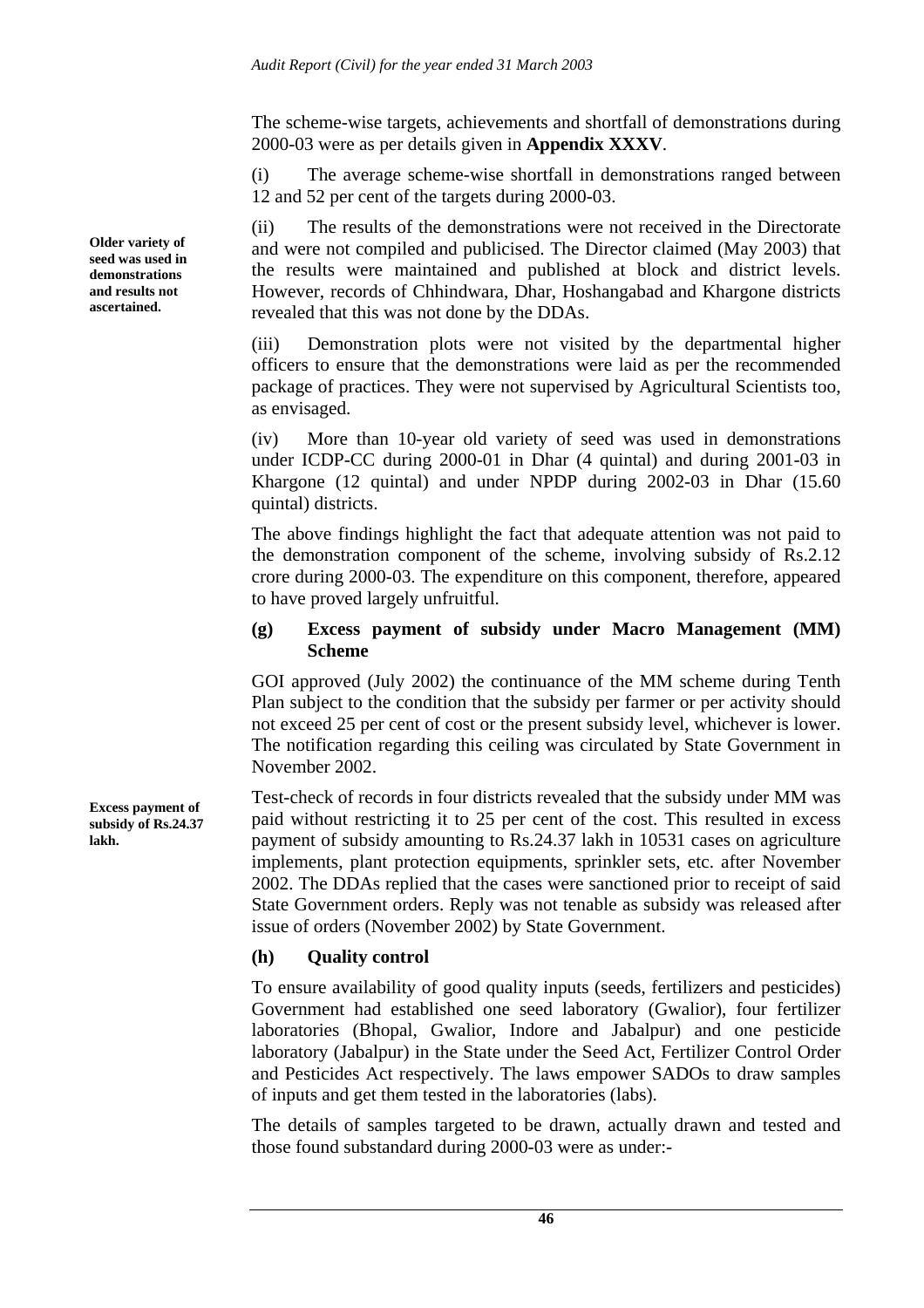The scheme-wise targets, achievements and shortfall of demonstrations during 2000-03 were as per details given in **Appendix XXXV**.

(i) The average scheme-wise shortfall in demonstrations ranged between 12 and 52 per cent of the targets during 2000-03.

**Older variety of seed was used in demonstrations and results not ascertained.**

(ii) The results of the demonstrations were not received in the Directorate and were not compiled and publicised. The Director claimed (May 2003) that the results were maintained and published at block and district levels. However, records of Chhindwara, Dhar, Hoshangabad and Khargone districts revealed that this was not done by the DDAs.

(iii) Demonstration plots were not visited by the departmental higher officers to ensure that the demonstrations were laid as per the recommended package of practices. They were not supervised by Agricultural Scientists too, as envisaged.

(iv) More than 10-year old variety of seed was used in demonstrations under ICDP-CC during 2000-01 in Dhar (4 quintal) and during 2001-03 in Khargone (12 quintal) and under NPDP during 2002-03 in Dhar (15.60 quintal) districts.

The above findings highlight the fact that adequate attention was not paid to the demonstration component of the scheme, involving subsidy of Rs.2.12 crore during 2000-03. The expenditure on this component, therefore, appeared to have proved largely unfruitful.

### (g) Excess payment of subsidy under Macro Management (MM) Scheme

GOI approved (July 2002) the continuance of the MM scheme during Tenth Plan subject to the condition that the subsidy per farmer or per activity should not exceed 25 per cent of cost or the present subsidy level, whichever is lower. The notification regarding this ceiling was circulated by State Government in November 2002.

**Excess payment of subsidy of Rs.24.37 lakh.**

Test-check of records in four districts revealed that the subsidy under MM was paid without restricting it to 25 per cent of the cost. This resulted in excess payment of subsidy amounting to Rs.24.37 lakh in 10531 cases on agriculture implements, plant protection equipments, sprinkler sets, etc. after November 2002. The DDAs replied that the cases were sanctioned prior to receipt of said State Government orders. Reply was not tenable as subsidy was released after issue of orders (November 2002) by State Government.

### (h) Quality control

To ensure availability of good quality inputs (seeds, fertilizers and pesticides) Government had established one seed laboratory (Gwalior), four fertilizer laboratories (Bhopal, Gwalior, Indore and Jabalpur) and one pesticide laboratory (Jabalpur) in the State under the Seed Act, Fertilizer Control Order and Pesticides Act respectively. The laws empower SADOs to draw samples of inputs and get them tested in the laboratories (labs).

The details of samples targeted to be drawn, actually drawn and tested and those found substandard during 2000-03 were as under:-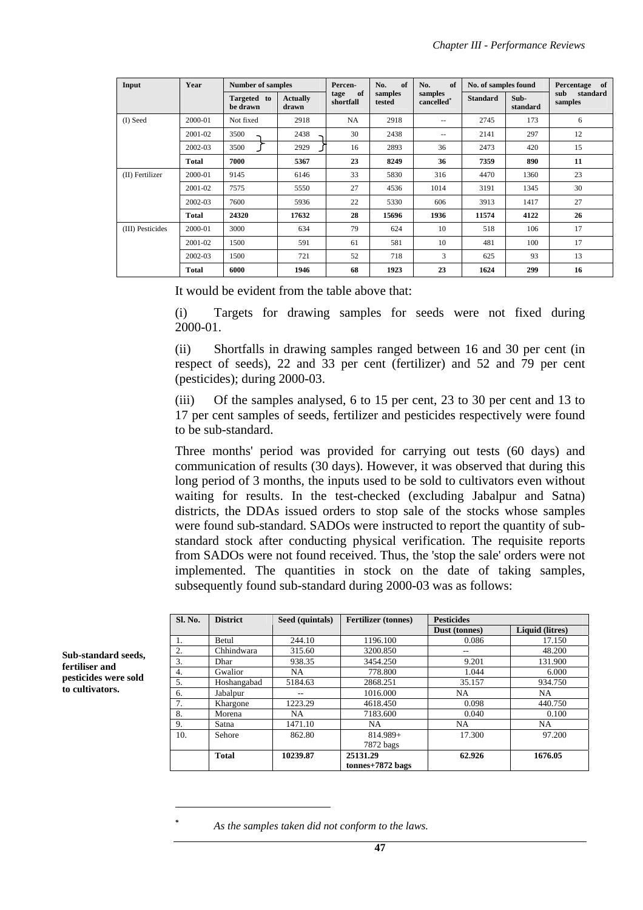| Input | Year | Number of samples | | Percentage of shortfall | No. of samples tested | No. of samples cancelled* | No. of samples found | | Percentage of sub standard samples |
|---|---|---|---|---|---|---|---|---|---|
| | | Targeted to be drawn | Actually drawn | | | | Standard | Sub-standard | |
| (I) Seed | 2000-01 | Not fixed | 2918 | NA | 2918 | -- | 2745 | 173 | 6 |
| | 2001-02 | 3500 | 2438 | 30 | 2438 | -- | 2141 | 297 | 12 |
| | 2002-03 | 3500 | 2929 | 16 | 2893 | 36 | 2473 | 420 | 15 |
| | **Total** | **7000** | **5367** | **23** | **8249** | **36** | **7359** | **890** | **11** |
| (II) Fertilizer | 2000-01 | 9145 | 6146 | 33 | 5830 | 316 | 4470 | 1360 | 23 |
| | 2001-02 | 7575 | 5550 | 27 | 4536 | 1014 | 3191 | 1345 | 30 |
| | 2002-03 | 7600 | 5936 | 22 | 5330 | 606 | 3913 | 1417 | 27 |
| | **Total** | **24320** | **17632** | **28** | **15696** | **1936** | **11574** | **4122** | **26** |
| (III) Pesticides | 2000-01 | 3000 | 634 | 79 | 624 | 10 | 518 | 106 | 17 |
| | 2001-02 | 1500 | 591 | 61 | 581 | 10 | 481 | 100 | 17 |
| | 2002-03 | 1500 | 721 | 52 | 718 | 3 | 625 | 93 | 13 |
| | **Total** | **6000** | **1946** | **68** | **1923** | **23** | **1624** | **299** | **16** |

It would be evident from the table above that:

(i) Targets for drawing samples for seeds were not fixed during 2000-01.

(ii) Shortfalls in drawing samples ranged between 16 and 30 per cent (in respect of seeds), 22 and 33 per cent (fertilizer) and 52 and 79 per cent (pesticides); during 2000-03.

(iii) Of the samples analysed, 6 to 15 per cent, 23 to 30 per cent and 13 to 17 per cent samples of seeds, fertilizer and pesticides respectively were found to be sub-standard.

Three months' period was provided for carrying out tests (60 days) and communication of results (30 days). However, it was observed that during this long period of 3 months, the inputs used to be sold to cultivators even without waiting for results. In the test-checked (excluding Jabalpur and Satna) districts, the DDAs issued orders to stop sale of the stocks whose samples were found sub-standard. SADOs were instructed to report the quantity of sub-standard stock after conducting physical verification. The requisite reports from SADOs were not found received. Thus, the 'stop the sale' orders were not implemented. The quantities in stock on the date of taking samples, subsequently found sub-standard during 2000-03 was as follows:

**Sub-standard seeds, fertiliser and pesticides were sold to cultivators.**

| Sl. No. | District | Seed (quintals) | Fertilizer (tonnes) | Pesticides | |
|---|---|---|---|---|---|
| | | | | Dust (tonnes) | Liquid (litres) |
| 1. | Betul | 244.10 | 1196.100 | 0.086 | 17.150 |
| 2. | Chhindwara | 315.60 | 3200.850 | -- | 48.200 |
| 3. | Dhar | 938.35 | 3454.250 | 9.201 | 131.900 |
| 4. | Gwalior | NA | 778.800 | 1.044 | 6.000 |
| 5. | Hoshangabad | 5184.63 | 2868.251 | 35.157 | 934.750 |
| 6. | Jabalpur | -- | 1016.000 | NA | NA |
| 7. | Khargone | 1223.29 | 4618.450 | 0.098 | 440.750 |
| 8. | Morena | NA | 7183.600 | 0.040 | 0.100 |
| 9. | Satna | 1471.10 | NA | NA | NA |
| 10. | Sehore | 862.80 | 814.989+ 7872 bags | 17.300 | 97.200 |
| | **Total** | **10239.87** | **25131.29 tonnes+7872 bags** | **62.926** | **1676.05** |

* As the samples taken did not conform to the laws.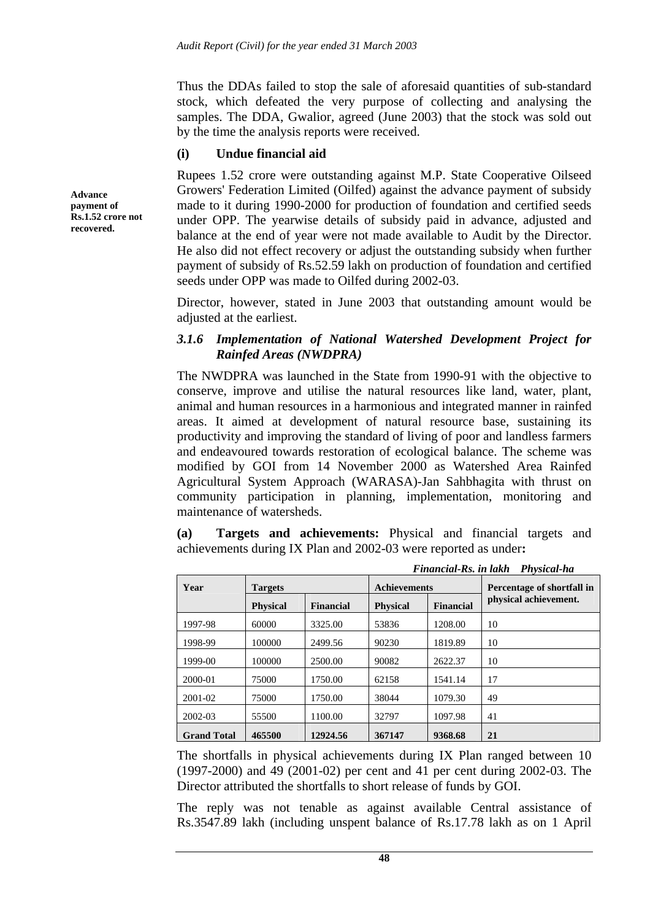Thus the DDAs failed to stop the sale of aforesaid quantities of sub-standard stock, which defeated the very purpose of collecting and analysing the samples. The DDA, Gwalior, agreed (June 2003) that the stock was sold out by the time the analysis reports were received.

### (i) Undue financial aid

**Advance payment of Rs.1.52 crore not recovered.**

Rupees 1.52 crore were outstanding against M.P. State Cooperative Oilseed Growers' Federation Limited (Oilfed) against the advance payment of subsidy made to it during 1990-2000 for production of foundation and certified seeds under OPP. The yearwise details of subsidy paid in advance, adjusted and balance at the end of year were not made available to Audit by the Director. He also did not effect recovery or adjust the outstanding subsidy when further payment of subsidy of Rs.52.59 lakh on production of foundation and certified seeds under OPP was made to Oilfed during 2002-03.

Director, however, stated in June 2003 that outstanding amount would be adjusted at the earliest.

### *3.1.6 Implementation of National Watershed Development Project for Rainfed Areas (NWDPRA)*

The NWDPRA was launched in the State from 1990-91 with the objective to conserve, improve and utilise the natural resources like land, water, plant, animal and human resources in a harmonious and integrated manner in rainfed areas. It aimed at development of natural resource base, sustaining its productivity and improving the standard of living of poor and landless farmers and endeavoured towards restoration of ecological balance. The scheme was modified by GOI from 14 November 2000 as Watershed Area Rainfed Agricultural System Approach (WARASA)-Jan Sahbhagita with thrust on community participation in planning, implementation, monitoring and maintenance of watersheds.

**(a) Targets and achievements:** Physical and financial targets and achievements during IX Plan and 2002-03 were reported as under**:**

*Financial-Rs. in lakh Physical-ha*

| Year | Targets | | Achievements | | Percentage of shortfall in physical achievement. |
|---|---|---|---|---|---|
| | Physical | Financial | Physical | Financial | |
| 1997-98 | 60000 | 3325.00 | 53836 | 1208.00 | 10 |
| 1998-99 | 100000 | 2499.56 | 90230 | 1819.89 | 10 |
| 1999-00 | 100000 | 2500.00 | 90082 | 2622.37 | 10 |
| 2000-01 | 75000 | 1750.00 | 62158 | 1541.14 | 17 |
| 2001-02 | 75000 | 1750.00 | 38044 | 1079.30 | 49 |
| 2002-03 | 55500 | 1100.00 | 32797 | 1097.98 | 41 |
| **Grand Total** | **465500** | **12924.56** | **367147** | **9368.68** | **21** |

The shortfalls in physical achievements during IX Plan ranged between 10 (1997-2000) and 49 (2001-02) per cent and 41 per cent during 2002-03. The Director attributed the shortfalls to short release of funds by GOI.

The reply was not tenable as against available Central assistance of Rs.3547.89 lakh (including unspent balance of Rs.17.78 lakh as on 1 April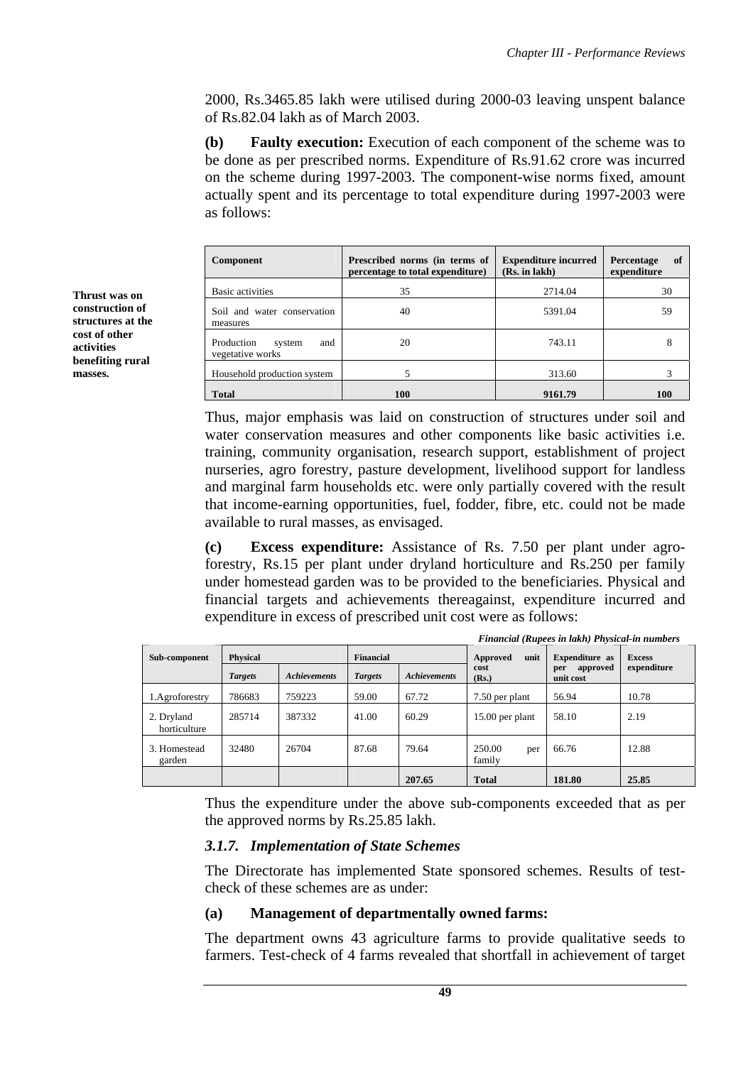2000, Rs.3465.85 lakh were utilised during 2000-03 leaving unspent balance of Rs.82.04 lakh as of March 2003.

**(b) Faulty execution:** Execution of each component of the scheme was to be done as per prescribed norms. Expenditure of Rs.91.62 crore was incurred on the scheme during 1997-2003. The component-wise norms fixed, amount actually spent and its percentage to total expenditure during 1997-2003 were as follows:

**Thrust was on construction of structures at the cost of other activities benefiting rural masses.**

| Component | Prescribed norms (in terms of percentage to total expenditure) | Expenditure incurred (Rs. in lakh) | Percentage of expenditure |
|---|---|---|---|
| Basic activities | 35 | 2714.04 | 30 |
| Soil and water conservation measures | 40 | 5391.04 | 59 |
| Production system and vegetative works | 20 | 743.11 | 8 |
| Household production system | 5 | 313.60 | 3 |
| **Total** | **100** | **9161.79** | **100** |

Thus, major emphasis was laid on construction of structures under soil and water conservation measures and other components like basic activities i.e. training, community organisation, research support, establishment of project nurseries, agro forestry, pasture development, livelihood support for landless and marginal farm households etc. were only partially covered with the result that income-earning opportunities, fuel, fodder, fibre, etc. could not be made available to rural masses, as envisaged.

**(c) Excess expenditure:** Assistance of Rs. 7.50 per plant under agro-forestry, Rs.15 per plant under dryland horticulture and Rs.250 per family under homestead garden was to be provided to the beneficiaries. Physical and financial targets and achievements thereagainst, expenditure incurred and expenditure in excess of prescribed unit cost were as follows:

*Financial (Rupees in lakh) Physical-in numbers*

| Sub-component | Physical | | Financial | | Approved unit cost (Rs.) | Expenditure as per approved unit cost | Excess expenditure |
|---|---|---|---|---|---|---|---|
| | *Targets* | *Achievements* | *Targets* | *Achievements* | | | |
| 1.Agroforestry | 786683 | 759223 | 59.00 | 67.72 | 7.50 per plant | 56.94 | 10.78 |
| 2. Dryland horticulture | 285714 | 387332 | 41.00 | 60.29 | 15.00 per plant | 58.10 | 2.19 |
| 3. Homestead garden | 32480 | 26704 | 87.68 | 79.64 | 250.00 per family | 66.76 | 12.88 |
| | | | | **207.65** | **Total** | **181.80** | **25.85** |

Thus the expenditure under the above sub-components exceeded that as per the approved norms by Rs.25.85 lakh.

### *3.1.7. Implementation of State Schemes*

The Directorate has implemented State sponsored schemes. Results of test-check of these schemes are as under:

**(a) Management of departmentally owned farms:**

The department owns 43 agriculture farms to provide qualitative seeds to farmers. Test-check of 4 farms revealed that shortfall in achievement of target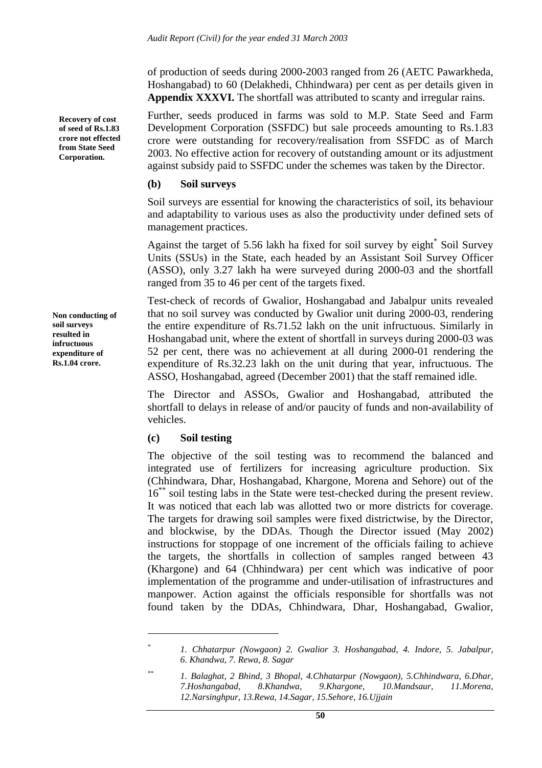of production of seeds during 2000-2003 ranged from 26 (AETC Pawarkheda, Hoshangabad) to 60 (Delakhedi, Chhindwara) per cent as per details given in **Appendix XXXVI.** The shortfall was attributed to scanty and irregular rains.

**Recovery of cost of seed of Rs.1.83 crore not effected from State Seed Corporation.**

Further, seeds produced in farms was sold to M.P. State Seed and Farm Development Corporation (SSFDC) but sale proceeds amounting to Rs.1.83 crore were outstanding for recovery/realisation from SSFDC as of March 2003. No effective action for recovery of outstanding amount or its adjustment against subsidy paid to SSFDC under the schemes was taken by the Director.

### (b) Soil surveys

Soil surveys are essential for knowing the characteristics of soil, its behaviour and adaptability to various uses as also the productivity under defined sets of management practices.

Against the target of 5.56 lakh ha fixed for soil survey by eight[*] Soil Survey Units (SSUs) in the State, each headed by an Assistant Soil Survey Officer (ASSO), only 3.27 lakh ha were surveyed during 2000-03 and the shortfall ranged from 35 to 46 per cent of the targets fixed.

**Non conducting of soil surveys resulted in infructuous expenditure of Rs.1.04 crore.**

Test-check of records of Gwalior, Hoshangabad and Jabalpur units revealed that no soil survey was conducted by Gwalior unit during 2000-03, rendering the entire expenditure of Rs.71.52 lakh on the unit infructuous. Similarly in Hoshangabad unit, where the extent of shortfall in surveys during 2000-03 was 52 per cent, there was no achievement at all during 2000-01 rendering the expenditure of Rs.32.23 lakh on the unit during that year, infructuous. The ASSO, Hoshangabad, agreed (December 2001) that the staff remained idle.

The Director and ASSOs, Gwalior and Hoshangabad, attributed the shortfall to delays in release of and/or paucity of funds and non-availability of vehicles.

### (c) Soil testing

The objective of the soil testing was to recommend the balanced and integrated use of fertilizers for increasing agriculture production. Six (Chhindwara, Dhar, Hoshangabad, Khargone, Morena and Sehore) out of the 16[**] soil testing labs in the State were test-checked during the present review. It was noticed that each lab was allotted two or more districts for coverage. The targets for drawing soil samples were fixed districtwise, by the Director, and blockwise, by the DDAs. Though the Director issued (May 2002) instructions for stoppage of one increment of the officials failing to achieve the targets, the shortfalls in collection of samples ranged between 43 (Khargone) and 64 (Chhindwara) per cent which was indicative of poor implementation of the programme and under-utilisation of infrastructures and manpower. Action against the officials responsible for shortfalls was not found taken by the DDAs, Chhindwara, Dhar, Hoshangabad, Gwalior,

---

[*] *1. Chhatarpur (Nowgaon) 2. Gwalior 3. Hoshangabad, 4. Indore, 5. Jabalpur, 6. Khandwa, 7. Rewa, 8. Sagar*

[**] *1. Balaghat, 2 Bhind, 3 Bhopal, 4.Chhatarpur (Nowgaon), 5.Chhindwara, 6.Dhar, 7.Hoshangabad, 8.Khandwa, 9.Khargone, 10.Mandsaur, 11.Morena, 12.Narsinghpur, 13.Rewa, 14.Sagar, 15.Sehore, 16.Ujjain*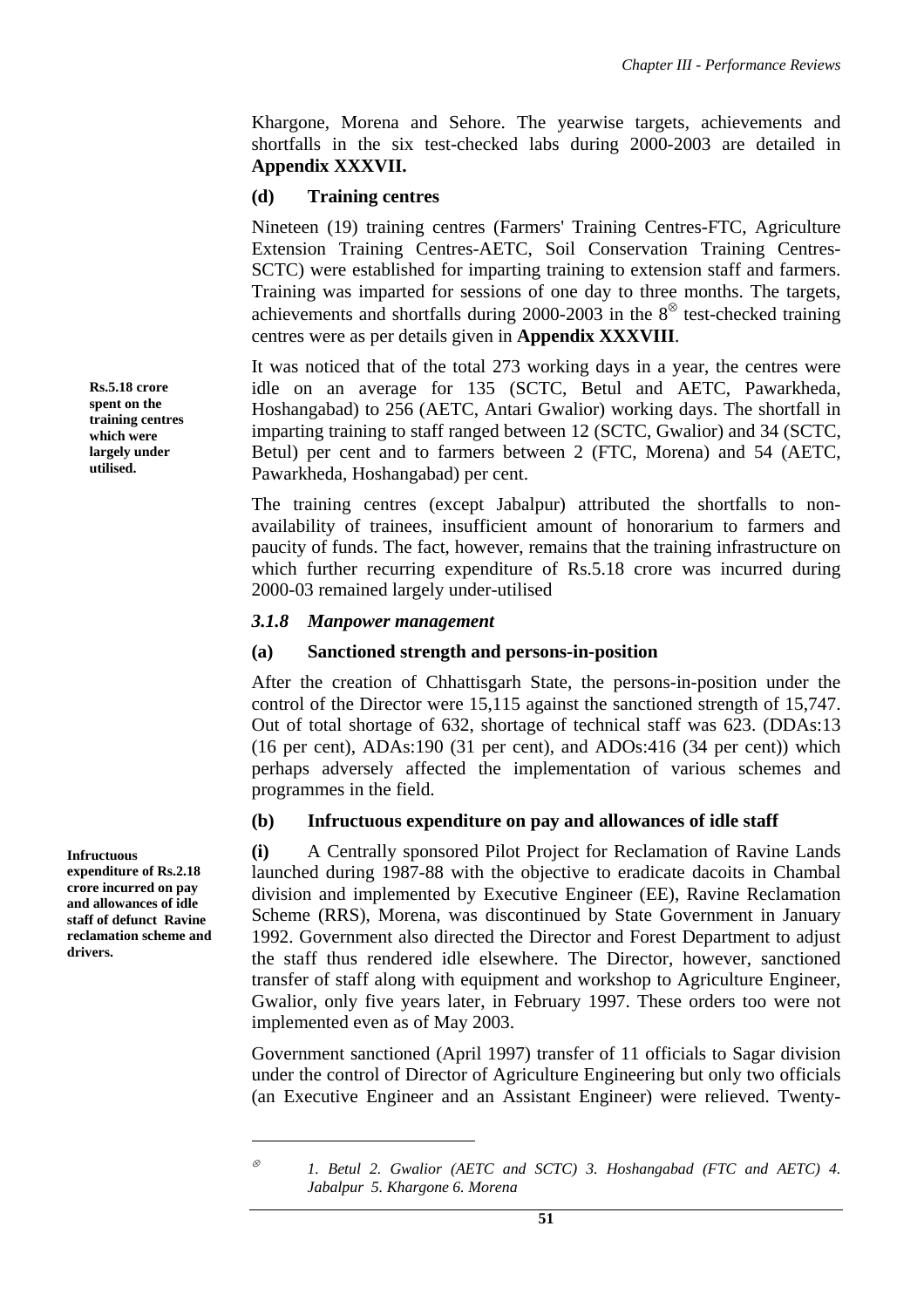Khargone, Morena and Sehore. The yearwise targets, achievements and shortfalls in the six test-checked labs during 2000-2003 are detailed in **Appendix XXXVII.**

**(d) Training centres**

Nineteen (19) training centres (Farmers' Training Centres-FTC, Agriculture Extension Training Centres-AETC, Soil Conservation Training Centres-SCTC) were established for imparting training to extension staff and farmers. Training was imparted for sessions of one day to three months. The targets, achievements and shortfalls during 2000-2003 in the 8[⊗] test-checked training centres were as per details given in **Appendix XXXVIII**.

**Rs.5.18 crore spent on the training centres which were largely under utilised.**

It was noticed that of the total 273 working days in a year, the centres were idle on an average for 135 (SCTC, Betul and AETC, Pawarkheda, Hoshangabad) to 256 (AETC, Antari Gwalior) working days. The shortfall in imparting training to staff ranged between 12 (SCTC, Gwalior) and 34 (SCTC, Betul) per cent and to farmers between 2 (FTC, Morena) and 54 (AETC, Pawarkheda, Hoshangabad) per cent.

The training centres (except Jabalpur) attributed the shortfalls to non-availability of trainees, insufficient amount of honorarium to farmers and paucity of funds. The fact, however, remains that the training infrastructure on which further recurring expenditure of Rs.5.18 crore was incurred during 2000-03 remained largely under-utilised

### *3.1.8 Manpower management*

**(a) Sanctioned strength and persons-in-position**

After the creation of Chhattisgarh State, the persons-in-position under the control of the Director were 15,115 against the sanctioned strength of 15,747. Out of total shortage of 632, shortage of technical staff was 623. (DDAs:13 (16 per cent), ADAs:190 (31 per cent), and ADOs:416 (34 per cent)) which perhaps adversely affected the implementation of various schemes and programmes in the field.

**(b) Infructuous expenditure on pay and allowances of idle staff**

**Infructuous expenditure of Rs.2.18 crore incurred on pay and allowances of idle staff of defunct Ravine reclamation scheme and drivers.**

**(i)** A Centrally sponsored Pilot Project for Reclamation of Ravine Lands launched during 1987-88 with the objective to eradicate dacoits in Chambal division and implemented by Executive Engineer (EE), Ravine Reclamation Scheme (RRS), Morena, was discontinued by State Government in January 1992. Government also directed the Director and Forest Department to adjust the staff thus rendered idle elsewhere. The Director, however, sanctioned transfer of staff along with equipment and workshop to Agriculture Engineer, Gwalior, only five years later, in February 1997. These orders too were not implemented even as of May 2003.

Government sanctioned (April 1997) transfer of 11 officials to Sagar division under the control of Director of Agriculture Engineering but only two officials (an Executive Engineer and an Assistant Engineer) were relieved. Twenty-

---

⊗ *1. Betul 2. Gwalior (AETC and SCTC) 3. Hoshangabad (FTC and AETC) 4. Jabalpur 5. Khargone 6. Morena*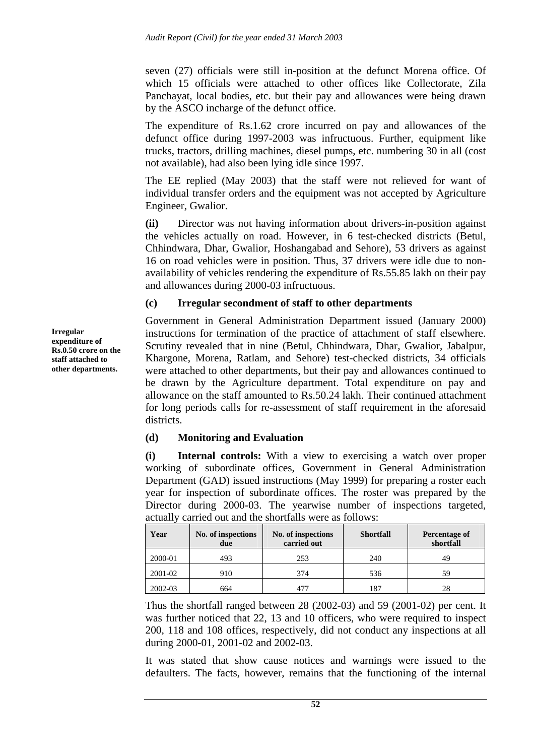seven (27) officials were still in-position at the defunct Morena office. Of which 15 officials were attached to other offices like Collectorate, Zila Panchayat, local bodies, etc. but their pay and allowances were being drawn by the ASCO incharge of the defunct office.

The expenditure of Rs.1.62 crore incurred on pay and allowances of the defunct office during 1997-2003 was infructuous. Further, equipment like trucks, tractors, drilling machines, diesel pumps, etc. numbering 30 in all (cost not available), had also been lying idle since 1997.

The EE replied (May 2003) that the staff were not relieved for want of individual transfer orders and the equipment was not accepted by Agriculture Engineer, Gwalior.

**(ii)** Director was not having information about drivers-in-position against the vehicles actually on road. However, in 6 test-checked districts (Betul, Chhindwara, Dhar, Gwalior, Hoshangabad and Sehore), 53 drivers as against 16 on road vehicles were in position. Thus, 37 drivers were idle due to non-availability of vehicles rendering the expenditure of Rs.55.85 lakh on their pay and allowances during 2000-03 infructuous.

### (c) Irregular secondment of staff to other departments

**Irregular expenditure of Rs.0.50 crore on the staff attached to other departments.**

Government in General Administration Department issued (January 2000) instructions for termination of the practice of attachment of staff elsewhere. Scrutiny revealed that in nine (Betul, Chhindwara, Dhar, Gwalior, Jabalpur, Khargone, Morena, Ratlam, and Sehore) test-checked districts, 34 officials were attached to other departments, but their pay and allowances continued to be drawn by the Agriculture department. Total expenditure on pay and allowance on the staff amounted to Rs.50.24 lakh. Their continued attachment for long periods calls for re-assessment of staff requirement in the aforesaid districts.

### (d) Monitoring and Evaluation

**(i) Internal controls:** With a view to exercising a watch over proper working of subordinate offices, Government in General Administration Department (GAD) issued instructions (May 1999) for preparing a roster each year for inspection of subordinate offices. The roster was prepared by the Director during 2000-03. The yearwise number of inspections targeted, actually carried out and the shortfalls were as follows:

| Year | No. of inspections due | No. of inspections carried out | Shortfall | Percentage of shortfall |
|---|---|---|---|---|
| 2000-01 | 493 | 253 | 240 | 49 |
| 2001-02 | 910 | 374 | 536 | 59 |
| 2002-03 | 664 | 477 | 187 | 28 |

Thus the shortfall ranged between 28 (2002-03) and 59 (2001-02) per cent. It was further noticed that 22, 13 and 10 officers, who were required to inspect 200, 118 and 108 offices, respectively, did not conduct any inspections at all during 2000-01, 2001-02 and 2002-03.

It was stated that show cause notices and warnings were issued to the defaulters. The facts, however, remains that the functioning of the internal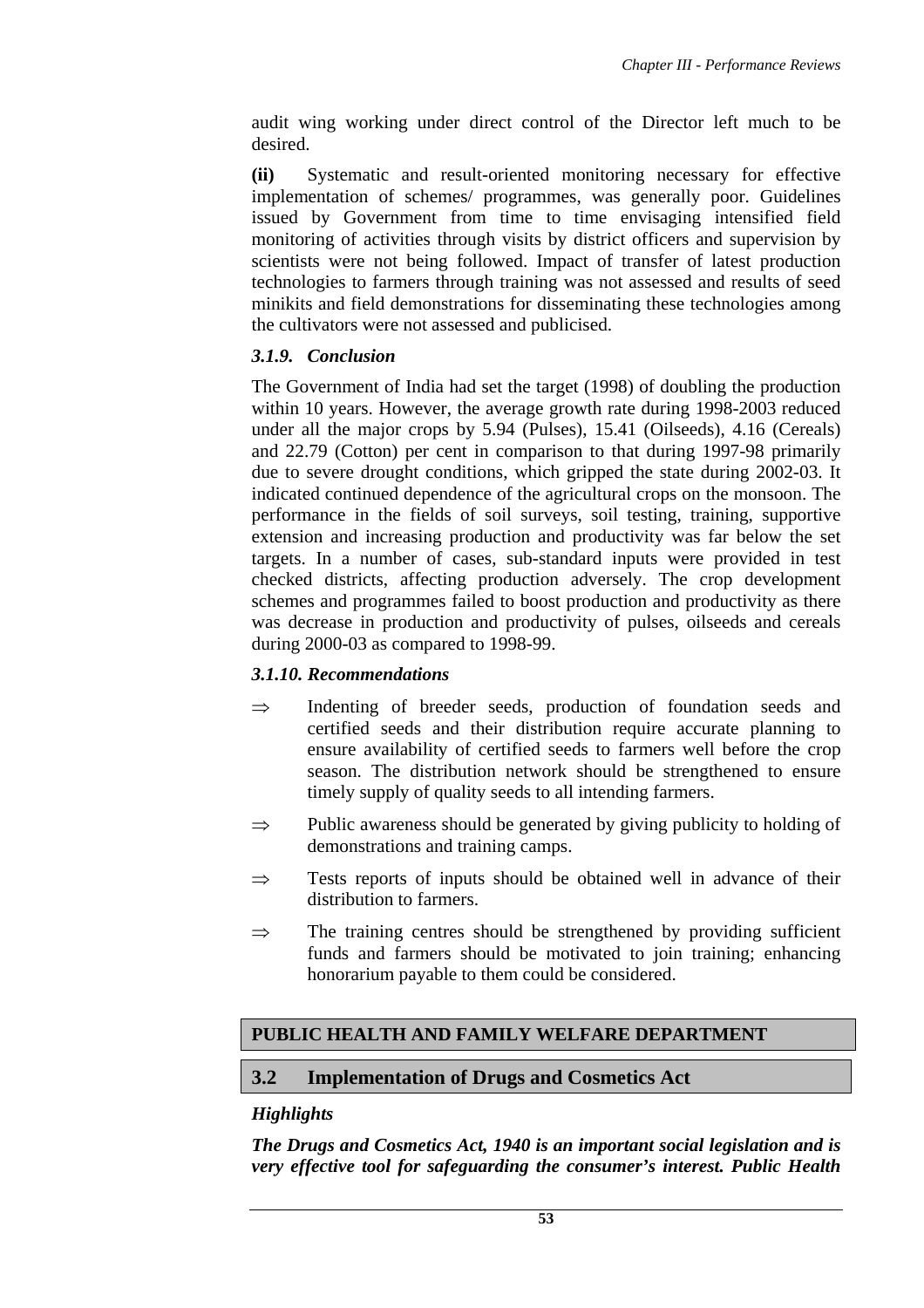audit wing working under direct control of the Director left much to be desired.

**(ii)** Systematic and result-oriented monitoring necessary for effective implementation of schemes/ programmes, was generally poor. Guidelines issued by Government from time to time envisaging intensified field monitoring of activities through visits by district officers and supervision by scientists were not being followed. Impact of transfer of latest production technologies to farmers through training was not assessed and results of seed minikits and field demonstrations for disseminating these technologies among the cultivators were not assessed and publicised.

### *3.1.9. Conclusion*

The Government of India had set the target (1998) of doubling the production within 10 years. However, the average growth rate during 1998-2003 reduced under all the major crops by 5.94 (Pulses), 15.41 (Oilseeds), 4.16 (Cereals) and 22.79 (Cotton) per cent in comparison to that during 1997-98 primarily due to severe drought conditions, which gripped the state during 2002-03. It indicated continued dependence of the agricultural crops on the monsoon. The performance in the fields of soil surveys, soil testing, training, supportive extension and increasing production and productivity was far below the set targets. In a number of cases, sub-standard inputs were provided in test checked districts, affecting production adversely. The crop development schemes and programmes failed to boost production and productivity as there was decrease in production and productivity of pulses, oilseeds and cereals during 2000-03 as compared to 1998-99.

### *3.1.10. Recommendations*

⇒ Indenting of breeder seeds, production of foundation seeds and certified seeds and their distribution require accurate planning to ensure availability of certified seeds to farmers well before the crop season. The distribution network should be strengthened to ensure timely supply of quality seeds to all intending farmers.

⇒ Public awareness should be generated by giving publicity to holding of demonstrations and training camps.

⇒ Tests reports of inputs should be obtained well in advance of their distribution to farmers.

⇒ The training centres should be strengthened by providing sufficient funds and farmers should be motivated to join training; enhancing honorarium payable to them could be considered.

## PUBLIC HEALTH AND FAMILY WELFARE DEPARTMENT

## 3.2 Implementation of Drugs and Cosmetics Act

### *Highlights*

***The Drugs and Cosmetics Act, 1940 is an important social legislation and is very effective tool for safeguarding the consumer's interest. Public Health***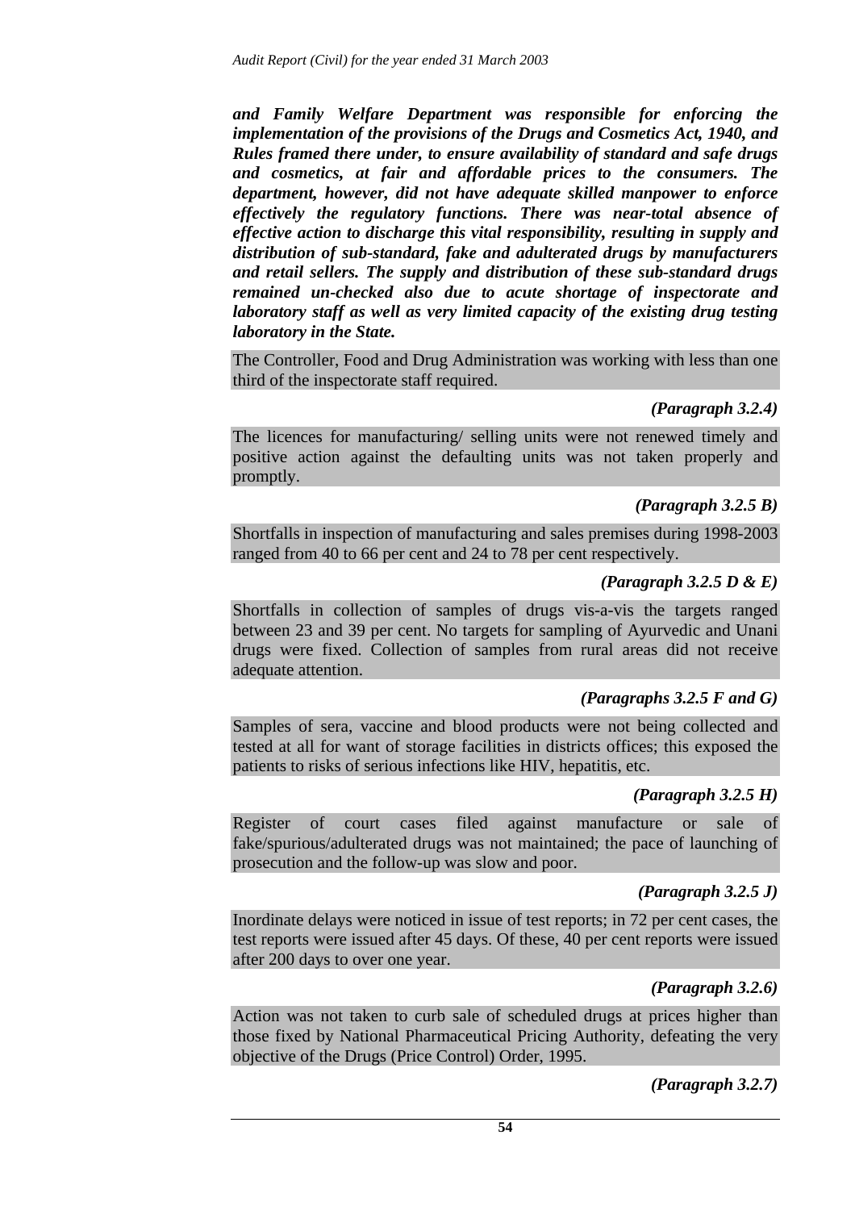***and Family Welfare Department was responsible for enforcing the implementation of the provisions of the Drugs and Cosmetics Act, 1940, and Rules framed there under, to ensure availability of standard and safe drugs and cosmetics, at fair and affordable prices to the consumers. The department, however, did not have adequate skilled manpower to enforce effectively the regulatory functions. There was near-total absence of effective action to discharge this vital responsibility, resulting in supply and distribution of sub-standard, fake and adulterated drugs by manufacturers and retail sellers. The supply and distribution of these sub-standard drugs remained un-checked also due to acute shortage of inspectorate and laboratory staff as well as very limited capacity of the existing drug testing laboratory in the State.***

The Controller, Food and Drug Administration was working with less than one third of the inspectorate staff required.

***(Paragraph 3.2.4)***

The licences for manufacturing/ selling units were not renewed timely and positive action against the defaulting units was not taken properly and promptly.

***(Paragraph 3.2.5 B)***

Shortfalls in inspection of manufacturing and sales premises during 1998-2003 ranged from 40 to 66 per cent and 24 to 78 per cent respectively.

***(Paragraph 3.2.5 D & E)***

Shortfalls in collection of samples of drugs vis-a-vis the targets ranged between 23 and 39 per cent. No targets for sampling of Ayurvedic and Unani drugs were fixed. Collection of samples from rural areas did not receive adequate attention.

***(Paragraphs 3.2.5 F and G)***

Samples of sera, vaccine and blood products were not being collected and tested at all for want of storage facilities in districts offices; this exposed the patients to risks of serious infections like HIV, hepatitis, etc.

***(Paragraph 3.2.5 H)***

Register of court cases filed against manufacture or sale of fake/spurious/adulterated drugs was not maintained; the pace of launching of prosecution and the follow-up was slow and poor.

***(Paragraph 3.2.5 J)***

Inordinate delays were noticed in issue of test reports; in 72 per cent cases, the test reports were issued after 45 days. Of these, 40 per cent reports were issued after 200 days to over one year.

***(Paragraph 3.2.6)***

Action was not taken to curb sale of scheduled drugs at prices higher than those fixed by National Pharmaceutical Pricing Authority, defeating the very objective of the Drugs (Price Control) Order, 1995.

***(Paragraph 3.2.7)***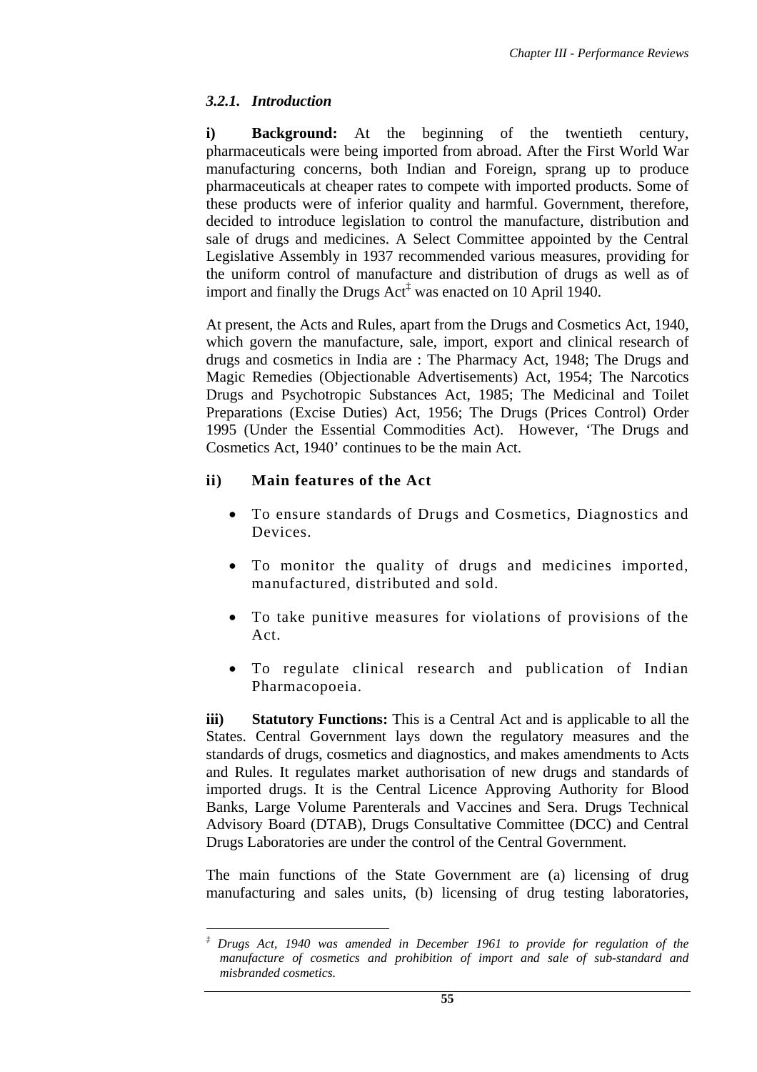### *3.2.1. Introduction*

**i) Background:** At the beginning of the twentieth century, pharmaceuticals were being imported from abroad. After the First World War manufacturing concerns, both Indian and Foreign, sprang up to produce pharmaceuticals at cheaper rates to compete with imported products. Some of these products were of inferior quality and harmful. Government, therefore, decided to introduce legislation to control the manufacture, distribution and sale of drugs and medicines. A Select Committee appointed by the Central Legislative Assembly in 1937 recommended various measures, providing for the uniform control of manufacture and distribution of drugs as well as of import and finally the Drugs Act[‡] was enacted on 10 April 1940.

At present, the Acts and Rules, apart from the Drugs and Cosmetics Act, 1940, which govern the manufacture, sale, import, export and clinical research of drugs and cosmetics in India are : The Pharmacy Act, 1948; The Drugs and Magic Remedies (Objectionable Advertisements) Act, 1954; The Narcotics Drugs and Psychotropic Substances Act, 1985; The Medicinal and Toilet Preparations (Excise Duties) Act, 1956; The Drugs (Prices Control) Order 1995 (Under the Essential Commodities Act). However, 'The Drugs and Cosmetics Act, 1940' continues to be the main Act.

**ii) Main features of the Act**

- To ensure standards of Drugs and Cosmetics, Diagnostics and Devices.
- To monitor the quality of drugs and medicines imported, manufactured, distributed and sold.
- To take punitive measures for violations of provisions of the Act.
- To regulate clinical research and publication of Indian Pharmacopoeia.

**iii) Statutory Functions:** This is a Central Act and is applicable to all the States. Central Government lays down the regulatory measures and the standards of drugs, cosmetics and diagnostics, and makes amendments to Acts and Rules. It regulates market authorisation of new drugs and standards of imported drugs. It is the Central Licence Approving Authority for Blood Banks, Large Volume Parenterals and Vaccines and Sera. Drugs Technical Advisory Board (DTAB), Drugs Consultative Committee (DCC) and Central Drugs Laboratories are under the control of the Central Government.

The main functions of the State Government are (a) licensing of drug manufacturing and sales units, (b) licensing of drug testing laboratories,

---

[‡] *Drugs Act, 1940 was amended in December 1961 to provide for regulation of the manufacture of cosmetics and prohibition of import and sale of sub-standard and misbranded cosmetics.*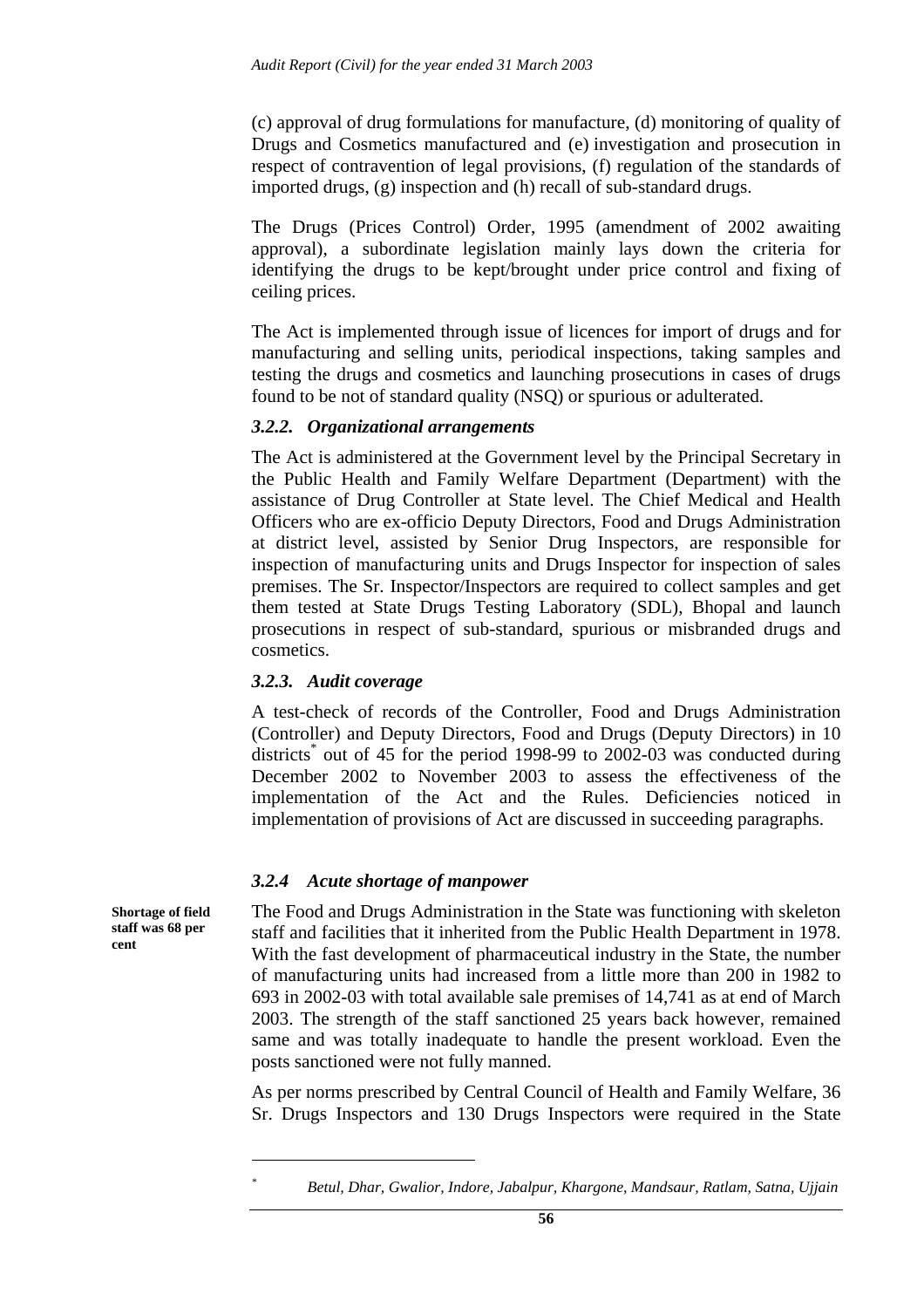(c) approval of drug formulations for manufacture, (d) monitoring of quality of Drugs and Cosmetics manufactured and (e) investigation and prosecution in respect of contravention of legal provisions, (f) regulation of the standards of imported drugs, (g) inspection and (h) recall of sub-standard drugs.

The Drugs (Prices Control) Order, 1995 (amendment of 2002 awaiting approval), a subordinate legislation mainly lays down the criteria for identifying the drugs to be kept/brought under price control and fixing of ceiling prices.

The Act is implemented through issue of licences for import of drugs and for manufacturing and selling units, periodical inspections, taking samples and testing the drugs and cosmetics and launching prosecutions in cases of drugs found to be not of standard quality (NSQ) or spurious or adulterated.

### *3.2.2. Organizational arrangements*

The Act is administered at the Government level by the Principal Secretary in the Public Health and Family Welfare Department (Department) with the assistance of Drug Controller at State level. The Chief Medical and Health Officers who are ex-officio Deputy Directors, Food and Drugs Administration at district level, assisted by Senior Drug Inspectors, are responsible for inspection of manufacturing units and Drugs Inspector for inspection of sales premises. The Sr. Inspector/Inspectors are required to collect samples and get them tested at State Drugs Testing Laboratory (SDL), Bhopal and launch prosecutions in respect of sub-standard, spurious or misbranded drugs and cosmetics.

### *3.2.3. Audit coverage*

A test-check of records of the Controller, Food and Drugs Administration (Controller) and Deputy Directors, Food and Drugs (Deputy Directors) in 10 districts[*] out of 45 for the period 1998-99 to 2002-03 was conducted during December 2002 to November 2003 to assess the effectiveness of the implementation of the Act and the Rules. Deficiencies noticed in implementation of provisions of Act are discussed in succeeding paragraphs.

### *3.2.4 Acute shortage of manpower*

**Shortage of field staff was 68 per cent**

The Food and Drugs Administration in the State was functioning with skeleton staff and facilities that it inherited from the Public Health Department in 1978. With the fast development of pharmaceutical industry in the State, the number of manufacturing units had increased from a little more than 200 in 1982 to 693 in 2002-03 with total available sale premises of 14,741 as at end of March 2003. The strength of the staff sanctioned 25 years back however, remained same and was totally inadequate to handle the present workload. Even the posts sanctioned were not fully manned.

As per norms prescribed by Central Council of Health and Family Welfare, 36 Sr. Drugs Inspectors and 130 Drugs Inspectors were required in the State

---

[*] *Betul, Dhar, Gwalior, Indore, Jabalpur, Khargone, Mandsaur, Ratlam, Satna, Ujjain*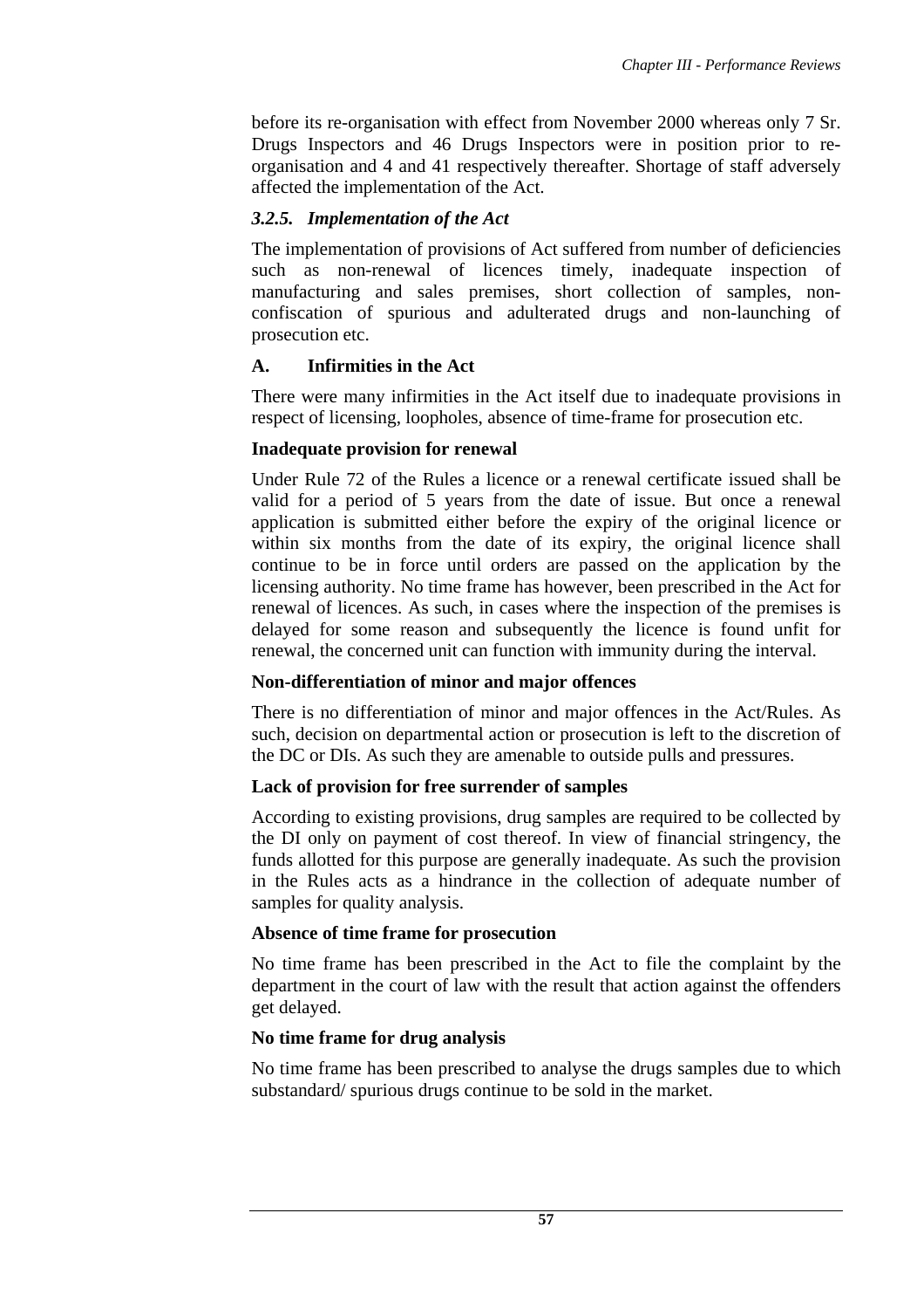before its re-organisation with effect from November 2000 whereas only 7 Sr. Drugs Inspectors and 46 Drugs Inspectors were in position prior to re-organisation and 4 and 41 respectively thereafter. Shortage of staff adversely affected the implementation of the Act.

### *3.2.5. Implementation of the Act*

The implementation of provisions of Act suffered from number of deficiencies such as non-renewal of licences timely, inadequate inspection of manufacturing and sales premises, short collection of samples, non-confiscation of spurious and adulterated drugs and non-launching of prosecution etc.

### A. Infirmities in the Act

There were many infirmities in the Act itself due to inadequate provisions in respect of licensing, loopholes, absence of time-frame for prosecution etc.

**Inadequate provision for renewal**

Under Rule 72 of the Rules a licence or a renewal certificate issued shall be valid for a period of 5 years from the date of issue. But once a renewal application is submitted either before the expiry of the original licence or within six months from the date of its expiry, the original licence shall continue to be in force until orders are passed on the application by the licensing authority. No time frame has however, been prescribed in the Act for renewal of licences. As such, in cases where the inspection of the premises is delayed for some reason and subsequently the licence is found unfit for renewal, the concerned unit can function with immunity during the interval.

**Non-differentiation of minor and major offences**

There is no differentiation of minor and major offences in the Act/Rules. As such, decision on departmental action or prosecution is left to the discretion of the DC or DIs. As such they are amenable to outside pulls and pressures.

**Lack of provision for free surrender of samples**

According to existing provisions, drug samples are required to be collected by the DI only on payment of cost thereof. In view of financial stringency, the funds allotted for this purpose are generally inadequate. As such the provision in the Rules acts as a hindrance in the collection of adequate number of samples for quality analysis.

**Absence of time frame for prosecution**

No time frame has been prescribed in the Act to file the complaint by the department in the court of law with the result that action against the offenders get delayed.

**No time frame for drug analysis**

No time frame has been prescribed to analyse the drugs samples due to which substandard/ spurious drugs continue to be sold in the market.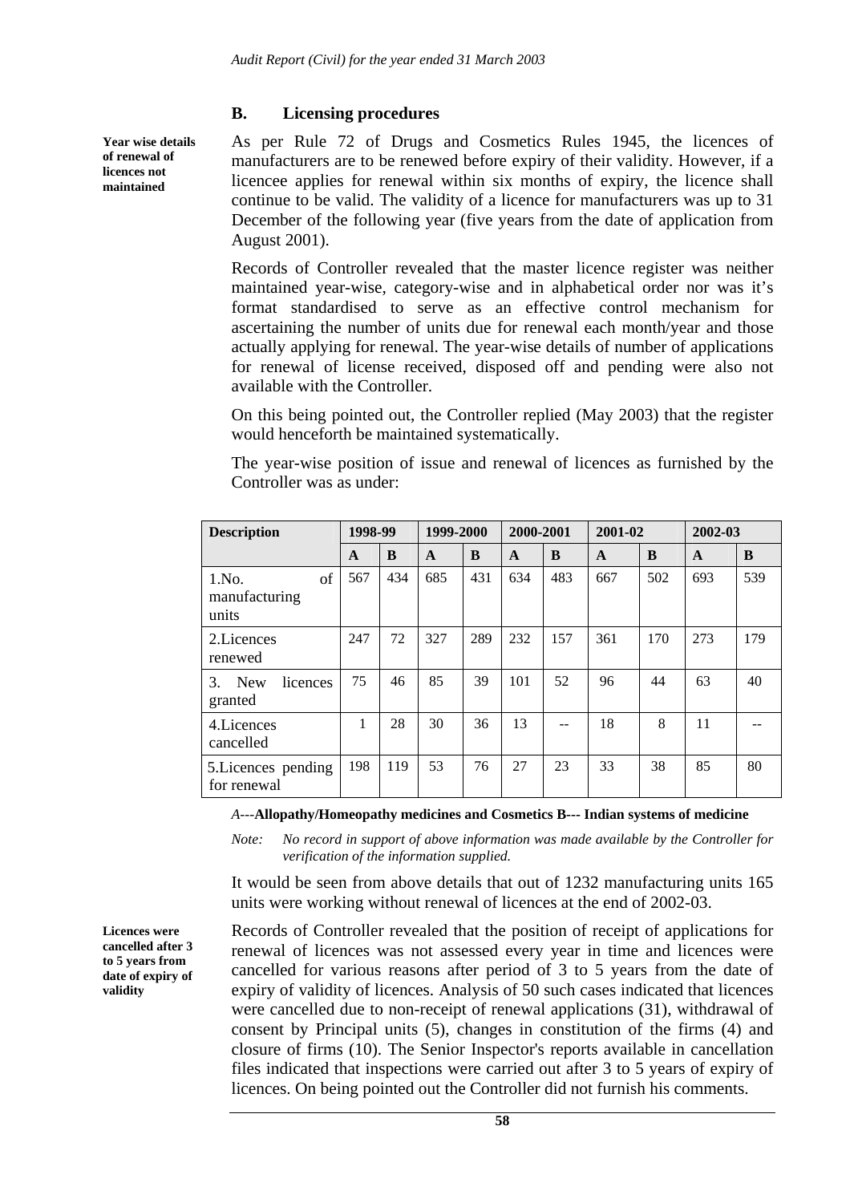### B. Licensing procedures

**Year wise details of renewal of licences not maintained**

As per Rule 72 of Drugs and Cosmetics Rules 1945, the licences of manufacturers are to be renewed before expiry of their validity. However, if a licencee applies for renewal within six months of expiry, the licence shall continue to be valid. The validity of a licence for manufacturers was up to 31 December of the following year (five years from the date of application from August 2001).

Records of Controller revealed that the master licence register was neither maintained year-wise, category-wise and in alphabetical order nor was it's format standardised to serve as an effective control mechanism for ascertaining the number of units due for renewal each month/year and those actually applying for renewal. The year-wise details of number of applications for renewal of license received, disposed off and pending were also not available with the Controller.

On this being pointed out, the Controller replied (May 2003) that the register would henceforth be maintained systematically.

The year-wise position of issue and renewal of licences as furnished by the Controller was as under:

| Description | 1998-99 | | 1999-2000 | | 2000-2001 | | 2001-02 | | 2002-03 | |
|---|---|---|---|---|---|---|---|---|---|---|
| | A | B | A | B | A | B | A | B | A | B |
| 1.No. of manufacturing units | 567 | 434 | 685 | 431 | 634 | 483 | 667 | 502 | 693 | 539 |
| 2.Licences renewed | 247 | 72 | 327 | 289 | 232 | 157 | 361 | 170 | 273 | 179 |
| 3. New licences granted | 75 | 46 | 85 | 39 | 101 | 52 | 96 | 44 | 63 | 40 |
| 4.Licences cancelled | 1 | 28 | 30 | 36 | 13 | -- | 18 | 8 | 11 | -- |
| 5.Licences pending for renewal | 198 | 119 | 53 | 76 | 27 | 23 | 33 | 38 | 85 | 80 |

*A*---**Allopathy/Homeopathy medicines and Cosmetics B--- Indian systems of medicine**

*Note: No record in support of above information was made available by the Controller for verification of the information supplied.*

It would be seen from above details that out of 1232 manufacturing units 165 units were working without renewal of licences at the end of 2002-03.

**Licences were cancelled after 3 to 5 years from date of expiry of validity**

Records of Controller revealed that the position of receipt of applications for renewal of licences was not assessed every year in time and licences were cancelled for various reasons after period of 3 to 5 years from the date of expiry of validity of licences. Analysis of 50 such cases indicated that licences were cancelled due to non-receipt of renewal applications (31), withdrawal of consent by Principal units (5), changes in constitution of the firms (4) and closure of firms (10). The Senior Inspector's reports available in cancellation files indicated that inspections were carried out after 3 to 5 years of expiry of licences. On being pointed out the Controller did not furnish his comments.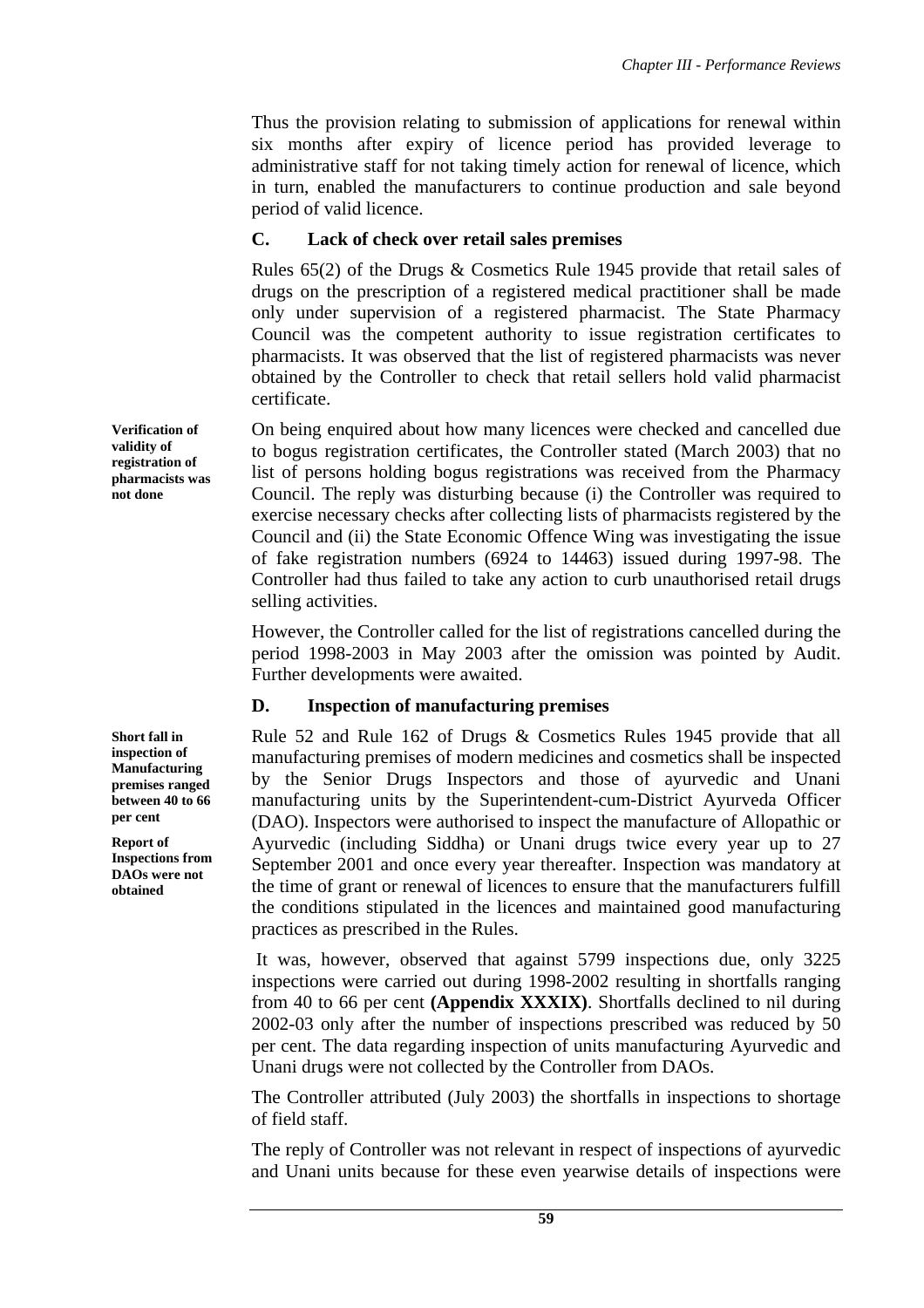Thus the provision relating to submission of applications for renewal within six months after expiry of licence period has provided leverage to administrative staff for not taking timely action for renewal of licence, which in turn, enabled the manufacturers to continue production and sale beyond period of valid licence.

### C. Lack of check over retail sales premises

Rules 65(2) of the Drugs & Cosmetics Rule 1945 provide that retail sales of drugs on the prescription of a registered medical practitioner shall be made only under supervision of a registered pharmacist. The State Pharmacy Council was the competent authority to issue registration certificates to pharmacists. It was observed that the list of registered pharmacists was never obtained by the Controller to check that retail sellers hold valid pharmacist certificate.

**Verification of validity of registration of pharmacists was not done**

On being enquired about how many licences were checked and cancelled due to bogus registration certificates, the Controller stated (March 2003) that no list of persons holding bogus registrations was received from the Pharmacy Council. The reply was disturbing because (i) the Controller was required to exercise necessary checks after collecting lists of pharmacists registered by the Council and (ii) the State Economic Offence Wing was investigating the issue of fake registration numbers (6924 to 14463) issued during 1997-98. The Controller had thus failed to take any action to curb unauthorised retail drugs selling activities.

However, the Controller called for the list of registrations cancelled during the period 1998-2003 in May 2003 after the omission was pointed by Audit. Further developments were awaited.

### D. Inspection of manufacturing premises

**Short fall in inspection of Manufacturing premises ranged between 40 to 66 per cent**

**Report of Inspections from DAOs were not obtained**

Rule 52 and Rule 162 of Drugs & Cosmetics Rules 1945 provide that all manufacturing premises of modern medicines and cosmetics shall be inspected by the Senior Drugs Inspectors and those of ayurvedic and Unani manufacturing units by the Superintendent-cum-District Ayurveda Officer (DAO). Inspectors were authorised to inspect the manufacture of Allopathic or Ayurvedic (including Siddha) or Unani drugs twice every year up to 27 September 2001 and once every year thereafter. Inspection was mandatory at the time of grant or renewal of licences to ensure that the manufacturers fulfill the conditions stipulated in the licences and maintained good manufacturing practices as prescribed in the Rules.

It was, however, observed that against 5799 inspections due, only 3225 inspections were carried out during 1998-2002 resulting in shortfalls ranging from 40 to 66 per cent **(Appendix XXXIX)**. Shortfalls declined to nil during 2002-03 only after the number of inspections prescribed was reduced by 50 per cent. The data regarding inspection of units manufacturing Ayurvedic and Unani drugs were not collected by the Controller from DAOs.

The Controller attributed (July 2003) the shortfalls in inspections to shortage of field staff.

The reply of Controller was not relevant in respect of inspections of ayurvedic and Unani units because for these even yearwise details of inspections were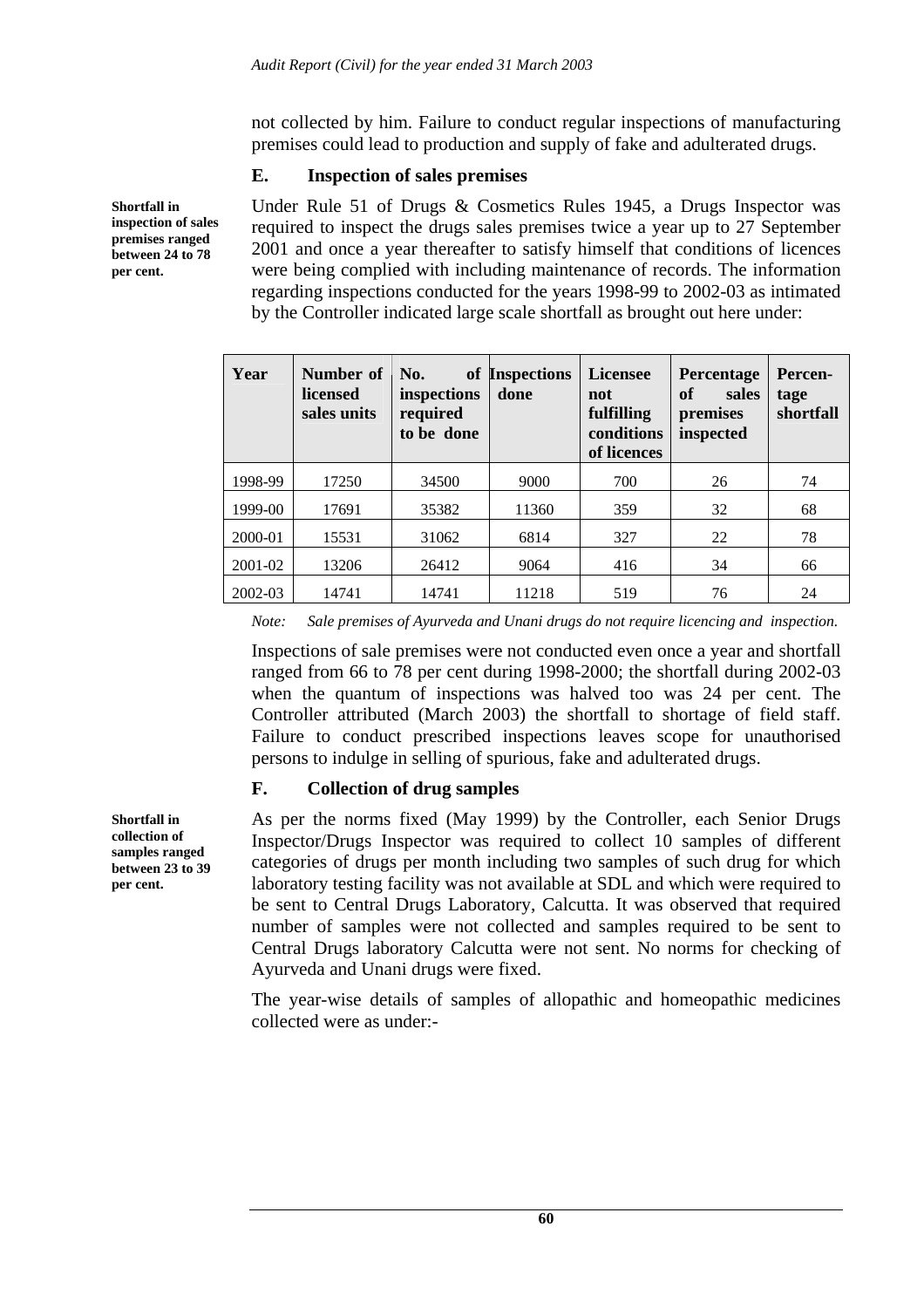not collected by him. Failure to conduct regular inspections of manufacturing premises could lead to production and supply of fake and adulterated drugs.

### E. Inspection of sales premises

**Shortfall in inspection of sales premises ranged between 24 to 78 per cent.**

Under Rule 51 of Drugs & Cosmetics Rules 1945, a Drugs Inspector was required to inspect the drugs sales premises twice a year up to 27 September 2001 and once a year thereafter to satisfy himself that conditions of licences were being complied with including maintenance of records. The information regarding inspections conducted for the years 1998-99 to 2002-03 as intimated by the Controller indicated large scale shortfall as brought out here under:

| Year | Number of licensed sales units | No. of inspections required to be done | Inspections done | Licensee not fulfilling conditions of licences | Percentage of sales premises inspected | Percen-tage shortfall |
|---|---|---|---|---|---|---|
| 1998-99 | 17250 | 34500 | 9000 | 700 | 26 | 74 |
| 1999-00 | 17691 | 35382 | 11360 | 359 | 32 | 68 |
| 2000-01 | 15531 | 31062 | 6814 | 327 | 22 | 78 |
| 2001-02 | 13206 | 26412 | 9064 | 416 | 34 | 66 |
| 2002-03 | 14741 | 14741 | 11218 | 519 | 76 | 24 |

*Note: Sale premises of Ayurveda and Unani drugs do not require licencing and inspection.*

Inspections of sale premises were not conducted even once a year and shortfall ranged from 66 to 78 per cent during 1998-2000; the shortfall during 2002-03 when the quantum of inspections was halved too was 24 per cent. The Controller attributed (March 2003) the shortfall to shortage of field staff. Failure to conduct prescribed inspections leaves scope for unauthorised persons to indulge in selling of spurious, fake and adulterated drugs.

### F. Collection of drug samples

**Shortfall in collection of samples ranged between 23 to 39 per cent.**

As per the norms fixed (May 1999) by the Controller, each Senior Drugs Inspector/Drugs Inspector was required to collect 10 samples of different categories of drugs per month including two samples of such drug for which laboratory testing facility was not available at SDL and which were required to be sent to Central Drugs Laboratory, Calcutta. It was observed that required number of samples were not collected and samples required to be sent to Central Drugs laboratory Calcutta were not sent. No norms for checking of Ayurveda and Unani drugs were fixed.

The year-wise details of samples of allopathic and homeopathic medicines collected were as under:-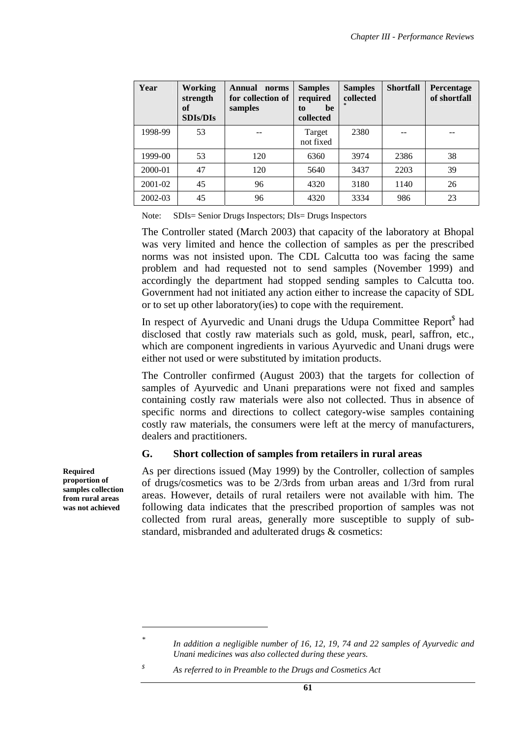| Year | Working strength of SDIs/DIs | Annual norms for collection of samples | Samples required to be collected | Samples collected * | Shortfall | Percentage of shortfall |
|---|---|---|---|---|---|---|
| 1998-99 | 53 | -- | Target not fixed | 2380 | -- | -- |
| 1999-00 | 53 | 120 | 6360 | 3974 | 2386 | 38 |
| 2000-01 | 47 | 120 | 5640 | 3437 | 2203 | 39 |
| 2001-02 | 45 | 96 | 4320 | 3180 | 1140 | 26 |
| 2002-03 | 45 | 96 | 4320 | 3334 | 986 | 23 |

Note: SDIs= Senior Drugs Inspectors; DIs= Drugs Inspectors

The Controller stated (March 2003) that capacity of the laboratory at Bhopal was very limited and hence the collection of samples as per the prescribed norms was not insisted upon. The CDL Calcutta too was facing the same problem and had requested not to send samples (November 1999) and accordingly the department had stopped sending samples to Calcutta too. Government had not initiated any action either to increase the capacity of SDL or to set up other laboratory(ies) to cope with the requirement.

In respect of Ayurvedic and Unani drugs the Udupa Committee Report[$] had disclosed that costly raw materials such as gold, musk, pearl, saffron, etc., which are component ingredients in various Ayurvedic and Unani drugs were either not used or were substituted by imitation products.

The Controller confirmed (August 2003) that the targets for collection of samples of Ayurvedic and Unani preparations were not fixed and samples containing costly raw materials were also not collected. Thus in absence of specific norms and directions to collect category-wise samples containing costly raw materials, the consumers were left at the mercy of manufacturers, dealers and practitioners.

### G. Short collection of samples from retailers in rural areas

**Required proportion of samples collection from rural areas was not achieved**

As per directions issued (May 1999) by the Controller, collection of samples of drugs/cosmetics was to be 2/3rds from urban areas and 1/3rd from rural areas. However, details of rural retailers were not available with him. The following data indicates that the prescribed proportion of samples was not collected from rural areas, generally more susceptible to supply of sub-standard, misbranded and adulterated drugs & cosmetics:

---

\* *In addition a negligible number of 16, 12, 19, 74 and 22 samples of Ayurvedic and Unani medicines was also collected during these years.*

$ *As referred to in Preamble to the Drugs and Cosmetics Act*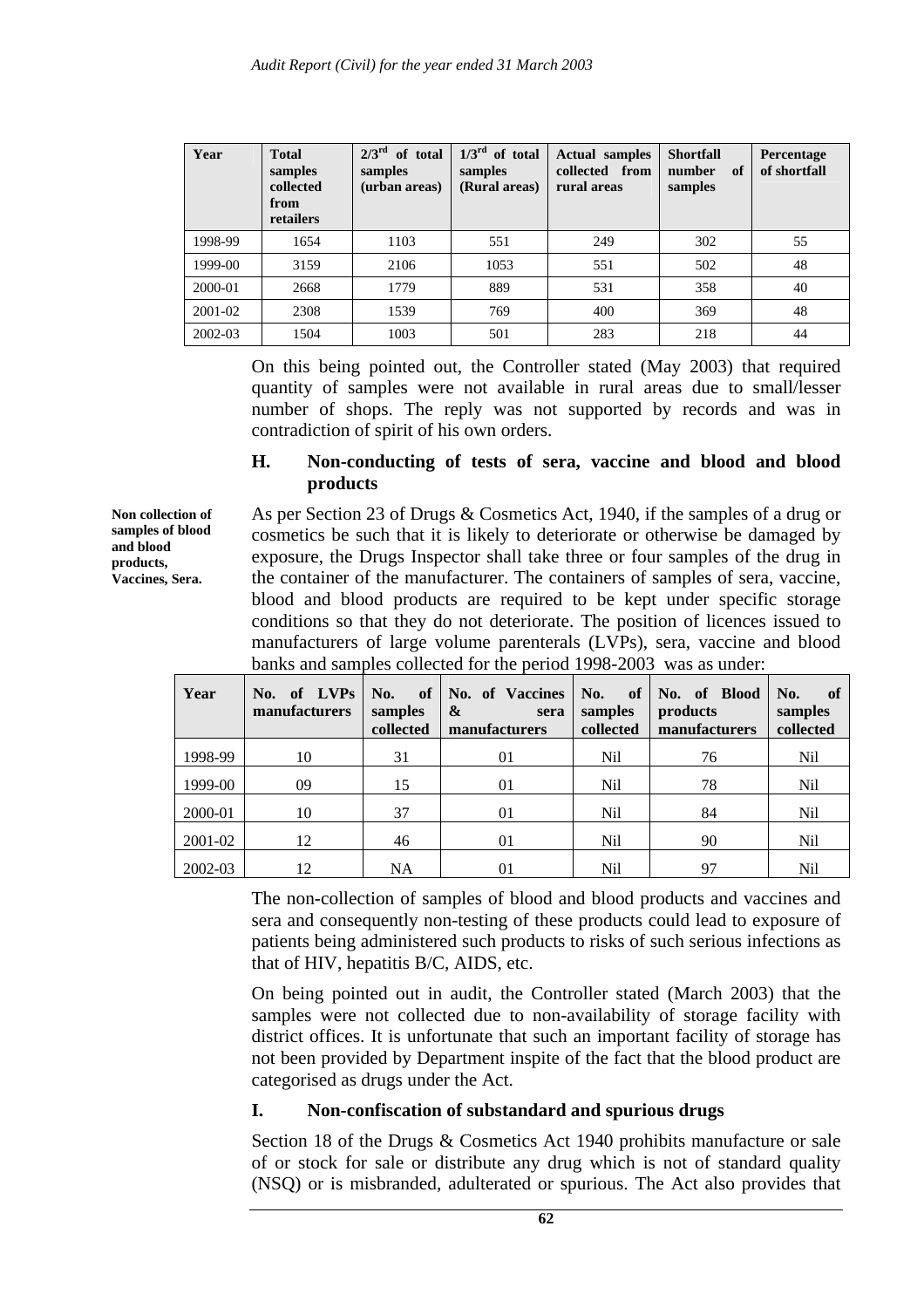| Year | Total samples collected from retailers | 2/3rd of total samples (urban areas) | 1/3rd of total samples (Rural areas) | Actual samples collected from rural areas | Shortfall number of samples | Percentage of shortfall |
|---|---|---|---|---|---|---|
| 1998-99 | 1654 | 1103 | 551 | 249 | 302 | 55 |
| 1999-00 | 3159 | 2106 | 1053 | 551 | 502 | 48 |
| 2000-01 | 2668 | 1779 | 889 | 531 | 358 | 40 |
| 2001-02 | 2308 | 1539 | 769 | 400 | 369 | 48 |
| 2002-03 | 1504 | 1003 | 501 | 283 | 218 | 44 |

On this being pointed out, the Controller stated (May 2003) that required quantity of samples were not available in rural areas due to small/lesser number of shops. The reply was not supported by records and was in contradiction of spirit of his own orders.

### H. Non-conducting of tests of sera, vaccine and blood and blood products

**Non collection of samples of blood and blood products, Vaccines, Sera.**

As per Section 23 of Drugs & Cosmetics Act, 1940, if the samples of a drug or cosmetics be such that it is likely to deteriorate or otherwise be damaged by exposure, the Drugs Inspector shall take three or four samples of the drug in the container of the manufacturer. The containers of samples of sera, vaccine, blood and blood products are required to be kept under specific storage conditions so that they do not deteriorate. The position of licences issued to manufacturers of large volume parenterals (LVPs), sera, vaccine and blood banks and samples collected for the period 1998-2003 was as under:

| Year | No. of LVPs manufacturers | No. of samples collected | No. of Vaccines & sera manufacturers | No. of samples collected | No. of Blood products manufacturers | No. of samples collected |
|---|---|---|---|---|---|---|
| 1998-99 | 10 | 31 | 01 | Nil | 76 | Nil |
| 1999-00 | 09 | 15 | 01 | Nil | 78 | Nil |
| 2000-01 | 10 | 37 | 01 | Nil | 84 | Nil |
| 2001-02 | 12 | 46 | 01 | Nil | 90 | Nil |
| 2002-03 | 12 | NA | 01 | Nil | 97 | Nil |

The non-collection of samples of blood and blood products and vaccines and sera and consequently non-testing of these products could lead to exposure of patients being administered such products to risks of such serious infections as that of HIV, hepatitis B/C, AIDS, etc.

On being pointed out in audit, the Controller stated (March 2003) that the samples were not collected due to non-availability of storage facility with district offices. It is unfortunate that such an important facility of storage has not been provided by Department inspite of the fact that the blood product are categorised as drugs under the Act.

### I. Non-confiscation of substandard and spurious drugs

Section 18 of the Drugs & Cosmetics Act 1940 prohibits manufacture or sale of or stock for sale or distribute any drug which is not of standard quality (NSQ) or is misbranded, adulterated or spurious. The Act also provides that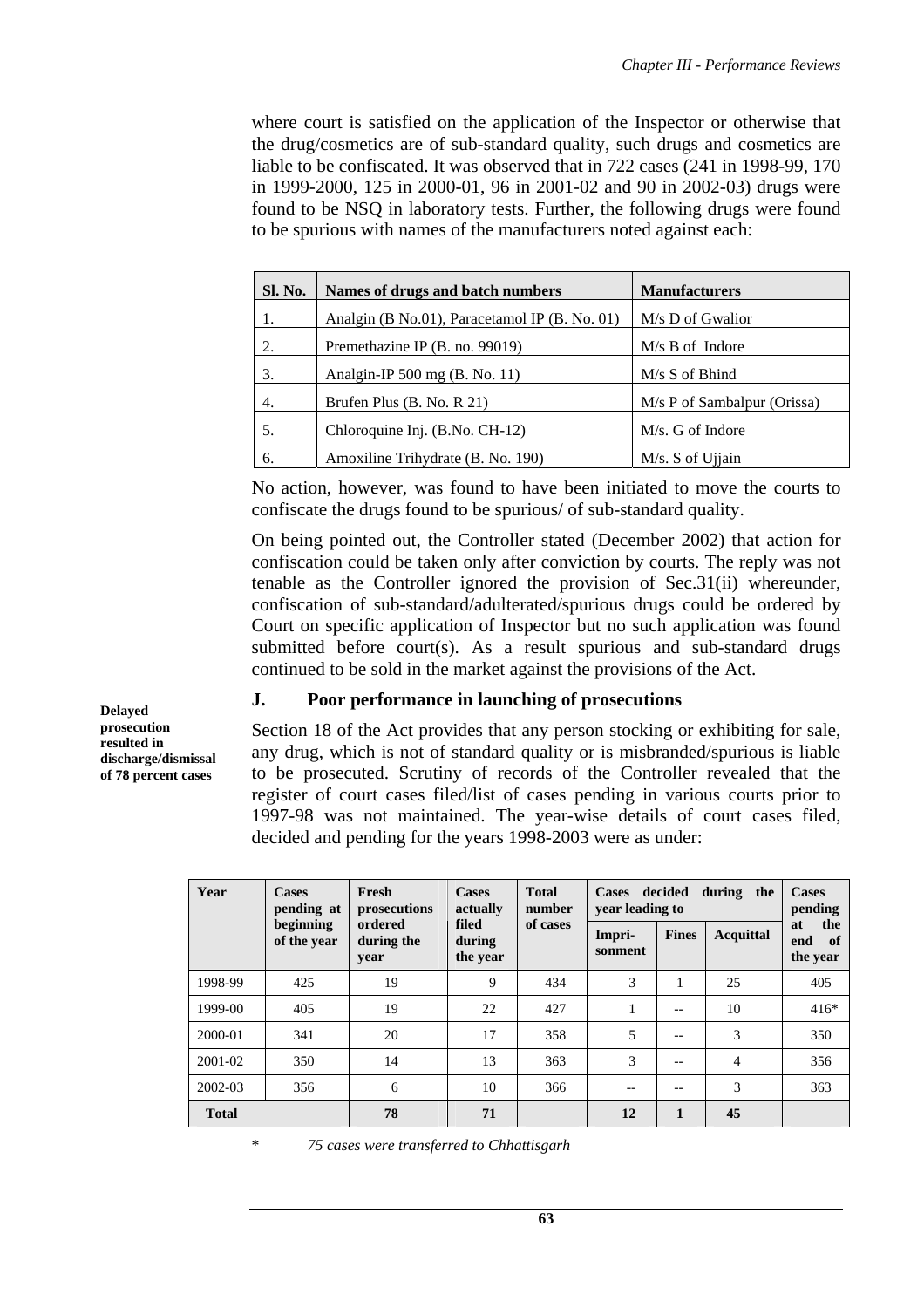where court is satisfied on the application of the Inspector or otherwise that the drug/cosmetics are of sub-standard quality, such drugs and cosmetics are liable to be confiscated. It was observed that in 722 cases (241 in 1998-99, 170 in 1999-2000, 125 in 2000-01, 96 in 2001-02 and 90 in 2002-03) drugs were found to be NSQ in laboratory tests. Further, the following drugs were found to be spurious with names of the manufacturers noted against each:

| Sl. No. | Names of drugs and batch numbers | Manufacturers |
|---|---|---|
| 1. | Analgin (B No.01), Paracetamol IP (B. No. 01) | M/s D of Gwalior |
| 2. | Premethazine IP (B. no. 99019) | M/s B of Indore |
| 3. | Analgin-IP 500 mg (B. No. 11) | M/s S of Bhind |
| 4. | Brufen Plus (B. No. R 21) | M/s P of Sambalpur (Orissa) |
| 5. | Chloroquine Inj. (B.No. CH-12) | M/s. G of Indore |
| 6. | Amoxiline Trihydrate (B. No. 190) | M/s. S of Ujjain |

No action, however, was found to have been initiated to move the courts to confiscate the drugs found to be spurious/ of sub-standard quality.

On being pointed out, the Controller stated (December 2002) that action for confiscation could be taken only after conviction by courts. The reply was not tenable as the Controller ignored the provision of Sec.31(ii) whereunder, confiscation of sub-standard/adulterated/spurious drugs could be ordered by Court on specific application of Inspector but no such application was found submitted before court(s). As a result spurious and sub-standard drugs continued to be sold in the market against the provisions of the Act.

**Delayed prosecution resulted in discharge/dismissal of 78 percent cases**

### J. Poor performance in launching of prosecutions

Section 18 of the Act provides that any person stocking or exhibiting for sale, any drug, which is not of standard quality or is misbranded/spurious is liable to be prosecuted. Scrutiny of records of the Controller revealed that the register of court cases filed/list of cases pending in various courts prior to 1997-98 was not maintained. The year-wise details of court cases filed, decided and pending for the years 1998-2003 were as under:

| Year | Cases pending at beginning of the year | Fresh prosecutions ordered during the year | Cases actually filed during the year | Total number of cases | Cases decided during the year leading to | | | Cases pending at the end of the year |
|---|---|---|---|---|---|---|---|---|
| | | | | | Impri-sonment | Fines | Acquittal | |
| 1998-99 | 425 | 19 | 9 | 434 | 3 | 1 | 25 | 405 |
| 1999-00 | 405 | 19 | 22 | 427 | 1 | -- | 10 | 416* |
| 2000-01 | 341 | 20 | 17 | 358 | 5 | -- | 3 | 350 |
| 2001-02 | 350 | 14 | 13 | 363 | 3 | -- | 4 | 356 |
| 2002-03 | 356 | 6 | 10 | 366 | -- | -- | 3 | 363 |
| **Total** | | **78** | **71** | | **12** | **1** | **45** | |

\* *75 cases were transferred to Chhattisgarh*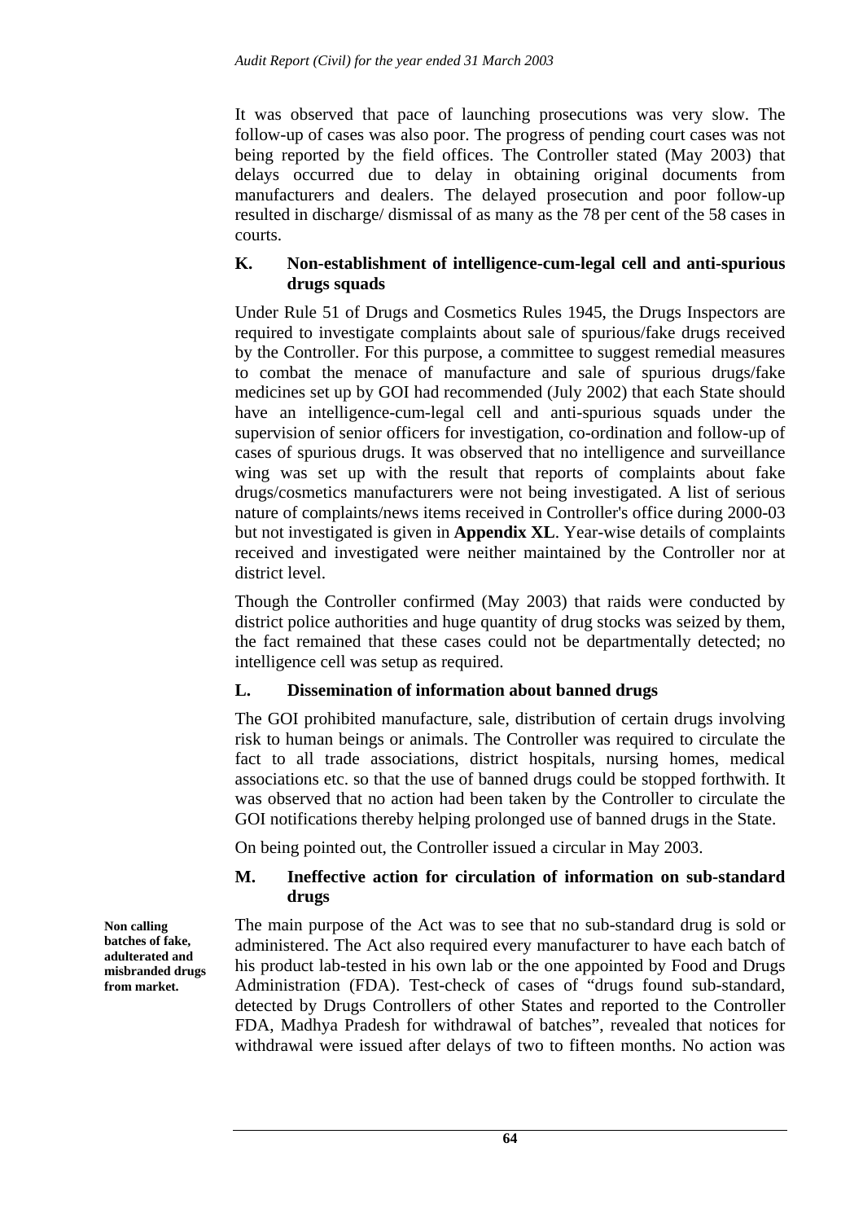It was observed that pace of launching prosecutions was very slow. The follow-up of cases was also poor. The progress of pending court cases was not being reported by the field offices. The Controller stated (May 2003) that delays occurred due to delay in obtaining original documents from manufacturers and dealers. The delayed prosecution and poor follow-up resulted in discharge/ dismissal of as many as the 78 per cent of the 58 cases in courts.

### K. Non-establishment of intelligence-cum-legal cell and anti-spurious drugs squads

Under Rule 51 of Drugs and Cosmetics Rules 1945, the Drugs Inspectors are required to investigate complaints about sale of spurious/fake drugs received by the Controller. For this purpose, a committee to suggest remedial measures to combat the menace of manufacture and sale of spurious drugs/fake medicines set up by GOI had recommended (July 2002) that each State should have an intelligence-cum-legal cell and anti-spurious squads under the supervision of senior officers for investigation, co-ordination and follow-up of cases of spurious drugs. It was observed that no intelligence and surveillance wing was set up with the result that reports of complaints about fake drugs/cosmetics manufacturers were not being investigated. A list of serious nature of complaints/news items received in Controller's office during 2000-03 but not investigated is given in **Appendix XL**. Year-wise details of complaints received and investigated were neither maintained by the Controller nor at district level.

Though the Controller confirmed (May 2003) that raids were conducted by district police authorities and huge quantity of drug stocks was seized by them, the fact remained that these cases could not be departmentally detected; no intelligence cell was setup as required.

### L. Dissemination of information about banned drugs

The GOI prohibited manufacture, sale, distribution of certain drugs involving risk to human beings or animals. The Controller was required to circulate the fact to all trade associations, district hospitals, nursing homes, medical associations etc. so that the use of banned drugs could be stopped forthwith. It was observed that no action had been taken by the Controller to circulate the GOI notifications thereby helping prolonged use of banned drugs in the State.

On being pointed out, the Controller issued a circular in May 2003.

### M. Ineffective action for circulation of information on sub-standard drugs

**Non calling batches of fake, adulterated and misbranded drugs from market.**

The main purpose of the Act was to see that no sub-standard drug is sold or administered. The Act also required every manufacturer to have each batch of his product lab-tested in his own lab or the one appointed by Food and Drugs Administration (FDA). Test-check of cases of "drugs found sub-standard, detected by Drugs Controllers of other States and reported to the Controller FDA, Madhya Pradesh for withdrawal of batches", revealed that notices for withdrawal were issued after delays of two to fifteen months. No action was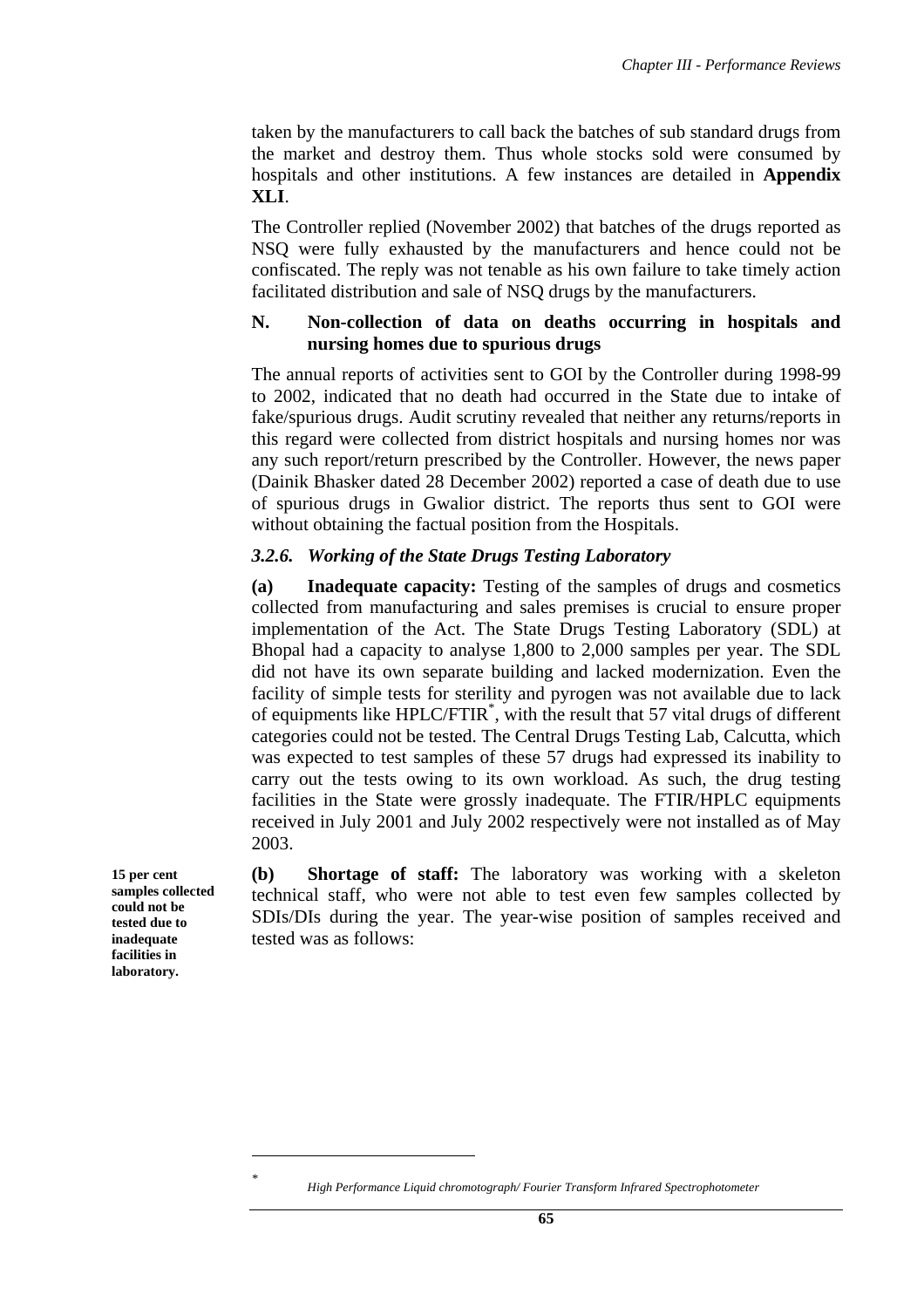taken by the manufacturers to call back the batches of sub standard drugs from the market and destroy them. Thus whole stocks sold were consumed by hospitals and other institutions. A few instances are detailed in **Appendix XLI**.

The Controller replied (November 2002) that batches of the drugs reported as NSQ were fully exhausted by the manufacturers and hence could not be confiscated. The reply was not tenable as his own failure to take timely action facilitated distribution and sale of NSQ drugs by the manufacturers.

### N. Non-collection of data on deaths occurring in hospitals and nursing homes due to spurious drugs

The annual reports of activities sent to GOI by the Controller during 1998-99 to 2002, indicated that no death had occurred in the State due to intake of fake/spurious drugs. Audit scrutiny revealed that neither any returns/reports in this regard were collected from district hospitals and nursing homes nor was any such report/return prescribed by the Controller. However, the news paper (Dainik Bhasker dated 28 December 2002) reported a case of death due to use of spurious drugs in Gwalior district. The reports thus sent to GOI were without obtaining the factual position from the Hospitals.

### *3.2.6. Working of the State Drugs Testing Laboratory*

**(a) Inadequate capacity:** Testing of the samples of drugs and cosmetics collected from manufacturing and sales premises is crucial to ensure proper implementation of the Act. The State Drugs Testing Laboratory (SDL) at Bhopal had a capacity to analyse 1,800 to 2,000 samples per year. The SDL did not have its own separate building and lacked modernization. Even the facility of simple tests for sterility and pyrogen was not available due to lack of equipments like HPLC/FTIR*, with the result that 57 vital drugs of different categories could not be tested. The Central Drugs Testing Lab, Calcutta, which was expected to test samples of these 57 drugs had expressed its inability to carry out the tests owing to its own workload. As such, the drug testing facilities in the State were grossly inadequate. The FTIR/HPLC equipments received in July 2001 and July 2002 respectively were not installed as of May 2003.

**15 per cent samples collected could not be tested due to inadequate facilities in laboratory.**

**(b) Shortage of staff:** The laboratory was working with a skeleton technical staff, who were not able to test even few samples collected by SDIs/DIs during the year. The year-wise position of samples received and tested was as follows:

---

\* *High Performance Liquid chromotograph/ Fourier Transform Infrared Spectrophotometer*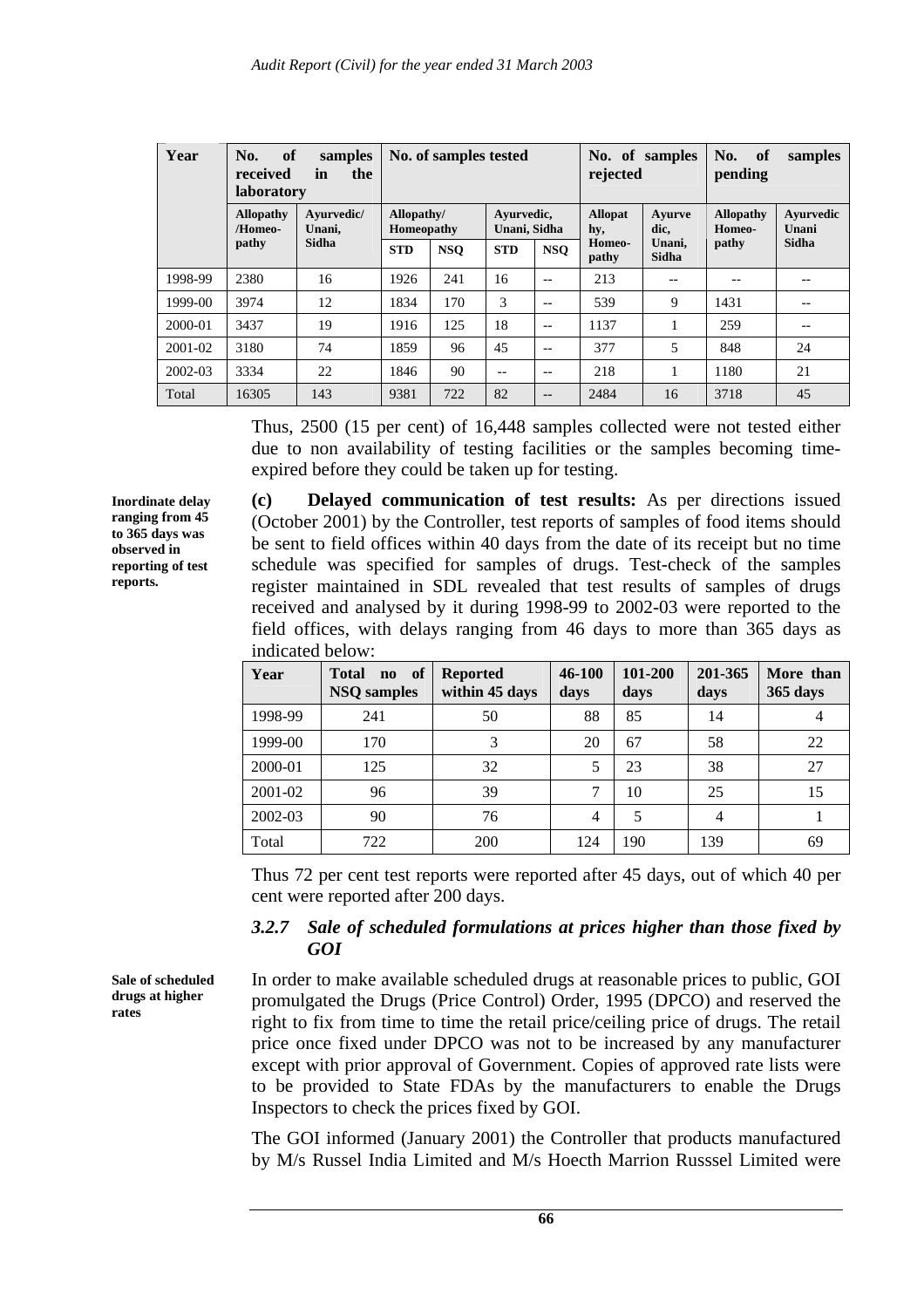| Year | No. of samples received in the laboratory | | No. of samples tested | | | | No. of samples rejected | | No. of samples pending | |
|---|---|---|---|---|---|---|---|---|---|---|
| | Allopathy /Homeo-pathy | Ayurvedic/ Unani, Sidha | Allopathy/ Homeopathy | | Ayurvedic, Unani, Sidha | | Allopathy, Homeo-pathy | Ayurvedic, Unani, Sidha | Allopathy Homeo-pathy | Ayurvedic Unani Sidha |
| | | | STD | NSQ | STD | NSQ | | | | |
| 1998-99 | 2380 | 16 | 1926 | 241 | 16 | -- | 213 | -- | -- | -- |
| 1999-00 | 3974 | 12 | 1834 | 170 | 3 | -- | 539 | 9 | 1431 | -- |
| 2000-01 | 3437 | 19 | 1916 | 125 | 18 | -- | 1137 | 1 | 259 | -- |
| 2001-02 | 3180 | 74 | 1859 | 96 | 45 | -- | 377 | 5 | 848 | 24 |
| 2002-03 | 3334 | 22 | 1846 | 90 | -- | -- | 218 | 1 | 1180 | 21 |
| Total | 16305 | 143 | 9381 | 722 | 82 | -- | 2484 | 16 | 3718 | 45 |

Thus, 2500 (15 per cent) of 16,448 samples collected were not tested either due to non availability of testing facilities or the samples becoming time-expired before they could be taken up for testing.

**Inordinate delay ranging from 45 to 365 days was observed in reporting of test reports.**

**(c) Delayed communication of test results:** As per directions issued (October 2001) by the Controller, test reports of samples of food items should be sent to field offices within 40 days from the date of its receipt but no time schedule was specified for samples of drugs. Test-check of the samples register maintained in SDL revealed that test results of samples of drugs received and analysed by it during 1998-99 to 2002-03 were reported to the field offices, with delays ranging from 46 days to more than 365 days as indicated below:

| Year | Total no of NSQ samples | Reported within 45 days | 46-100 days | 101-200 days | 201-365 days | More than 365 days |
|---|---|---|---|---|---|---|
| 1998-99 | 241 | 50 | 88 | 85 | 14 | 4 |
| 1999-00 | 170 | 3 | 20 | 67 | 58 | 22 |
| 2000-01 | 125 | 32 | 5 | 23 | 38 | 27 |
| 2001-02 | 96 | 39 | 7 | 10 | 25 | 15 |
| 2002-03 | 90 | 76 | 4 | 5 | 4 | 1 |
| Total | 722 | 200 | 124 | 190 | 139 | 69 |

Thus 72 per cent test reports were reported after 45 days, out of which 40 per cent were reported after 200 days.

### *3.2.7 Sale of scheduled formulations at prices higher than those fixed by GOI*

**Sale of scheduled drugs at higher rates**

In order to make available scheduled drugs at reasonable prices to public, GOI promulgated the Drugs (Price Control) Order, 1995 (DPCO) and reserved the right to fix from time to time the retail price/ceiling price of drugs. The retail price once fixed under DPCO was not to be increased by any manufacturer except with prior approval of Government. Copies of approved rate lists were to be provided to State FDAs by the manufacturers to enable the Drugs Inspectors to check the prices fixed by GOI.

The GOI informed (January 2001) the Controller that products manufactured by M/s Russel India Limited and M/s Hoecth Marrion Russsel Limited were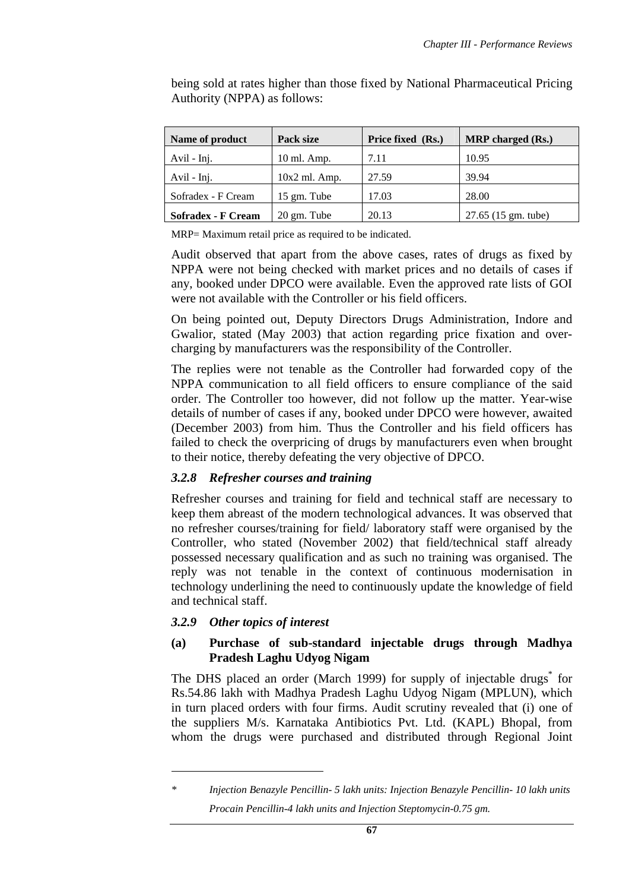being sold at rates higher than those fixed by National Pharmaceutical Pricing Authority (NPPA) as follows:

| Name of product | Pack size | Price fixed (Rs.) | MRP charged (Rs.) |
|---|---|---|---|
| Avil - Inj. | 10 ml. Amp. | 7.11 | 10.95 |
| Avil - Inj. | 10x2 ml. Amp. | 27.59 | 39.94 |
| Sofradex - F Cream | 15 gm. Tube | 17.03 | 28.00 |
| **Sofradex - F Cream** | 20 gm. Tube | 20.13 | 27.65 (15 gm. tube) |

MRP= Maximum retail price as required to be indicated.

Audit observed that apart from the above cases, rates of drugs as fixed by NPPA were not being checked with market prices and no details of cases if any, booked under DPCO were available. Even the approved rate lists of GOI were not available with the Controller or his field officers.

On being pointed out, Deputy Directors Drugs Administration, Indore and Gwalior, stated (May 2003) that action regarding price fixation and over-charging by manufacturers was the responsibility of the Controller.

The replies were not tenable as the Controller had forwarded copy of the NPPA communication to all field officers to ensure compliance of the said order. The Controller too however, did not follow up the matter. Year-wise details of number of cases if any, booked under DPCO were however, awaited (December 2003) from him. Thus the Controller and his field officers has failed to check the overpricing of drugs by manufacturers even when brought to their notice, thereby defeating the very objective of DPCO.

### *3.2.8 Refresher courses and training*

Refresher courses and training for field and technical staff are necessary to keep them abreast of the modern technological advances. It was observed that no refresher courses/training for field/ laboratory staff were organised by the Controller, who stated (November 2002) that field/technical staff already possessed necessary qualification and as such no training was organised. The reply was not tenable in the context of continuous modernisation in technology underlining the need to continuously update the knowledge of field and technical staff.

### *3.2.9 Other topics of interest*

#### (a) Purchase of sub-standard injectable drugs through Madhya Pradesh Laghu Udyog Nigam

The DHS placed an order (March 1999) for supply of injectable drugs* for Rs.54.86 lakh with Madhya Pradesh Laghu Udyog Nigam (MPLUN), which in turn placed orders with four firms. Audit scrutiny revealed that (i) one of the suppliers M/s. Karnataka Antibiotics Pvt. Ltd. (KAPL) Bhopal, from whom the drugs were purchased and distributed through Regional Joint

---

\* *Injection Benazyle Pencillin- 5 lakh units: Injection Benazyle Pencillin- 10 lakh units Procain Pencillin-4 lakh units and Injection Steptomycin-0.75 gm.*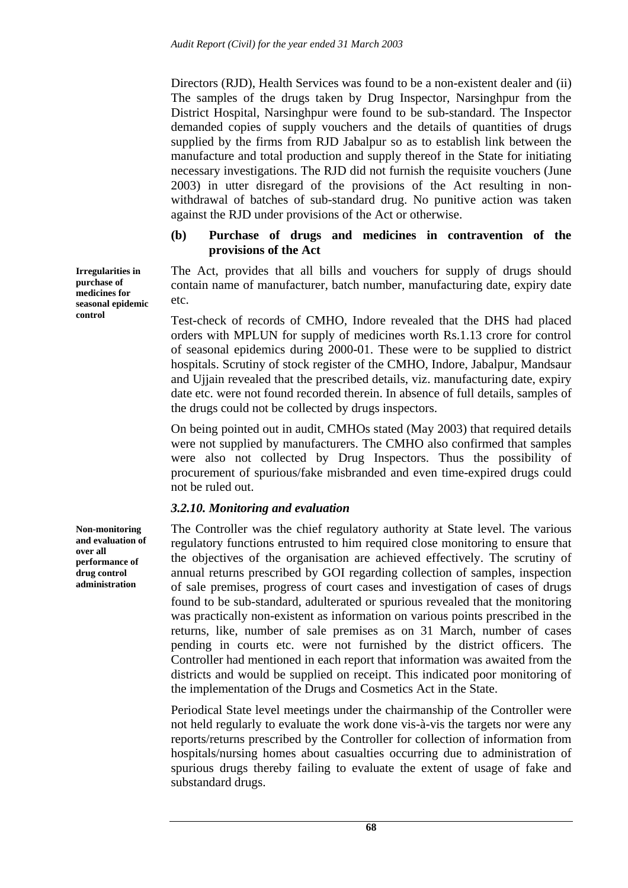Directors (RJD), Health Services was found to be a non-existent dealer and (ii) The samples of the drugs taken by Drug Inspector, Narsinghpur from the District Hospital, Narsinghpur were found to be sub-standard. The Inspector demanded copies of supply vouchers and the details of quantities of drugs supplied by the firms from RJD Jabalpur so as to establish link between the manufacture and total production and supply thereof in the State for initiating necessary investigations. The RJD did not furnish the requisite vouchers (June 2003) in utter disregard of the provisions of the Act resulting in non-withdrawal of batches of sub-standard drug. No punitive action was taken against the RJD under provisions of the Act or otherwise.

### (b) Purchase of drugs and medicines in contravention of the provisions of the Act

**Irregularities in purchase of medicines for seasonal epidemic control**

The Act, provides that all bills and vouchers for supply of drugs should contain name of manufacturer, batch number, manufacturing date, expiry date etc.

Test-check of records of CMHO, Indore revealed that the DHS had placed orders with MPLUN for supply of medicines worth Rs.1.13 crore for control of seasonal epidemics during 2000-01. These were to be supplied to district hospitals. Scrutiny of stock register of the CMHO, Indore, Jabalpur, Mandsaur and Ujjain revealed that the prescribed details, viz. manufacturing date, expiry date etc. were not found recorded therein. In absence of full details, samples of the drugs could not be collected by drugs inspectors.

On being pointed out in audit, CMHOs stated (May 2003) that required details were not supplied by manufacturers. The CMHO also confirmed that samples were also not collected by Drug Inspectors. Thus the possibility of procurement of spurious/fake misbranded and even time-expired drugs could not be ruled out.

### *3.2.10. Monitoring and evaluation*

**Non-monitoring and evaluation of over all performance of drug control administration**

The Controller was the chief regulatory authority at State level. The various regulatory functions entrusted to him required close monitoring to ensure that the objectives of the organisation are achieved effectively. The scrutiny of annual returns prescribed by GOI regarding collection of samples, inspection of sale premises, progress of court cases and investigation of cases of drugs found to be sub-standard, adulterated or spurious revealed that the monitoring was practically non-existent as information on various points prescribed in the returns, like, number of sale premises as on 31 March, number of cases pending in courts etc. were not furnished by the district officers. The Controller had mentioned in each report that information was awaited from the districts and would be supplied on receipt. This indicated poor monitoring of the implementation of the Drugs and Cosmetics Act in the State.

Periodical State level meetings under the chairmanship of the Controller were not held regularly to evaluate the work done vis-à-vis the targets nor were any reports/returns prescribed by the Controller for collection of information from hospitals/nursing homes about casualties occurring due to administration of spurious drugs thereby failing to evaluate the extent of usage of fake and substandard drugs.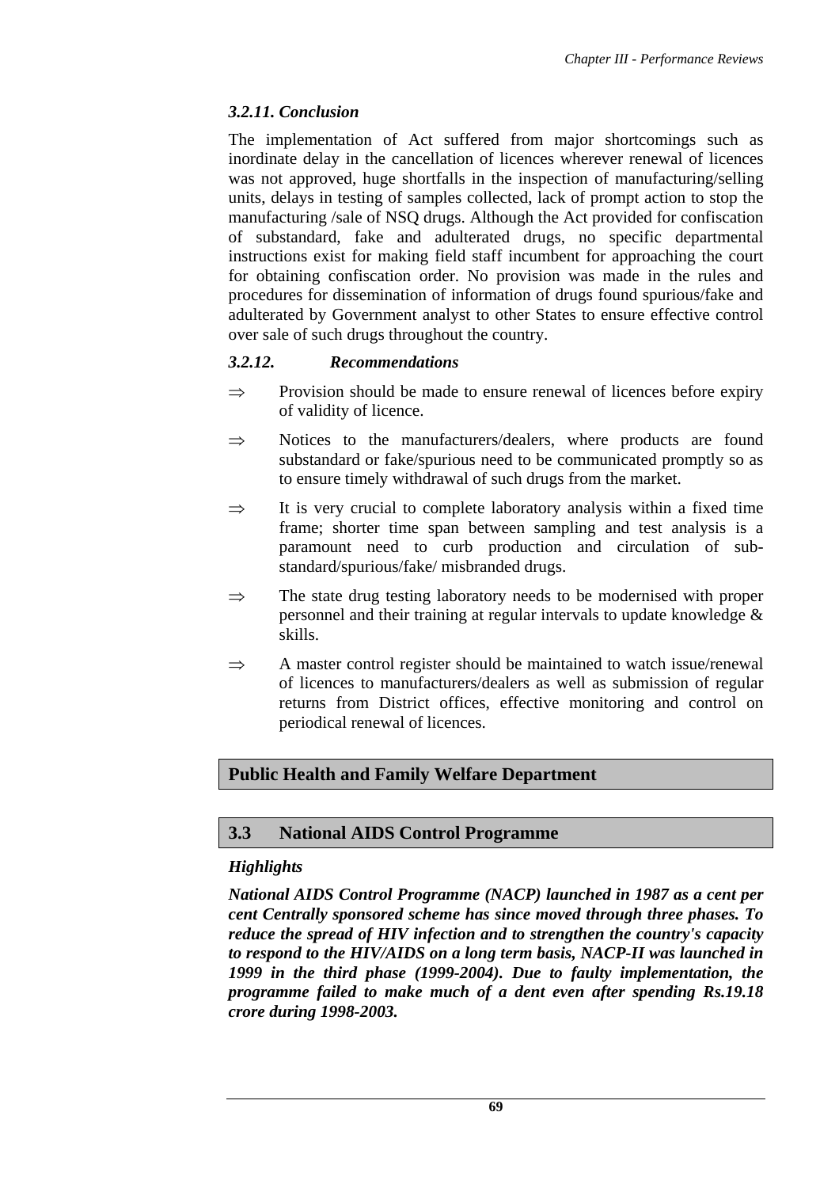### *3.2.11. Conclusion*

The implementation of Act suffered from major shortcomings such as inordinate delay in the cancellation of licences wherever renewal of licences was not approved, huge shortfalls in the inspection of manufacturing/selling units, delays in testing of samples collected, lack of prompt action to stop the manufacturing /sale of NSQ drugs. Although the Act provided for confiscation of substandard, fake and adulterated drugs, no specific departmental instructions exist for making field staff incumbent for approaching the court for obtaining confiscation order. No provision was made in the rules and procedures for dissemination of information of drugs found spurious/fake and adulterated by Government analyst to other States to ensure effective control over sale of such drugs throughout the country.

### *3.2.12. Recommendations*

⇒ Provision should be made to ensure renewal of licences before expiry of validity of licence.

⇒ Notices to the manufacturers/dealers, where products are found substandard or fake/spurious need to be communicated promptly so as to ensure timely withdrawal of such drugs from the market.

⇒ It is very crucial to complete laboratory analysis within a fixed time frame; shorter time span between sampling and test analysis is a paramount need to curb production and circulation of sub-standard/spurious/fake/ misbranded drugs.

⇒ The state drug testing laboratory needs to be modernised with proper personnel and their training at regular intervals to update knowledge & skills.

⇒ A master control register should be maintained to watch issue/renewal of licences to manufacturers/dealers as well as submission of regular returns from District offices, effective monitoring and control on periodical renewal of licences.

## Public Health and Family Welfare Department

## 3.3 National AIDS Control Programme

### *Highlights*

***National AIDS Control Programme (NACP) launched in 1987 as a cent per cent Centrally sponsored scheme has since moved through three phases. To reduce the spread of HIV infection and to strengthen the country's capacity to respond to the HIV/AIDS on a long term basis, NACP-II was launched in 1999 in the third phase (1999-2004). Due to faulty implementation, the programme failed to make much of a dent even after spending Rs.19.18 crore during 1998-2003.***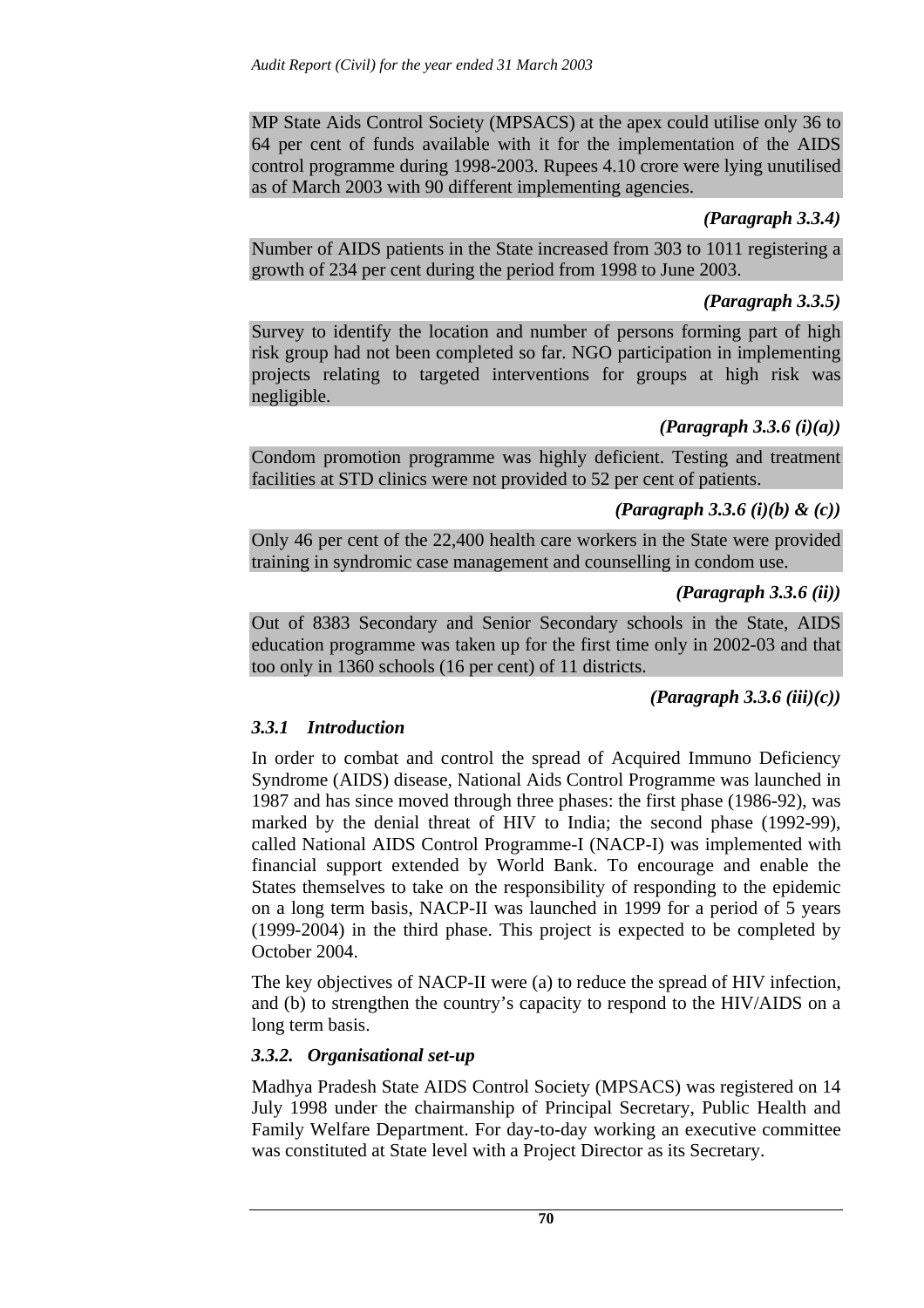MP State Aids Control Society (MPSACS) at the apex could utilise only 36 to 64 per cent of funds available with it for the implementation of the AIDS control programme during 1998-2003. Rupees 4.10 crore were lying unutilised as of March 2003 with 90 different implementing agencies.

*(Paragraph 3.3.4)*

Number of AIDS patients in the State increased from 303 to 1011 registering a growth of 234 per cent during the period from 1998 to June 2003.

*(Paragraph 3.3.5)*

Survey to identify the location and number of persons forming part of high risk group had not been completed so far. NGO participation in implementing projects relating to targeted interventions for groups at high risk was negligible.

*(Paragraph 3.3.6 (i)(a))*

Condom promotion programme was highly deficient. Testing and treatment facilities at STD clinics were not provided to 52 per cent of patients.

*(Paragraph 3.3.6 (i)(b) & (c))*

Only 46 per cent of the 22,400 health care workers in the State were provided training in syndromic case management and counselling in condom use.

*(Paragraph 3.3.6 (ii))*

Out of 8383 Secondary and Senior Secondary schools in the State, AIDS education programme was taken up for the first time only in 2002-03 and that too only in 1360 schools (16 per cent) of 11 districts.

*(Paragraph 3.3.6 (iii)(c))*

### *3.3.1 Introduction*

In order to combat and control the spread of Acquired Immuno Deficiency Syndrome (AIDS) disease, National Aids Control Programme was launched in 1987 and has since moved through three phases: the first phase (1986-92), was marked by the denial threat of HIV to India; the second phase (1992-99), called National AIDS Control Programme-I (NACP-I) was implemented with financial support extended by World Bank. To encourage and enable the States themselves to take on the responsibility of responding to the epidemic on a long term basis, NACP-II was launched in 1999 for a period of 5 years (1999-2004) in the third phase. This project is expected to be completed by October 2004.

The key objectives of NACP-II were (a) to reduce the spread of HIV infection, and (b) to strengthen the country's capacity to respond to the HIV/AIDS on a long term basis.

### *3.3.2. Organisational set-up*

Madhya Pradesh State AIDS Control Society (MPSACS) was registered on 14 July 1998 under the chairmanship of Principal Secretary, Public Health and Family Welfare Department. For day-to-day working an executive committee was constituted at State level with a Project Director as its Secretary.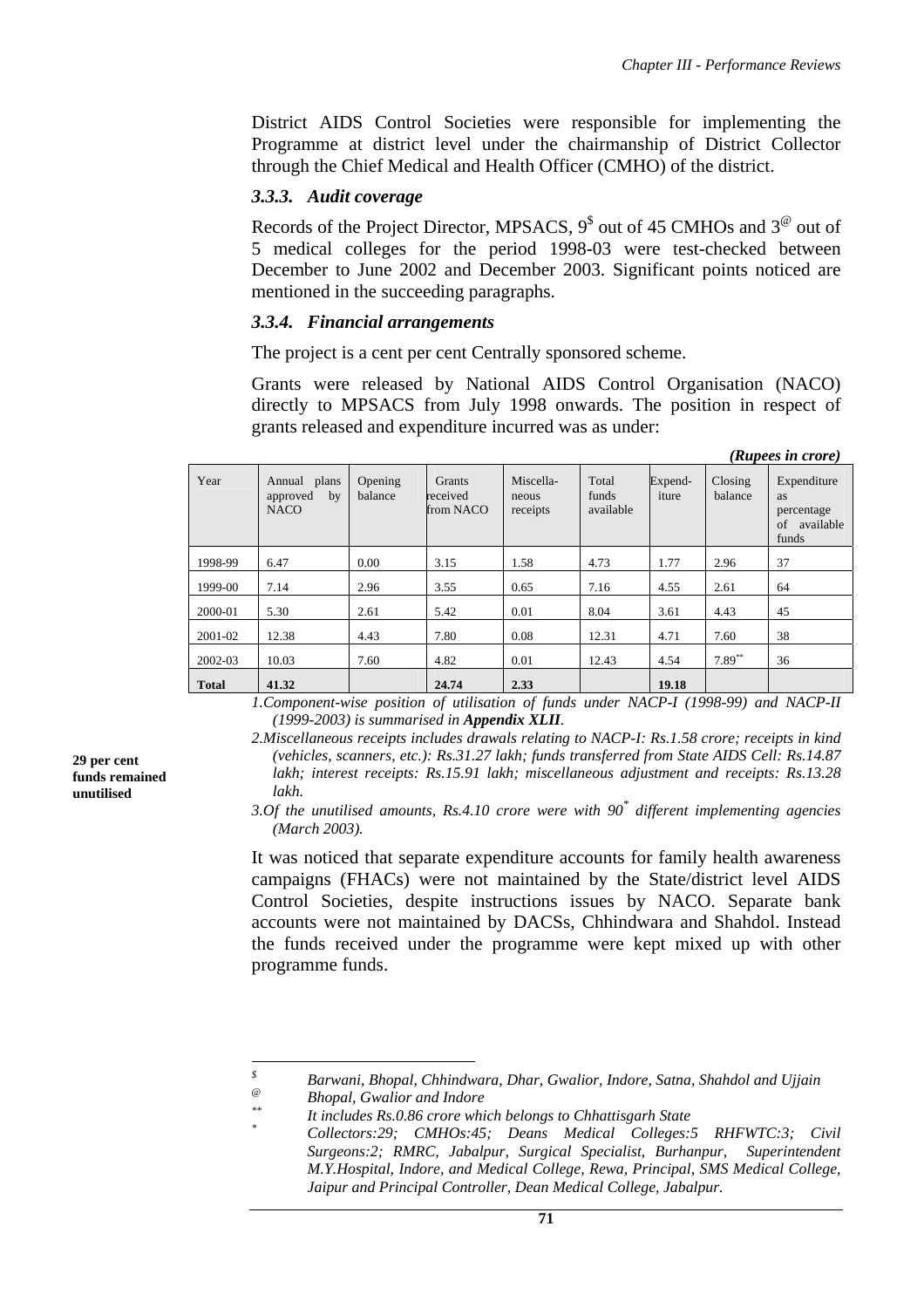District AIDS Control Societies were responsible for implementing the Programme at district level under the chairmanship of District Collector through the Chief Medical and Health Officer (CMHO) of the district.

### *3.3.3. Audit coverage*

Records of the Project Director, MPSACS, 9[$] out of 45 CMHOs and 3[@] out of 5 medical colleges for the period 1998-03 were test-checked between December to June 2002 and December 2003. Significant points noticed are mentioned in the succeeding paragraphs.

### *3.3.4. Financial arrangements*

The project is a cent per cent Centrally sponsored scheme.

Grants were released by National AIDS Control Organisation (NACO) directly to MPSACS from July 1998 onwards. The position in respect of grants released and expenditure incurred was as under:

***(Rupees in crore)***

| Year | Annual plans approved by NACO | Opening balance | Grants received from NACO | Miscella-neous receipts | Total funds available | Expend-iture | Closing balance | Expenditure as percentage of available funds |
|---|---|---|---|---|---|---|---|---|
| 1998-99 | 6.47 | 0.00 | 3.15 | 1.58 | 4.73 | 1.77 | 2.96 | 37 |
| 1999-00 | 7.14 | 2.96 | 3.55 | 0.65 | 7.16 | 4.55 | 2.61 | 64 |
| 2000-01 | 5.30 | 2.61 | 5.42 | 0.01 | 8.04 | 3.61 | 4.43 | 45 |
| 2001-02 | 12.38 | 4.43 | 7.80 | 0.08 | 12.31 | 4.71 | 7.60 | 38 |
| 2002-03 | 10.03 | 7.60 | 4.82 | 0.01 | 12.43 | 4.54 | 7.89** | 36 |
| **Total** | **41.32** | | **24.74** | **2.33** | | **19.18** | | |

*1.Component-wise position of utilisation of funds under NACP-I (1998-99) and NACP-II (1999-2003) is summarised in **Appendix XLII**.*

*2.Miscellaneous receipts includes drawals relating to NACP-I: Rs.1.58 crore; receipts in kind (vehicles, scanners, etc.): Rs.31.27 lakh; funds transferred from State AIDS Cell: Rs.14.87 lakh; interest receipts: Rs.15.91 lakh; miscellaneous adjustment and receipts: Rs.13.28 lakh.*

*3.Of the unutilised amounts, Rs.4.10 crore were with 90[*] different implementing agencies (March 2003).*

**29 per cent funds remained unutilised**

It was noticed that separate expenditure accounts for family health awareness campaigns (FHACs) were not maintained by the State/district level AIDS Control Societies, despite instructions issues by NACO. Separate bank accounts were not maintained by DACSs, Chhindwara and Shahdol. Instead the funds received under the programme were kept mixed up with other programme funds.

---

[$] *Barwani, Bhopal, Chhindwara, Dhar, Gwalior, Indore, Satna, Shahdol and Ujjain*

[@] *Bhopal, Gwalior and Indore*

[**] *It includes Rs.0.86 crore which belongs to Chhattisgarh State*

[*] *Collectors:29; CMHOs:45; Deans Medical Colleges:5 RHFWTC:3; Civil Surgeons:2; RMRC, Jabalpur, Surgical Specialist, Burhanpur, Superintendent M.Y.Hospital, Indore, and Medical College, Rewa, Principal, SMS Medical College, Jaipur and Principal Controller, Dean Medical College, Jabalpur.*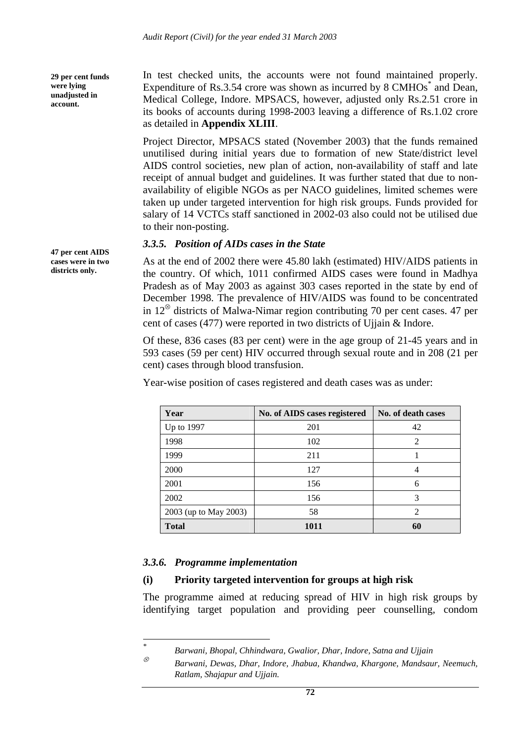**29 per cent funds were lying unadjusted in account.**

In test checked units, the accounts were not found maintained properly. Expenditure of Rs.3.54 crore was shown as incurred by 8 CMHOs* and Dean, Medical College, Indore. MPSACS, however, adjusted only Rs.2.51 crore in its books of accounts during 1998-2003 leaving a difference of Rs.1.02 crore as detailed in **Appendix XLIII**.

Project Director, MPSACS stated (November 2003) that the funds remained unutilised during initial years due to formation of new State/district level AIDS control societies, new plan of action, non-availability of staff and late receipt of annual budget and guidelines. It was further stated that due to non-availability of eligible NGOs as per NACO guidelines, limited schemes were taken up under targeted intervention for high risk groups. Funds provided for salary of 14 VCTCs staff sanctioned in 2002-03 also could not be utilised due to their non-posting.

### *3.3.5. Position of AIDs cases in the State*

**47 per cent AIDS cases were in two districts only.**

As at the end of 2002 there were 45.80 lakh (estimated) HIV/AIDS patients in the country. Of which, 1011 confirmed AIDS cases were found in Madhya Pradesh as of May 2003 as against 303 cases reported in the state by end of December 1998. The prevalence of HIV/AIDS was found to be concentrated in 12⊗ districts of Malwa-Nimar region contributing 70 per cent cases. 47 per cent of cases (477) were reported in two districts of Ujjain & Indore.

Of these, 836 cases (83 per cent) were in the age group of 21-45 years and in 593 cases (59 per cent) HIV occurred through sexual route and in 208 (21 per cent) cases through blood transfusion.

Year-wise position of cases registered and death cases was as under:

| Year | No. of AIDS cases registered | No. of death cases |
|---|---|---|
| Up to 1997 | 201 | 42 |
| 1998 | 102 | 2 |
| 1999 | 211 | 1 |
| 2000 | 127 | 4 |
| 2001 | 156 | 6 |
| 2002 | 156 | 3 |
| 2003 (up to May 2003) | 58 | 2 |
| **Total** | **1011** | **60** |

### *3.3.6. Programme implementation*

**(i) Priority targeted intervention for groups at high risk**

The programme aimed at reducing spread of HIV in high risk groups by identifying target population and providing peer counselling, condom

---

\* *Barwani, Bhopal, Chhindwara, Gwalior, Dhar, Indore, Satna and Ujjain*

⊗ *Barwani, Dewas, Dhar, Indore, Jhabua, Khandwa, Khargone, Mandsaur, Neemuch, Ratlam, Shajapur and Ujjain.*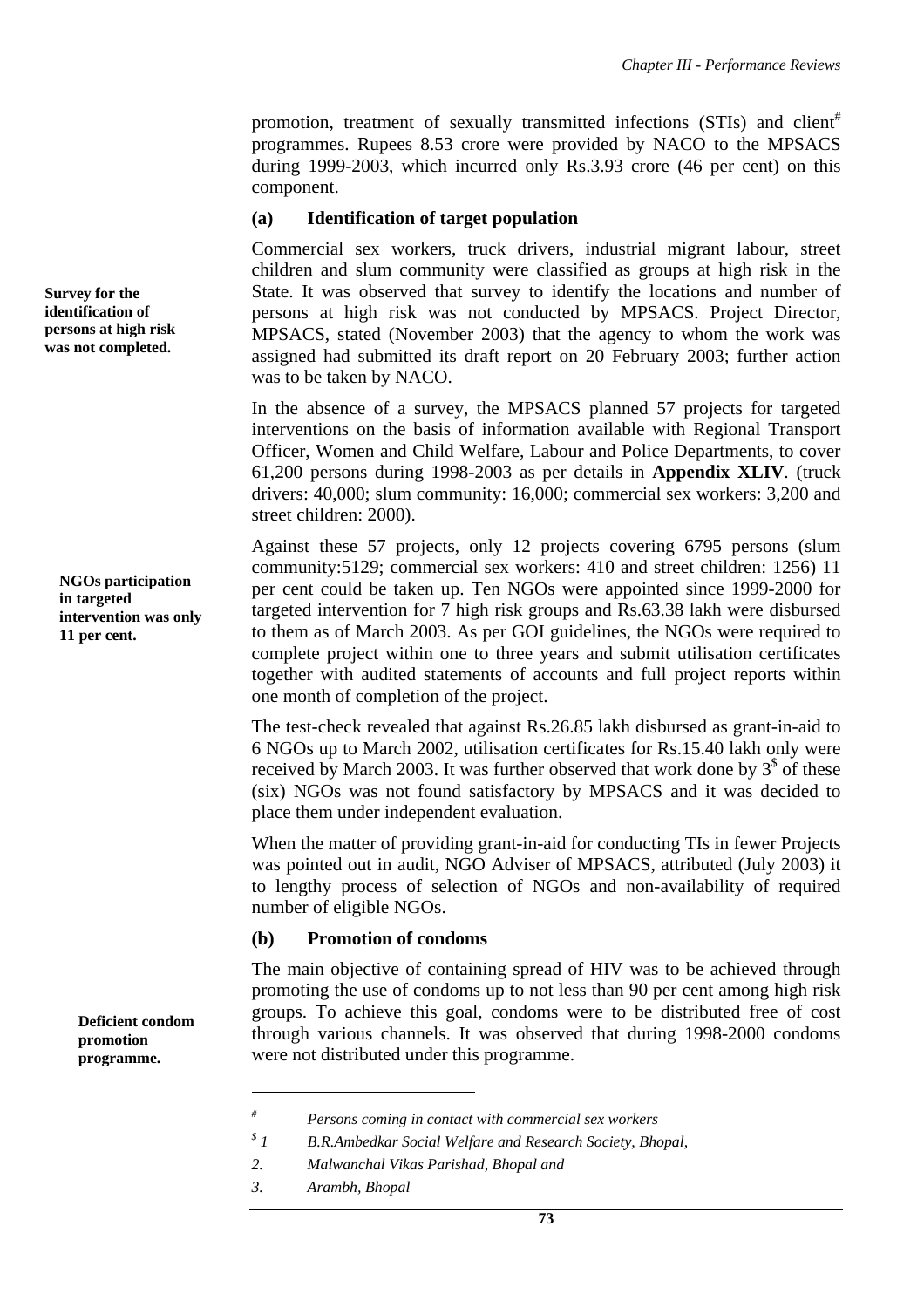promotion, treatment of sexually transmitted infections (STIs) and client[#] programmes. Rupees 8.53 crore were provided by NACO to the MPSACS during 1999-2003, which incurred only Rs.3.93 crore (46 per cent) on this component.

### (a) Identification of target population

**Survey for the identification of persons at high risk was not completed.**

Commercial sex workers, truck drivers, industrial migrant labour, street children and slum community were classified as groups at high risk in the State. It was observed that survey to identify the locations and number of persons at high risk was not conducted by MPSACS. Project Director, MPSACS, stated (November 2003) that the agency to whom the work was assigned had submitted its draft report on 20 February 2003; further action was to be taken by NACO.

In the absence of a survey, the MPSACS planned 57 projects for targeted interventions on the basis of information available with Regional Transport Officer, Women and Child Welfare, Labour and Police Departments, to cover 61,200 persons during 1998-2003 as per details in **Appendix XLIV**. (truck drivers: 40,000; slum community: 16,000; commercial sex workers: 3,200 and street children: 2000).

**NGOs participation in targeted intervention was only 11 per cent.**

Against these 57 projects, only 12 projects covering 6795 persons (slum community:5129; commercial sex workers: 410 and street children: 1256) 11 per cent could be taken up. Ten NGOs were appointed since 1999-2000 for targeted intervention for 7 high risk groups and Rs.63.38 lakh were disbursed to them as of March 2003. As per GOI guidelines, the NGOs were required to complete project within one to three years and submit utilisation certificates together with audited statements of accounts and full project reports within one month of completion of the project.

The test-check revealed that against Rs.26.85 lakh disbursed as grant-in-aid to 6 NGOs up to March 2002, utilisation certificates for Rs.15.40 lakh only were received by March 2003. It was further observed that work done by 3[$] of these (six) NGOs was not found satisfactory by MPSACS and it was decided to place them under independent evaluation.

When the matter of providing grant-in-aid for conducting TIs in fewer Projects was pointed out in audit, NGO Adviser of MPSACS, attributed (July 2003) it to lengthy process of selection of NGOs and non-availability of required number of eligible NGOs.

### (b) Promotion of condoms

**Deficient condom promotion programme.**

The main objective of containing spread of HIV was to be achieved through promoting the use of condoms up to not less than 90 per cent among high risk groups. To achieve this goal, condoms were to be distributed free of cost through various channels. It was observed that during 1998-2000 condoms were not distributed under this programme.

---

[#] *Persons coming in contact with commercial sex workers*

[$] *1. B.R.Ambedkar Social Welfare and Research Society, Bhopal,*

*2. Malwanchal Vikas Parishad, Bhopal and*

*3. Arambh, Bhopal*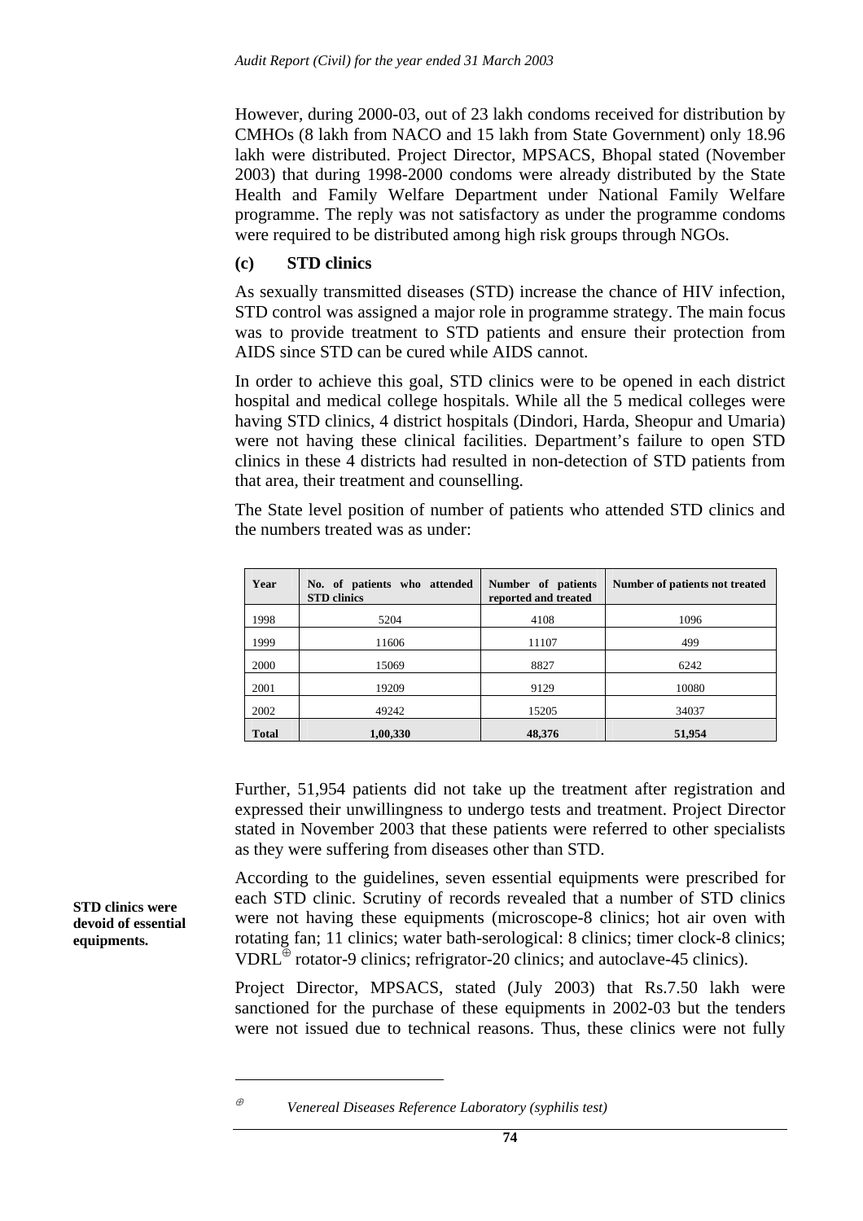However, during 2000-03, out of 23 lakh condoms received for distribution by CMHOs (8 lakh from NACO and 15 lakh from State Government) only 18.96 lakh were distributed. Project Director, MPSACS, Bhopal stated (November 2003) that during 1998-2000 condoms were already distributed by the State Health and Family Welfare Department under National Family Welfare programme. The reply was not satisfactory as under the programme condoms were required to be distributed among high risk groups through NGOs.

### (c) STD clinics

As sexually transmitted diseases (STD) increase the chance of HIV infection, STD control was assigned a major role in programme strategy. The main focus was to provide treatment to STD patients and ensure their protection from AIDS since STD can be cured while AIDS cannot.

In order to achieve this goal, STD clinics were to be opened in each district hospital and medical college hospitals. While all the 5 medical colleges were having STD clinics, 4 district hospitals (Dindori, Harda, Sheopur and Umaria) were not having these clinical facilities. Department's failure to open STD clinics in these 4 districts had resulted in non-detection of STD patients from that area, their treatment and counselling.

The State level position of number of patients who attended STD clinics and the numbers treated was as under:

| Year | No. of patients who attended STD clinics | Number of patients reported and treated | Number of patients not treated |
|---|---|---|---|
| 1998 | 5204 | 4108 | 1096 |
| 1999 | 11606 | 11107 | 499 |
| 2000 | 15069 | 8827 | 6242 |
| 2001 | 19209 | 9129 | 10080 |
| 2002 | 49242 | 15205 | 34037 |
| **Total** | **1,00,330** | **48,376** | **51,954** |

Further, 51,954 patients did not take up the treatment after registration and expressed their unwillingness to undergo tests and treatment. Project Director stated in November 2003 that these patients were referred to other specialists as they were suffering from diseases other than STD.

**STD clinics were devoid of essential equipments.**

According to the guidelines, seven essential equipments were prescribed for each STD clinic. Scrutiny of records revealed that a number of STD clinics were not having these equipments (microscope-8 clinics; hot air oven with rotating fan; 11 clinics; water bath-serological: 8 clinics; timer clock-8 clinics; VDRL[⊕] rotator-9 clinics; refrigrator-20 clinics; and autoclave-45 clinics).

Project Director, MPSACS, stated (July 2003) that Rs.7.50 lakh were sanctioned for the purchase of these equipments in 2002-03 but the tenders were not issued due to technical reasons. Thus, these clinics were not fully

[⊕] *Venereal Diseases Reference Laboratory (syphilis test)*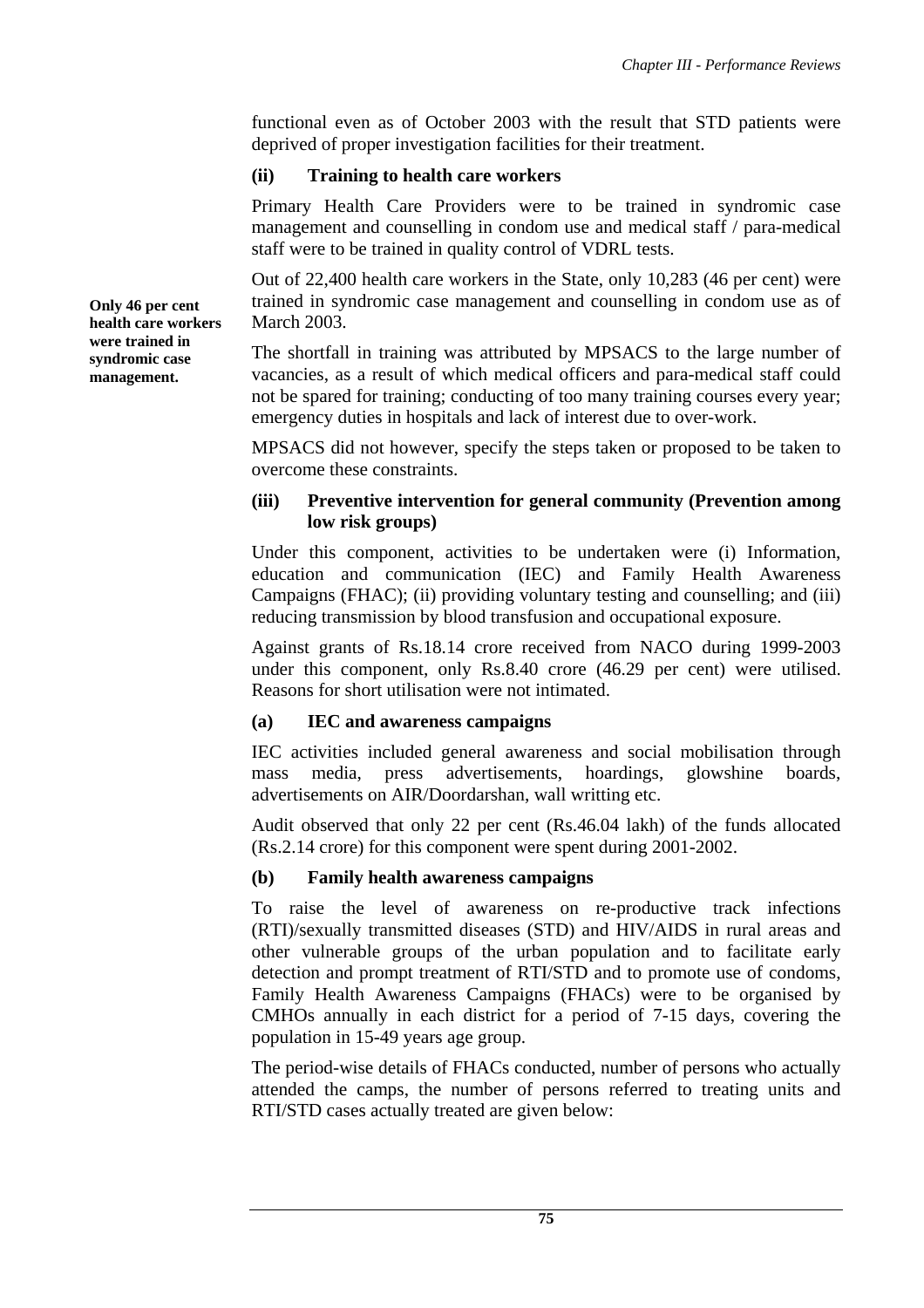functional even as of October 2003 with the result that STD patients were deprived of proper investigation facilities for their treatment.

### (ii) Training to health care workers

Primary Health Care Providers were to be trained in syndromic case management and counselling in condom use and medical staff / para-medical staff were to be trained in quality control of VDRL tests.

**Only 46 per cent health care workers were trained in syndromic case management.**

Out of 22,400 health care workers in the State, only 10,283 (46 per cent) were trained in syndromic case management and counselling in condom use as of March 2003.

The shortfall in training was attributed by MPSACS to the large number of vacancies, as a result of which medical officers and para-medical staff could not be spared for training; conducting of too many training courses every year; emergency duties in hospitals and lack of interest due to over-work.

MPSACS did not however, specify the steps taken or proposed to be taken to overcome these constraints.

### (iii) Preventive intervention for general community (Prevention among low risk groups)

Under this component, activities to be undertaken were (i) Information, education and communication (IEC) and Family Health Awareness Campaigns (FHAC); (ii) providing voluntary testing and counselling; and (iii) reducing transmission by blood transfusion and occupational exposure.

Against grants of Rs.18.14 crore received from NACO during 1999-2003 under this component, only Rs.8.40 crore (46.29 per cent) were utilised. Reasons for short utilisation were not intimated.

### (a) IEC and awareness campaigns

IEC activities included general awareness and social mobilisation through mass media, press advertisements, hoardings, glowshine boards, advertisements on AIR/Doordarshan, wall writting etc.

Audit observed that only 22 per cent (Rs.46.04 lakh) of the funds allocated (Rs.2.14 crore) for this component were spent during 2001-2002.

### (b) Family health awareness campaigns

To raise the level of awareness on re-productive track infections (RTI)/sexually transmitted diseases (STD) and HIV/AIDS in rural areas and other vulnerable groups of the urban population and to facilitate early detection and prompt treatment of RTI/STD and to promote use of condoms, Family Health Awareness Campaigns (FHACs) were to be organised by CMHOs annually in each district for a period of 7-15 days, covering the population in 15-49 years age group.

The period-wise details of FHACs conducted, number of persons who actually attended the camps, the number of persons referred to treating units and RTI/STD cases actually treated are given below: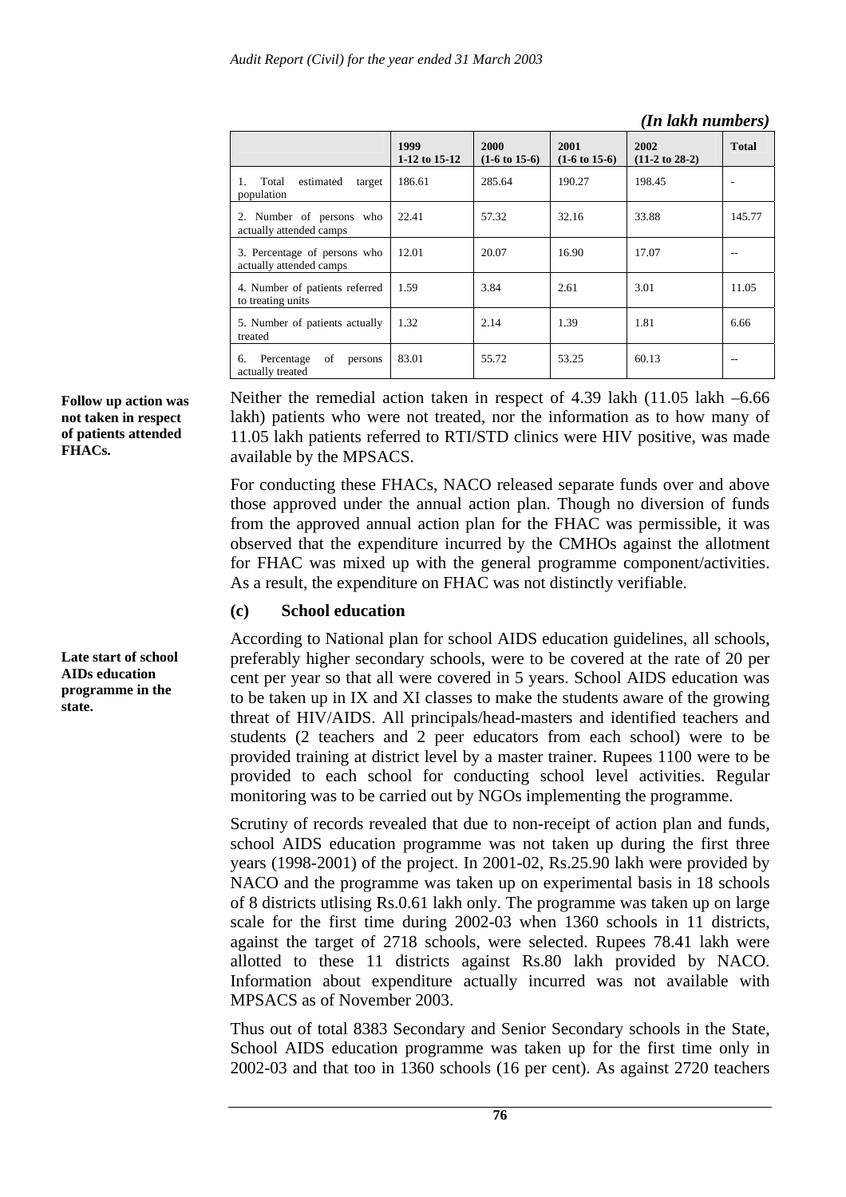*(In lakh numbers)*

| | 1999 1-12 to 15-12 | 2000 (1-6 to 15-6) | 2001 (1-6 to 15-6) | 2002 (11-2 to 28-2) | Total |
|---|---|---|---|---|---|
| 1. Total estimated target population | 186.61 | 285.64 | 190.27 | 198.45 | - |
| 2. Number of persons who actually attended camps | 22.41 | 57.32 | 32.16 | 33.88 | 145.77 |
| 3. Percentage of persons who actually attended camps | 12.01 | 20.07 | 16.90 | 17.07 | -- |
| 4. Number of patients referred to treating units | 1.59 | 3.84 | 2.61 | 3.01 | 11.05 |
| 5. Number of patients actually treated | 1.32 | 2.14 | 1.39 | 1.81 | 6.66 |
| 6. Percentage of persons actually treated | 83.01 | 55.72 | 53.25 | 60.13 | -- |

**Follow up action was not taken in respect of patients attended FHACs.**

Neither the remedial action taken in respect of 4.39 lakh (11.05 lakh –6.66 lakh) patients who were not treated, nor the information as to how many of 11.05 lakh patients referred to RTI/STD clinics were HIV positive, was made available by the MPSACS.

For conducting these FHACs, NACO released separate funds over and above those approved under the annual action plan. Though no diversion of funds from the approved annual action plan for the FHAC was permissible, it was observed that the expenditure incurred by the CMHOs against the allotment for FHAC was mixed up with the general programme component/activities. As a result, the expenditure on FHAC was not distinctly verifiable.

### (c) School education

**Late start of school AIDs education programme in the state.**

According to National plan for school AIDS education guidelines, all schools, preferably higher secondary schools, were to be covered at the rate of 20 per cent per year so that all were covered in 5 years. School AIDS education was to be taken up in IX and XI classes to make the students aware of the growing threat of HIV/AIDS. All principals/head-masters and identified teachers and students (2 teachers and 2 peer educators from each school) were to be provided training at district level by a master trainer. Rupees 1100 were to be provided to each school for conducting school level activities. Regular monitoring was to be carried out by NGOs implementing the programme.

Scrutiny of records revealed that due to non-receipt of action plan and funds, school AIDS education programme was not taken up during the first three years (1998-2001) of the project. In 2001-02, Rs.25.90 lakh were provided by NACO and the programme was taken up on experimental basis in 18 schools of 8 districts utlising Rs.0.61 lakh only. The programme was taken up on large scale for the first time during 2002-03 when 1360 schools in 11 districts, against the target of 2718 schools, were selected. Rupees 78.41 lakh were allotted to these 11 districts against Rs.80 lakh provided by NACO. Information about expenditure actually incurred was not available with MPSACS as of November 2003.

Thus out of total 8383 Secondary and Senior Secondary schools in the State, School AIDS education programme was taken up for the first time only in 2002-03 and that too in 1360 schools (16 per cent). As against 2720 teachers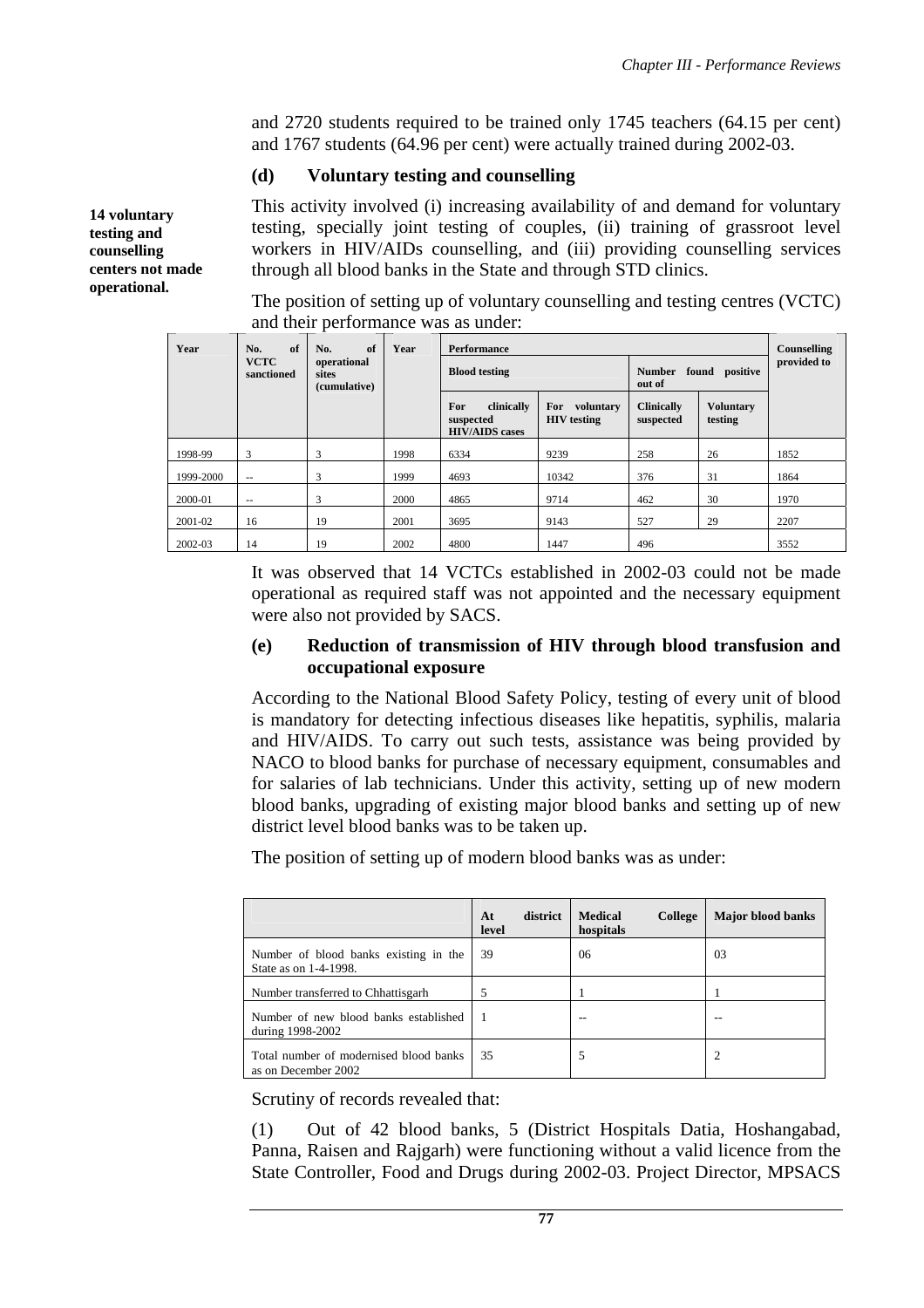and 2720 students required to be trained only 1745 teachers (64.15 per cent) and 1767 students (64.96 per cent) were actually trained during 2002-03.

### (d) Voluntary testing and counselling

**14 voluntary testing and counselling centers not made operational.**

This activity involved (i) increasing availability of and demand for voluntary testing, specially joint testing of couples, (ii) training of grassroot level workers in HIV/AIDs counselling, and (iii) providing counselling services through all blood banks in the State and through STD clinics.

The position of setting up of voluntary counselling and testing centres (VCTC) and their performance was as under:

| Year | No. of VCTC sanctioned | No. of operational sites (cumulative) | Year | Performance | | | | Counselling provided to |
|---|---|---|---|---|---|---|---|---|
| | | | | Blood testing | | Number found positive out of | | |
| | | | | For clinically suspected HIV/AIDS cases | For voluntary HIV testing | Clinically suspected | Voluntary testing | |
| 1998-99 | 3 | 3 | 1998 | 6334 | 9239 | 258 | 26 | 1852 |
| 1999-2000 | -- | 3 | 1999 | 4693 | 10342 | 376 | 31 | 1864 |
| 2000-01 | -- | 3 | 2000 | 4865 | 9714 | 462 | 30 | 1970 |
| 2001-02 | 16 | 19 | 2001 | 3695 | 9143 | 527 | 29 | 2207 |
| 2002-03 | 14 | 19 | 2002 | 4800 | 1447 | 496 | | 3552 |

It was observed that 14 VCTCs established in 2002-03 could not be made operational as required staff was not appointed and the necessary equipment were also not provided by SACS.

### (e) Reduction of transmission of HIV through blood transfusion and occupational exposure

According to the National Blood Safety Policy, testing of every unit of blood is mandatory for detecting infectious diseases like hepatitis, syphilis, malaria and HIV/AIDS. To carry out such tests, assistance was being provided by NACO to blood banks for purchase of necessary equipment, consumables and for salaries of lab technicians. Under this activity, setting up of new modern blood banks, upgrading of existing major blood banks and setting up of new district level blood banks was to be taken up.

The position of setting up of modern blood banks was as under:

| | At district level | Medical College hospitals | Major blood banks |
|---|---|---|---|
| Number of blood banks existing in the State as on 1-4-1998. | 39 | 06 | 03 |
| Number transferred to Chhattisgarh | 5 | 1 | 1 |
| Number of new blood banks established during 1998-2002 | 1 | -- | -- |
| Total number of modernised blood banks as on December 2002 | 35 | 5 | 2 |

Scrutiny of records revealed that:

(1) Out of 42 blood banks, 5 (District Hospitals Datia, Hoshangabad, Panna, Raisen and Rajgarh) were functioning without a valid licence from the State Controller, Food and Drugs during 2002-03. Project Director, MPSACS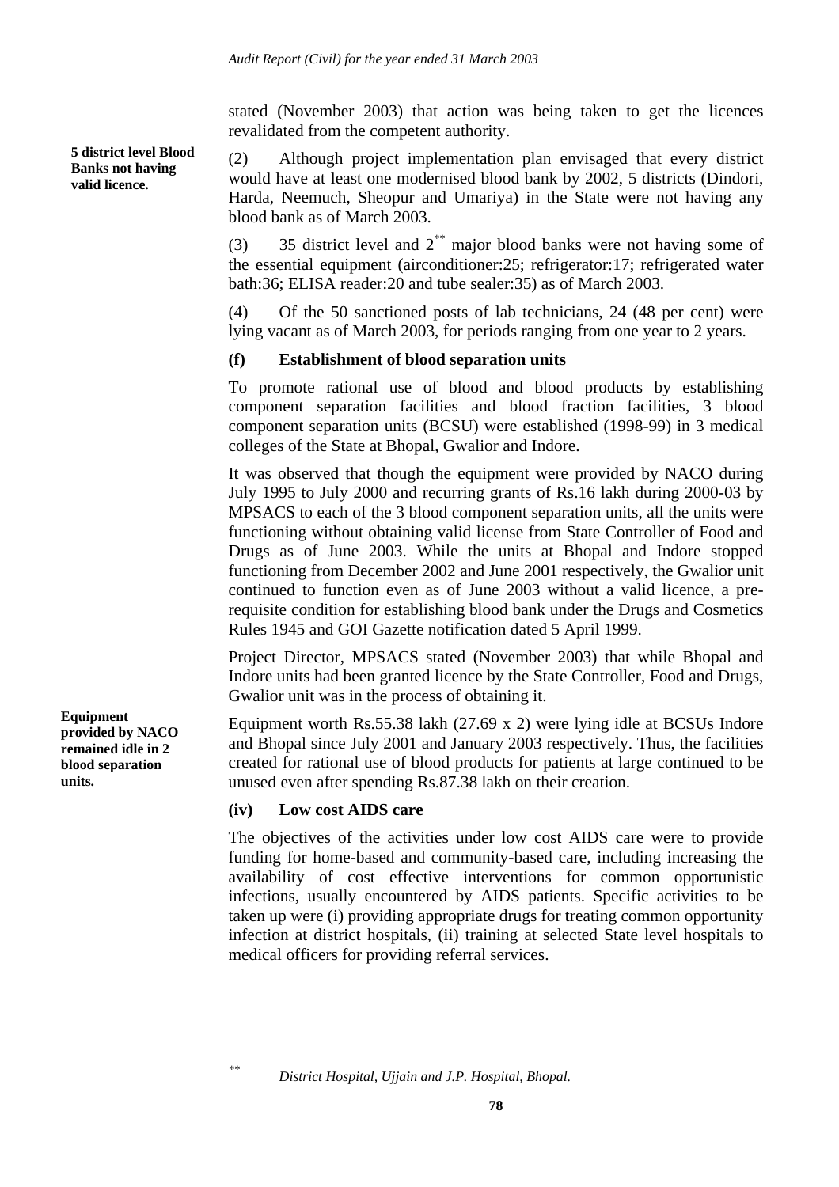stated (November 2003) that action was being taken to get the licences revalidated from the competent authority.

**5 district level Blood Banks not having valid licence.**

(2) Although project implementation plan envisaged that every district would have at least one modernised blood bank by 2002, 5 districts (Dindori, Harda, Neemuch, Sheopur and Umariya) in the State were not having any blood bank as of March 2003.

(3) 35 district level and 2[**] major blood banks were not having some of the essential equipment (airconditioner:25; refrigerator:17; refrigerated water bath:36; ELISA reader:20 and tube sealer:35) as of March 2003.

(4) Of the 50 sanctioned posts of lab technicians, 24 (48 per cent) were lying vacant as of March 2003, for periods ranging from one year to 2 years.

### (f) Establishment of blood separation units

To promote rational use of blood and blood products by establishing component separation facilities and blood fraction facilities, 3 blood component separation units (BCSU) were established (1998-99) in 3 medical colleges of the State at Bhopal, Gwalior and Indore.

It was observed that though the equipment were provided by NACO during July 1995 to July 2000 and recurring grants of Rs.16 lakh during 2000-03 by MPSACS to each of the 3 blood component separation units, all the units were functioning without obtaining valid license from State Controller of Food and Drugs as of June 2003. While the units at Bhopal and Indore stopped functioning from December 2002 and June 2001 respectively, the Gwalior unit continued to function even as of June 2003 without a valid licence, a pre-requisite condition for establishing blood bank under the Drugs and Cosmetics Rules 1945 and GOI Gazette notification dated 5 April 1999.

Project Director, MPSACS stated (November 2003) that while Bhopal and Indore units had been granted licence by the State Controller, Food and Drugs, Gwalior unit was in the process of obtaining it.

**Equipment provided by NACO remained idle in 2 blood separation units.**

Equipment worth Rs.55.38 lakh (27.69 x 2) were lying idle at BCSUs Indore and Bhopal since July 2001 and January 2003 respectively. Thus, the facilities created for rational use of blood products for patients at large continued to be unused even after spending Rs.87.38 lakh on their creation.

### (iv) Low cost AIDS care

The objectives of the activities under low cost AIDS care were to provide funding for home-based and community-based care, including increasing the availability of cost effective interventions for common opportunistic infections, usually encountered by AIDS patients. Specific activities to be taken up were (i) providing appropriate drugs for treating common opportunity infection at district hospitals, (ii) training at selected State level hospitals to medical officers for providing referral services.

---

[**] *District Hospital, Ujjain and J.P. Hospital, Bhopal.*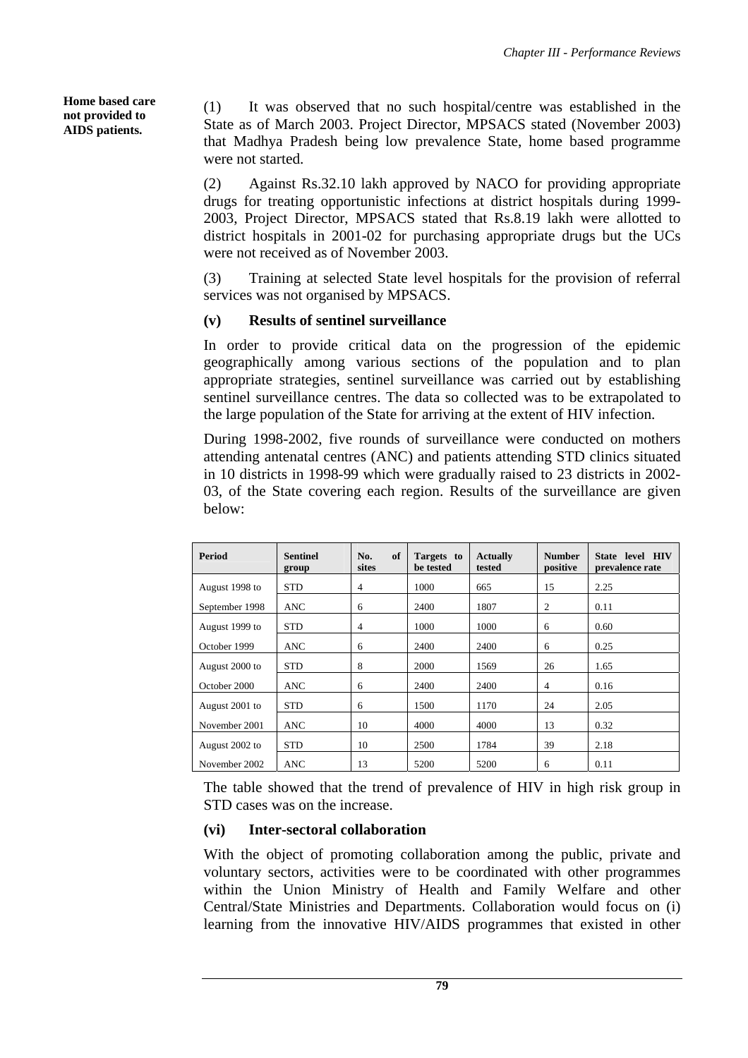**Home based care not provided to AIDS patients.**

(1) It was observed that no such hospital/centre was established in the State as of March 2003. Project Director, MPSACS stated (November 2003) that Madhya Pradesh being low prevalence State, home based programme were not started.

(2) Against Rs.32.10 lakh approved by NACO for providing appropriate drugs for treating opportunistic infections at district hospitals during 1999-2003, Project Director, MPSACS stated that Rs.8.19 lakh were allotted to district hospitals in 2001-02 for purchasing appropriate drugs but the UCs were not received as of November 2003.

(3) Training at selected State level hospitals for the provision of referral services was not organised by MPSACS.

### (v) Results of sentinel surveillance

In order to provide critical data on the progression of the epidemic geographically among various sections of the population and to plan appropriate strategies, sentinel surveillance was carried out by establishing sentinel surveillance centres. The data so collected was to be extrapolated to the large population of the State for arriving at the extent of HIV infection.

During 1998-2002, five rounds of surveillance were conducted on mothers attending antenatal centres (ANC) and patients attending STD clinics situated in 10 districts in 1998-99 which were gradually raised to 23 districts in 2002-03, of the State covering each region. Results of the surveillance are given below:

| Period | Sentinel group | No. of sites | Targets to be tested | Actually tested | Number positive | State level HIV prevalence rate |
|---|---|---|---|---|---|---|
| August 1998 to | STD | 4 | 1000 | 665 | 15 | 2.25 |
| September 1998 | ANC | 6 | 2400 | 1807 | 2 | 0.11 |
| August 1999 to | STD | 4 | 1000 | 1000 | 6 | 0.60 |
| October 1999 | ANC | 6 | 2400 | 2400 | 6 | 0.25 |
| August 2000 to | STD | 8 | 2000 | 1569 | 26 | 1.65 |
| October 2000 | ANC | 6 | 2400 | 2400 | 4 | 0.16 |
| August 2001 to | STD | 6 | 1500 | 1170 | 24 | 2.05 |
| November 2001 | ANC | 10 | 4000 | 4000 | 13 | 0.32 |
| August 2002 to | STD | 10 | 2500 | 1784 | 39 | 2.18 |
| November 2002 | ANC | 13 | 5200 | 5200 | 6 | 0.11 |

The table showed that the trend of prevalence of HIV in high risk group in STD cases was on the increase.

### (vi) Inter-sectoral collaboration

With the object of promoting collaboration among the public, private and voluntary sectors, activities were to be coordinated with other programmes within the Union Ministry of Health and Family Welfare and other Central/State Ministries and Departments. Collaboration would focus on (i) learning from the innovative HIV/AIDS programmes that existed in other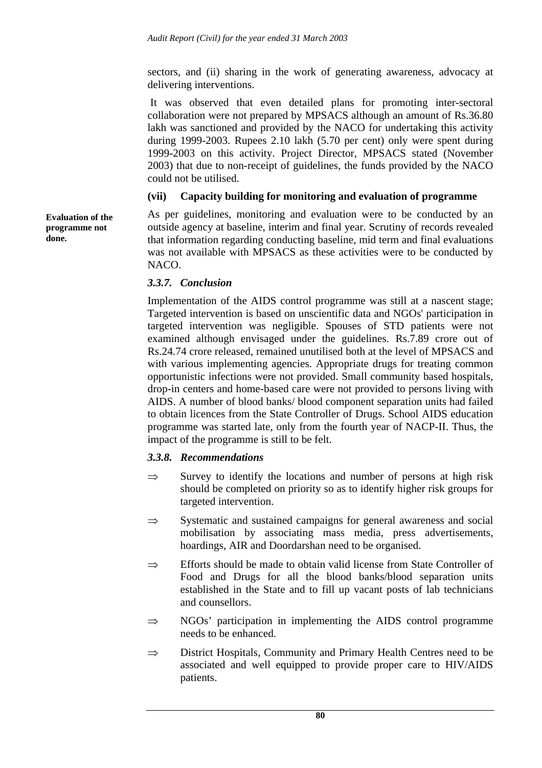sectors, and (ii) sharing in the work of generating awareness, advocacy at delivering interventions.

It was observed that even detailed plans for promoting inter-sectoral collaboration were not prepared by MPSACS although an amount of Rs.36.80 lakh was sanctioned and provided by the NACO for undertaking this activity during 1999-2003. Rupees 2.10 lakh (5.70 per cent) only were spent during 1999-2003 on this activity. Project Director, MPSACS stated (November 2003) that due to non-receipt of guidelines, the funds provided by the NACO could not be utilised.

**(vii) Capacity building for monitoring and evaluation of programme**

**Evaluation of the programme not done.**

As per guidelines, monitoring and evaluation were to be conducted by an outside agency at baseline, interim and final year. Scrutiny of records revealed that information regarding conducting baseline, mid term and final evaluations was not available with MPSACS as these activities were to be conducted by NACO.

### *3.3.7. Conclusion*

Implementation of the AIDS control programme was still at a nascent stage; Targeted intervention is based on unscientific data and NGOs' participation in targeted intervention was negligible. Spouses of STD patients were not examined although envisaged under the guidelines. Rs.7.89 crore out of Rs.24.74 crore released, remained unutilised both at the level of MPSACS and with various implementing agencies. Appropriate drugs for treating common opportunistic infections were not provided. Small community based hospitals, drop-in centers and home-based care were not provided to persons living with AIDS. A number of blood banks/ blood component separation units had failed to obtain licences from the State Controller of Drugs. School AIDS education programme was started late, only from the fourth year of NACP-II. Thus, the impact of the programme is still to be felt.

### *3.3.8. Recommendations*

⇒ Survey to identify the locations and number of persons at high risk should be completed on priority so as to identify higher risk groups for targeted intervention.

⇒ Systematic and sustained campaigns for general awareness and social mobilisation by associating mass media, press advertisements, hoardings, AIR and Doordarshan need to be organised.

⇒ Efforts should be made to obtain valid license from State Controller of Food and Drugs for all the blood banks/blood separation units established in the State and to fill up vacant posts of lab technicians and counsellors.

⇒ NGOs' participation in implementing the AIDS control programme needs to be enhanced.

⇒ District Hospitals, Community and Primary Health Centres need to be associated and well equipped to provide proper care to HIV/AIDS patients.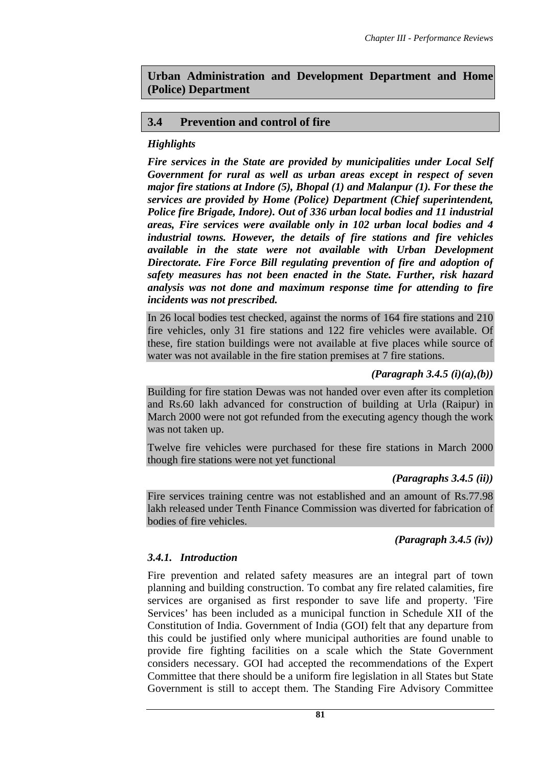## Urban Administration and Development Department and Home (Police) Department

## 3.4 Prevention and control of fire

### *Highlights*

***Fire services in the State are provided by municipalities under Local Self Government for rural as well as urban areas except in respect of seven major fire stations at Indore (5), Bhopal (1) and Malanpur (1). For these the services are provided by Home (Police) Department (Chief superintendent, Police fire Brigade, Indore). Out of 336 urban local bodies and 11 industrial areas, Fire services were available only in 102 urban local bodies and 4 industrial towns. However, the details of fire stations and fire vehicles available in the state were not available with Urban Development Directorate. Fire Force Bill regulating prevention of fire and adoption of safety measures has not been enacted in the State. Further, risk hazard analysis was not done and maximum response time for attending to fire incidents was not prescribed.***

In 26 local bodies test checked, against the norms of 164 fire stations and 210 fire vehicles, only 31 fire stations and 122 fire vehicles were available. Of these, fire station buildings were not available at five places while source of water was not available in the fire station premises at 7 fire stations.

***(Paragraph 3.4.5 (i)(a),(b))***

Building for fire station Dewas was not handed over even after its completion and Rs.60 lakh advanced for construction of building at Urla (Raipur) in March 2000 were not got refunded from the executing agency though the work was not taken up.

Twelve fire vehicles were purchased for these fire stations in March 2000 though fire stations were not yet functional

***(Paragraphs 3.4.5 (ii))***

Fire services training centre was not established and an amount of Rs.77.98 lakh released under Tenth Finance Commission was diverted for fabrication of bodies of fire vehicles.

***(Paragraph 3.4.5 (iv))***

### *3.4.1. Introduction*

Fire prevention and related safety measures are an integral part of town planning and building construction. To combat any fire related calamities, fire services are organised as first responder to save life and property. 'Fire Services' has been included as a municipal function in Schedule XII of the Constitution of India. Government of India (GOI) felt that any departure from this could be justified only where municipal authorities are found unable to provide fire fighting facilities on a scale which the State Government considers necessary. GOI had accepted the recommendations of the Expert Committee that there should be a uniform fire legislation in all States but State Government is still to accept them. The Standing Fire Advisory Committee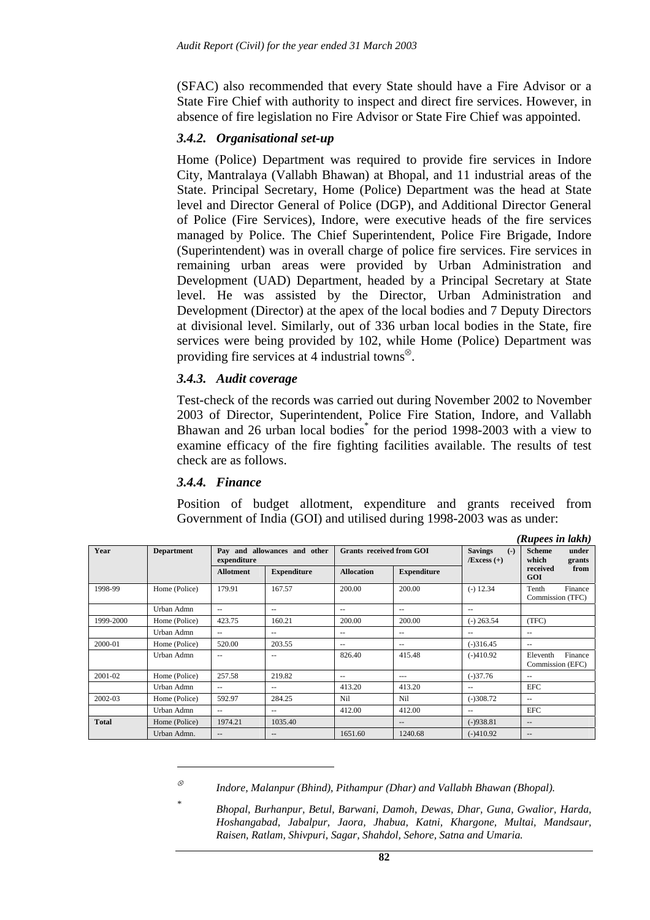(SFAC) also recommended that every State should have a Fire Advisor or a State Fire Chief with authority to inspect and direct fire services. However, in absence of fire legislation no Fire Advisor or State Fire Chief was appointed.

### *3.4.2. Organisational set-up*

Home (Police) Department was required to provide fire services in Indore City, Mantralaya (Vallabh Bhawan) at Bhopal, and 11 industrial areas of the State. Principal Secretary, Home (Police) Department was the head at State level and Director General of Police (DGP), and Additional Director General of Police (Fire Services), Indore, were executive heads of the fire services managed by Police. The Chief Superintendent, Police Fire Brigade, Indore (Superintendent) was in overall charge of police fire services. Fire services in remaining urban areas were provided by Urban Administration and Development (UAD) Department, headed by a Principal Secretary at State level. He was assisted by the Director, Urban Administration and Development (Director) at the apex of the local bodies and 7 Deputy Directors at divisional level. Similarly, out of 336 urban local bodies in the State, fire services were being provided by 102, while Home (Police) Department was providing fire services at 4 industrial towns[⊗].

### *3.4.3. Audit coverage*

Test-check of the records was carried out during November 2002 to November 2003 of Director, Superintendent, Police Fire Station, Indore, and Vallabh Bhawan and 26 urban local bodies[*] for the period 1998-2003 with a view to examine efficacy of the fire fighting facilities available. The results of test check are as follows.

### *3.4.4. Finance*

Position of budget allotment, expenditure and grants received from Government of India (GOI) and utilised during 1998-2003 was as under:

*(Rupees in lakh)*

| Year | Department | Pay and allowances and other expenditure | | Grants received from GOI | | Savings (-) /Excess (+) | Scheme under which grants received from GOI |
|---|---|---|---|---|---|---|---|
| | | Allotment | Expenditure | Allocation | Expenditure | | |
| 1998-99 | Home (Police) | 179.91 | 167.57 | 200.00 | 200.00 | (-) 12.34 | Tenth Finance Commission (TFC) |
| | Urban Admn | -- | -- | -- | -- | -- | |
| 1999-2000 | Home (Police) | 423.75 | 160.21 | 200.00 | 200.00 | (-) 263.54 | (TFC) |
| | Urban Admn | -- | -- | -- | -- | -- | -- |
| 2000-01 | Home (Police) | 520.00 | 203.55 | -- | -- | (-)316.45 | -- |
| | Urban Admn | -- | -- | 826.40 | 415.48 | (-)410.92 | Eleventh Finance Commission (EFC) |
| 2001-02 | Home (Police) | 257.58 | 219.82 | -- | --- | (-)37.76 | -- |
| | Urban Admn | -- | -- | 413.20 | 413.20 | -- | EFC |
| 2002-03 | Home (Police) | 592.97 | 284.25 | Nil | Nil | (-)308.72 | -- |
| | Urban Admn | -- | -- | 412.00 | 412.00 | -- | EFC |
| **Total** | Home (Police) | 1974.21 | 1035.40 | | -- | (-)938.81 | -- |
| | Urban Admn. | -- | -- | 1651.60 | 1240.68 | (-)410.92 | -- |

---

⊗ *Indore, Malanpur (Bhind), Pithampur (Dhar) and Vallabh Bhawan (Bhopal).*

\* *Bhopal, Burhanpur, Betul, Barwani, Damoh, Dewas, Dhar, Guna, Gwalior, Harda, Hoshangabad, Jabalpur, Jaora, Jhabua, Katni, Khargone, Multai, Mandsaur, Raisen, Ratlam, Shivpuri, Sagar, Shahdol, Sehore, Satna and Umaria.*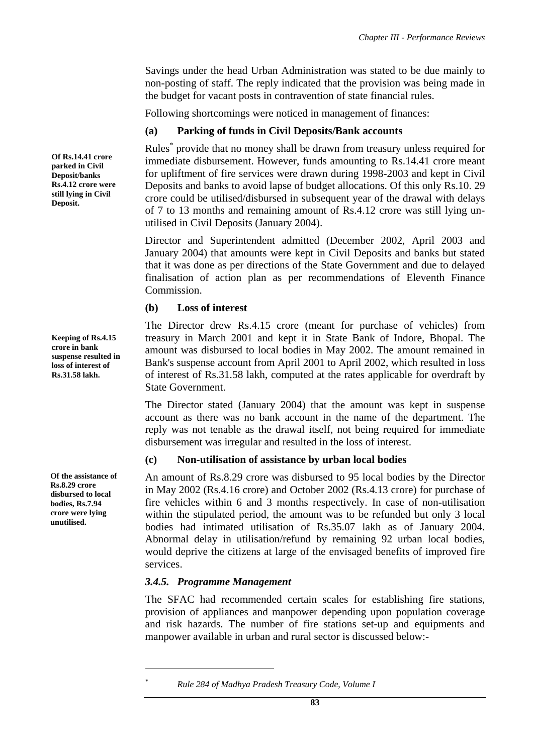Savings under the head Urban Administration was stated to be due mainly to non-posting of staff. The reply indicated that the provision was being made in the budget for vacant posts in contravention of state financial rules.

Following shortcomings were noticed in management of finances:

### (a) Parking of funds in Civil Deposits/Bank accounts

**Of Rs.14.41 crore parked in Civil Deposit/banks Rs.4.12 crore were still lying in Civil Deposit.**

Rules* provide that no money shall be drawn from treasury unless required for immediate disbursement. However, funds amounting to Rs.14.41 crore meant for upliftment of fire services were drawn during 1998-2003 and kept in Civil Deposits and banks to avoid lapse of budget allocations. Of this only Rs.10. 29 crore could be utilised/disbursed in subsequent year of the drawal with delays of 7 to 13 months and remaining amount of Rs.4.12 crore was still lying un-utilised in Civil Deposits (January 2004).

Director and Superintendent admitted (December 2002, April 2003 and January 2004) that amounts were kept in Civil Deposits and banks but stated that it was done as per directions of the State Government and due to delayed finalisation of action plan as per recommendations of Eleventh Finance Commission.

### (b) Loss of interest

**Keeping of Rs.4.15 crore in bank suspense resulted in loss of interest of Rs.31.58 lakh.**

The Director drew Rs.4.15 crore (meant for purchase of vehicles) from treasury in March 2001 and kept it in State Bank of Indore, Bhopal. The amount was disbursed to local bodies in May 2002. The amount remained in Bank's suspense account from April 2001 to April 2002, which resulted in loss of interest of Rs.31.58 lakh, computed at the rates applicable for overdraft by State Government.

The Director stated (January 2004) that the amount was kept in suspense account as there was no bank account in the name of the department. The reply was not tenable as the drawal itself, not being required for immediate disbursement was irregular and resulted in the loss of interest.

### (c) Non-utilisation of assistance by urban local bodies

**Of the assistance of Rs.8.29 crore disbursed to local bodies, Rs.7.94 crore were lying unutilised.**

An amount of Rs.8.29 crore was disbursed to 95 local bodies by the Director in May 2002 (Rs.4.16 crore) and October 2002 (Rs.4.13 crore) for purchase of fire vehicles within 6 and 3 months respectively. In case of non-utilisation within the stipulated period, the amount was to be refunded but only 3 local bodies had intimated utilisation of Rs.35.07 lakh as of January 2004. Abnormal delay in utilisation/refund by remaining 92 urban local bodies, would deprive the citizens at large of the envisaged benefits of improved fire services.

### *3.4.5. Programme Management*

The SFAC had recommended certain scales for establishing fire stations, provision of appliances and manpower depending upon population coverage and risk hazards. The number of fire stations set-up and equipments and manpower available in urban and rural sector is discussed below:-

---

\* *Rule 284 of Madhya Pradesh Treasury Code, Volume I*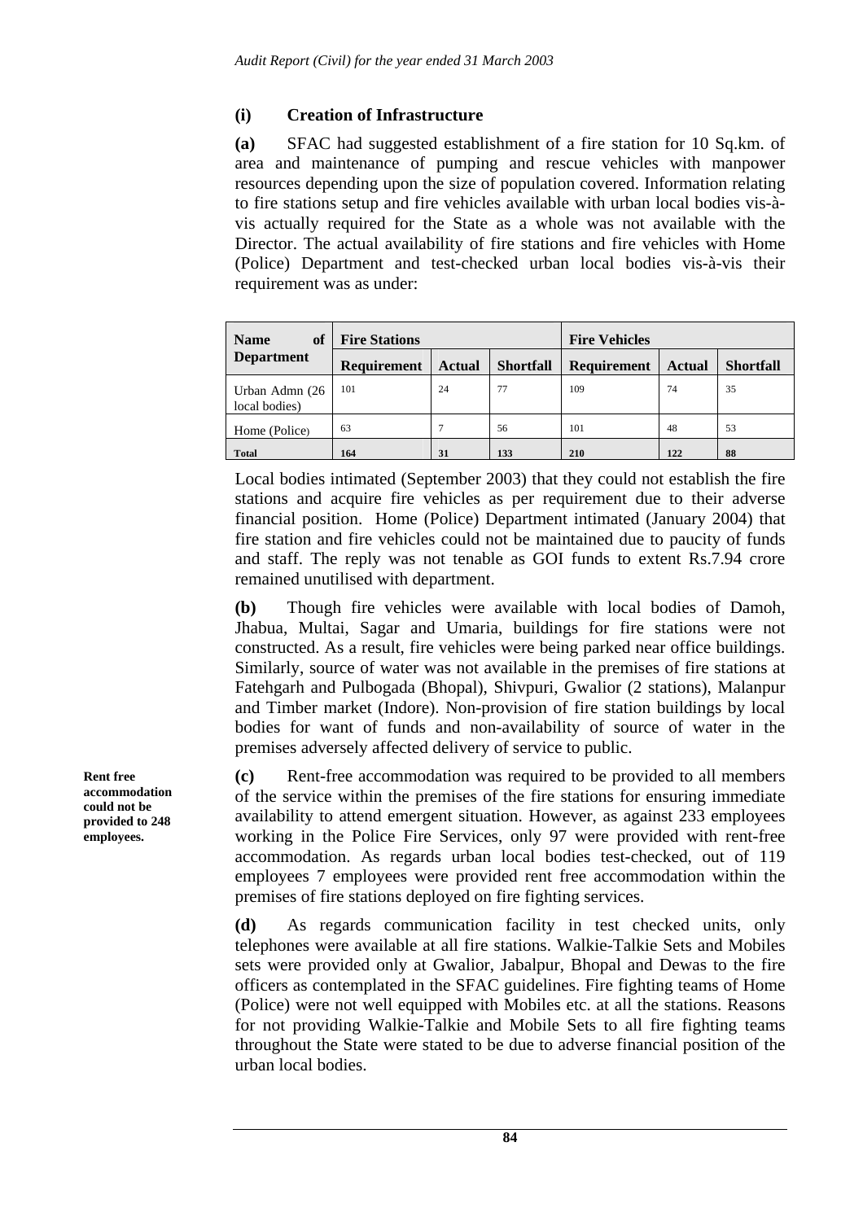### (i) Creation of Infrastructure

**(a)** SFAC had suggested establishment of a fire station for 10 Sq.km. of area and maintenance of pumping and rescue vehicles with manpower resources depending upon the size of population covered. Information relating to fire stations setup and fire vehicles available with urban local bodies vis-à-vis actually required for the State as a whole was not available with the Director. The actual availability of fire stations and fire vehicles with Home (Police) Department and test-checked urban local bodies vis-à-vis their requirement was as under:

| Name of Department | Fire Stations | | | Fire Vehicles | | |
|---|---|---|---|---|---|---|
| | Requirement | Actual | Shortfall | Requirement | Actual | Shortfall |
| Urban Admn (26 local bodies) | 101 | 24 | 77 | 109 | 74 | 35 |
| Home (Police) | 63 | 7 | 56 | 101 | 48 | 53 |
| **Total** | **164** | **31** | **133** | **210** | **122** | **88** |

Local bodies intimated (September 2003) that they could not establish the fire stations and acquire fire vehicles as per requirement due to their adverse financial position. Home (Police) Department intimated (January 2004) that fire station and fire vehicles could not be maintained due to paucity of funds and staff. The reply was not tenable as GOI funds to extent Rs.7.94 crore remained unutilised with department.

**(b)** Though fire vehicles were available with local bodies of Damoh, Jhabua, Multai, Sagar and Umaria, buildings for fire stations were not constructed. As a result, fire vehicles were being parked near office buildings. Similarly, source of water was not available in the premises of fire stations at Fatehgarh and Pulbogada (Bhopal), Shivpuri, Gwalior (2 stations), Malanpur and Timber market (Indore). Non-provision of fire station buildings by local bodies for want of funds and non-availability of source of water in the premises adversely affected delivery of service to public.

**Rent free accommodation could not be provided to 248 employees.**

**(c)** Rent-free accommodation was required to be provided to all members of the service within the premises of the fire stations for ensuring immediate availability to attend emergent situation. However, as against 233 employees working in the Police Fire Services, only 97 were provided with rent-free accommodation. As regards urban local bodies test-checked, out of 119 employees 7 employees were provided rent free accommodation within the premises of fire stations deployed on fire fighting services.

**(d)** As regards communication facility in test checked units, only telephones were available at all fire stations. Walkie-Talkie Sets and Mobiles sets were provided only at Gwalior, Jabalpur, Bhopal and Dewas to the fire officers as contemplated in the SFAC guidelines. Fire fighting teams of Home (Police) were not well equipped with Mobiles etc. at all the stations. Reasons for not providing Walkie-Talkie and Mobile Sets to all fire fighting teams throughout the State were stated to be due to adverse financial position of the urban local bodies.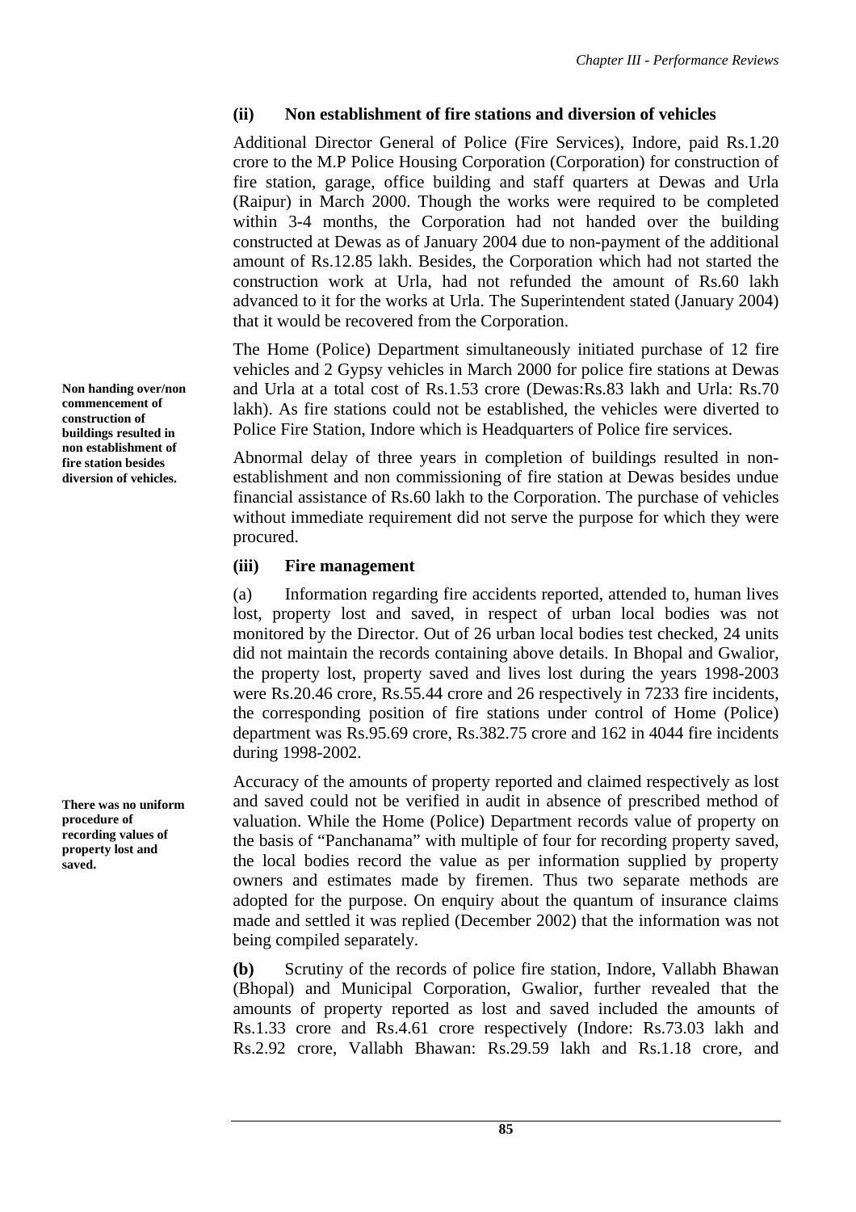### (ii) Non establishment of fire stations and diversion of vehicles

Additional Director General of Police (Fire Services), Indore, paid Rs.1.20 crore to the M.P Police Housing Corporation (Corporation) for construction of fire station, garage, office building and staff quarters at Dewas and Urla (Raipur) in March 2000. Though the works were required to be completed within 3-4 months, the Corporation had not handed over the building constructed at Dewas as of January 2004 due to non-payment of the additional amount of Rs.12.85 lakh. Besides, the Corporation which had not started the construction work at Urla, had not refunded the amount of Rs.60 lakh advanced to it for the works at Urla. The Superintendent stated (January 2004) that it would be recovered from the Corporation.

**Non handing over/non commencement of construction of buildings resulted in non establishment of fire station besides diversion of vehicles.**

The Home (Police) Department simultaneously initiated purchase of 12 fire vehicles and 2 Gypsy vehicles in March 2000 for police fire stations at Dewas and Urla at a total cost of Rs.1.53 crore (Dewas:Rs.83 lakh and Urla: Rs.70 lakh). As fire stations could not be established, the vehicles were diverted to Police Fire Station, Indore which is Headquarters of Police fire services.

Abnormal delay of three years in completion of buildings resulted in non-establishment and non commissioning of fire station at Dewas besides undue financial assistance of Rs.60 lakh to the Corporation. The purchase of vehicles without immediate requirement did not serve the purpose for which they were procured.

### (iii) Fire management

(a) Information regarding fire accidents reported, attended to, human lives lost, property lost and saved, in respect of urban local bodies was not monitored by the Director. Out of 26 urban local bodies test checked, 24 units did not maintain the records containing above details. In Bhopal and Gwalior, the property lost, property saved and lives lost during the years 1998-2003 were Rs.20.46 crore, Rs.55.44 crore and 26 respectively in 7233 fire incidents, the corresponding position of fire stations under control of Home (Police) department was Rs.95.69 crore, Rs.382.75 crore and 162 in 4044 fire incidents during 1998-2002.

**There was no uniform procedure of recording values of property lost and saved.**

Accuracy of the amounts of property reported and claimed respectively as lost and saved could not be verified in audit in absence of prescribed method of valuation. While the Home (Police) Department records value of property on the basis of "Panchanama" with multiple of four for recording property saved, the local bodies record the value as per information supplied by property owners and estimates made by firemen. Thus two separate methods are adopted for the purpose. On enquiry about the quantum of insurance claims made and settled it was replied (December 2002) that the information was not being compiled separately.

**(b)** Scrutiny of the records of police fire station, Indore, Vallabh Bhawan (Bhopal) and Municipal Corporation, Gwalior, further revealed that the amounts of property reported as lost and saved included the amounts of Rs.1.33 crore and Rs.4.61 crore respectively (Indore: Rs.73.03 lakh and Rs.2.92 crore, Vallabh Bhawan: Rs.29.59 lakh and Rs.1.18 crore, and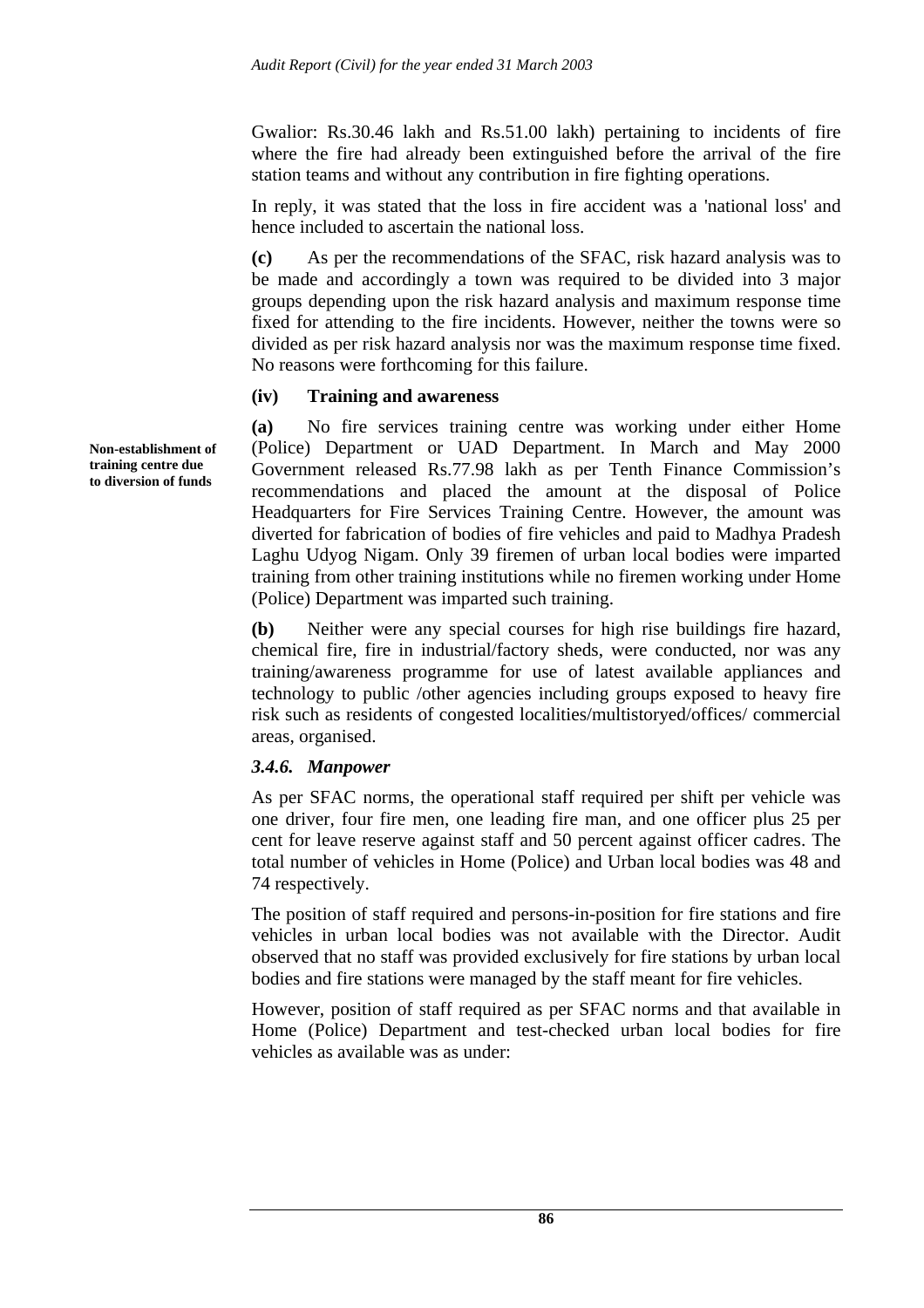Gwalior: Rs.30.46 lakh and Rs.51.00 lakh) pertaining to incidents of fire where the fire had already been extinguished before the arrival of the fire station teams and without any contribution in fire fighting operations.

In reply, it was stated that the loss in fire accident was a 'national loss' and hence included to ascertain the national loss.

**(c)** As per the recommendations of the SFAC, risk hazard analysis was to be made and accordingly a town was required to be divided into 3 major groups depending upon the risk hazard analysis and maximum response time fixed for attending to the fire incidents. However, neither the towns were so divided as per risk hazard analysis nor was the maximum response time fixed. No reasons were forthcoming for this failure.

**(iv) Training and awareness**

**Non-establishment of training centre due to diversion of funds**

**(a)** No fire services training centre was working under either Home (Police) Department or UAD Department. In March and May 2000 Government released Rs.77.98 lakh as per Tenth Finance Commission's recommendations and placed the amount at the disposal of Police Headquarters for Fire Services Training Centre. However, the amount was diverted for fabrication of bodies of fire vehicles and paid to Madhya Pradesh Laghu Udyog Nigam. Only 39 firemen of urban local bodies were imparted training from other training institutions while no firemen working under Home (Police) Department was imparted such training.

**(b)** Neither were any special courses for high rise buildings fire hazard, chemical fire, fire in industrial/factory sheds, were conducted, nor was any training/awareness programme for use of latest available appliances and technology to public /other agencies including groups exposed to heavy fire risk such as residents of congested localities/multistoryed/offices/ commercial areas, organised.

### *3.4.6. Manpower*

As per SFAC norms, the operational staff required per shift per vehicle was one driver, four fire men, one leading fire man, and one officer plus 25 per cent for leave reserve against staff and 50 percent against officer cadres. The total number of vehicles in Home (Police) and Urban local bodies was 48 and 74 respectively.

The position of staff required and persons-in-position for fire stations and fire vehicles in urban local bodies was not available with the Director. Audit observed that no staff was provided exclusively for fire stations by urban local bodies and fire stations were managed by the staff meant for fire vehicles.

However, position of staff required as per SFAC norms and that available in Home (Police) Department and test-checked urban local bodies for fire vehicles as available was as under: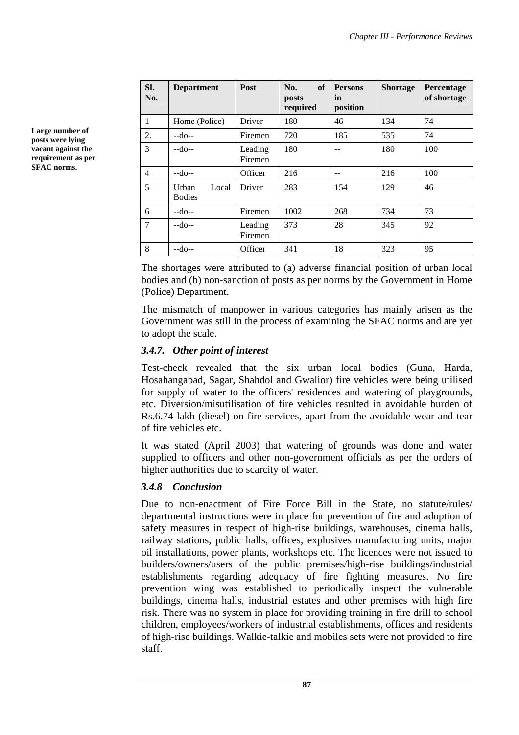**Large number of posts were lying vacant against the requirement as per SFAC norms.**

| Sl. No. | Department | Post | No. of posts required | Persons in position | Shortage | Percentage of shortage |
|---|---|---|---|---|---|---|
| 1 | Home (Police) | Driver | 180 | 46 | 134 | 74 |
| 2. | --do-- | Firemen | 720 | 185 | 535 | 74 |
| 3 | --do-- | Leading Firemen | 180 | -- | 180 | 100 |
| 4 | --do-- | Officer | 216 | -- | 216 | 100 |
| 5 | Urban Local Bodies | Driver | 283 | 154 | 129 | 46 |
| 6 | --do-- | Firemen | 1002 | 268 | 734 | 73 |
| 7 | --do-- | Leading Firemen | 373 | 28 | 345 | 92 |
| 8 | --do-- | Officer | 341 | 18 | 323 | 95 |

The shortages were attributed to (a) adverse financial position of urban local bodies and (b) non-sanction of posts as per norms by the Government in Home (Police) Department.

The mismatch of manpower in various categories has mainly arisen as the Government was still in the process of examining the SFAC norms and are yet to adopt the scale.

### *3.4.7. Other point of interest*

Test-check revealed that the six urban local bodies (Guna, Harda, Hosahangabad, Sagar, Shahdol and Gwalior) fire vehicles were being utilised for supply of water to the officers' residences and watering of playgrounds, etc. Diversion/misutilisation of fire vehicles resulted in avoidable burden of Rs.6.74 lakh (diesel) on fire services, apart from the avoidable wear and tear of fire vehicles etc.

It was stated (April 2003) that watering of grounds was done and water supplied to officers and other non-government officials as per the orders of higher authorities due to scarcity of water.

### *3.4.8 Conclusion*

Due to non-enactment of Fire Force Bill in the State, no statute/rules/ departmental instructions were in place for prevention of fire and adoption of safety measures in respect of high-rise buildings, warehouses, cinema halls, railway stations, public halls, offices, explosives manufacturing units, major oil installations, power plants, workshops etc. The licences were not issued to builders/owners/users of the public premises/high-rise buildings/industrial establishments regarding adequacy of fire fighting measures. No fire prevention wing was established to periodically inspect the vulnerable buildings, cinema halls, industrial estates and other premises with high fire risk. There was no system in place for providing training in fire drill to school children, employees/workers of industrial establishments, offices and residents of high-rise buildings. Walkie-talkie and mobiles sets were not provided to fire staff.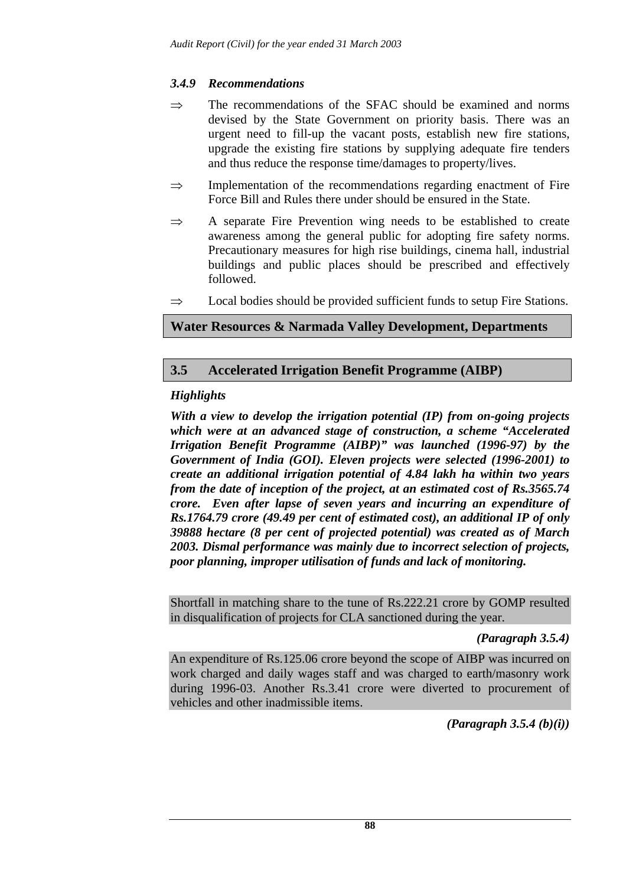### *3.4.9 Recommendations*

⇒ The recommendations of the SFAC should be examined and norms devised by the State Government on priority basis. There was an urgent need to fill-up the vacant posts, establish new fire stations, upgrade the existing fire stations by supplying adequate fire tenders and thus reduce the response time/damages to property/lives.

⇒ Implementation of the recommendations regarding enactment of Fire Force Bill and Rules there under should be ensured in the State.

⇒ A separate Fire Prevention wing needs to be established to create awareness among the general public for adopting fire safety norms. Precautionary measures for high rise buildings, cinema hall, industrial buildings and public places should be prescribed and effectively followed.

⇒ Local bodies should be provided sufficient funds to setup Fire Stations.

## Water Resources & Narmada Valley Development, Departments

## 3.5 Accelerated Irrigation Benefit Programme (AIBP)

### *Highlights*

***With a view to develop the irrigation potential (IP) from on-going projects which were at an advanced stage of construction, a scheme "Accelerated Irrigation Benefit Programme (AIBP)" was launched (1996-97) by the Government of India (GOI). Eleven projects were selected (1996-2001) to create an additional irrigation potential of 4.84 lakh ha within two years from the date of inception of the project, at an estimated cost of Rs.3565.74 crore. Even after lapse of seven years and incurring an expenditure of Rs.1764.79 crore (49.49 per cent of estimated cost), an additional IP of only 39888 hectare (8 per cent of projected potential) was created as of March 2003. Dismal performance was mainly due to incorrect selection of projects, poor planning, improper utilisation of funds and lack of monitoring.***

Shortfall in matching share to the tune of Rs.222.21 crore by GOMP resulted in disqualification of projects for CLA sanctioned during the year.

***(Paragraph 3.5.4)***

An expenditure of Rs.125.06 crore beyond the scope of AIBP was incurred on work charged and daily wages staff and was charged to earth/masonry work during 1996-03. Another Rs.3.41 crore were diverted to procurement of vehicles and other inadmissible items.

***(Paragraph 3.5.4 (b)(i))***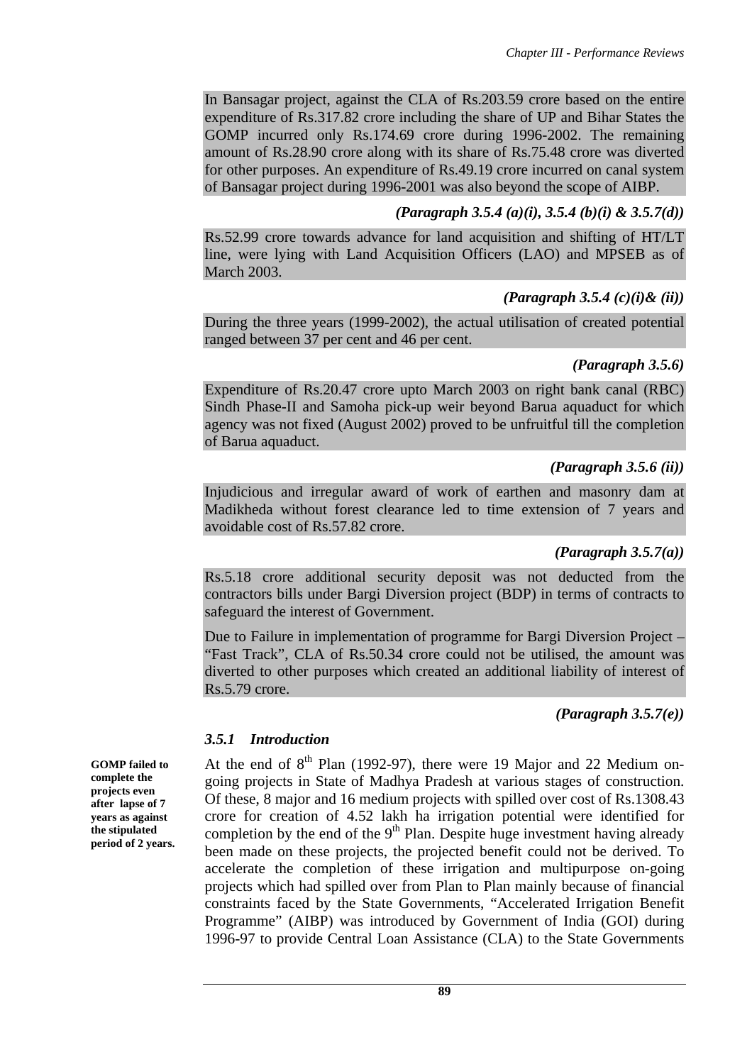In Bansagar project, against the CLA of Rs.203.59 crore based on the entire expenditure of Rs.317.82 crore including the share of UP and Bihar States the GOMP incurred only Rs.174.69 crore during 1996-2002. The remaining amount of Rs.28.90 crore along with its share of Rs.75.48 crore was diverted for other purposes. An expenditure of Rs.49.19 crore incurred on canal system of Bansagar project during 1996-2001 was also beyond the scope of AIBP.

*(Paragraph 3.5.4 (a)(i), 3.5.4 (b)(i) & 3.5.7(d))*

Rs.52.99 crore towards advance for land acquisition and shifting of HT/LT line, were lying with Land Acquisition Officers (LAO) and MPSEB as of March 2003.

*(Paragraph 3.5.4 (c)(i)& (ii))*

During the three years (1999-2002), the actual utilisation of created potential ranged between 37 per cent and 46 per cent.

*(Paragraph 3.5.6)*

Expenditure of Rs.20.47 crore upto March 2003 on right bank canal (RBC) Sindh Phase-II and Samoha pick-up weir beyond Barua aquaduct for which agency was not fixed (August 2002) proved to be unfruitful till the completion of Barua aquaduct.

*(Paragraph 3.5.6 (ii))*

Injudicious and irregular award of work of earthen and masonry dam at Madikheda without forest clearance led to time extension of 7 years and avoidable cost of Rs.57.82 crore.

*(Paragraph 3.5.7(a))*

Rs.5.18 crore additional security deposit was not deducted from the contractors bills under Bargi Diversion project (BDP) in terms of contracts to safeguard the interest of Government.

Due to Failure in implementation of programme for Bargi Diversion Project – "Fast Track", CLA of Rs.50.34 crore could not be utilised, the amount was diverted to other purposes which created an additional liability of interest of Rs.5.79 crore.

*(Paragraph 3.5.7(e))*

### *3.5.1 Introduction*

**GOMP failed to complete the projects even after lapse of 7 years as against the stipulated period of 2 years.**

At the end of 8th Plan (1992-97), there were 19 Major and 22 Medium on-going projects in State of Madhya Pradesh at various stages of construction. Of these, 8 major and 16 medium projects with spilled over cost of Rs.1308.43 crore for creation of 4.52 lakh ha irrigation potential were identified for completion by the end of the 9th Plan. Despite huge investment having already been made on these projects, the projected benefit could not be derived. To accelerate the completion of these irrigation and multipurpose on-going projects which had spilled over from Plan to Plan mainly because of financial constraints faced by the State Governments, "Accelerated Irrigation Benefit Programme" (AIBP) was introduced by Government of India (GOI) during 1996-97 to provide Central Loan Assistance (CLA) to the State Governments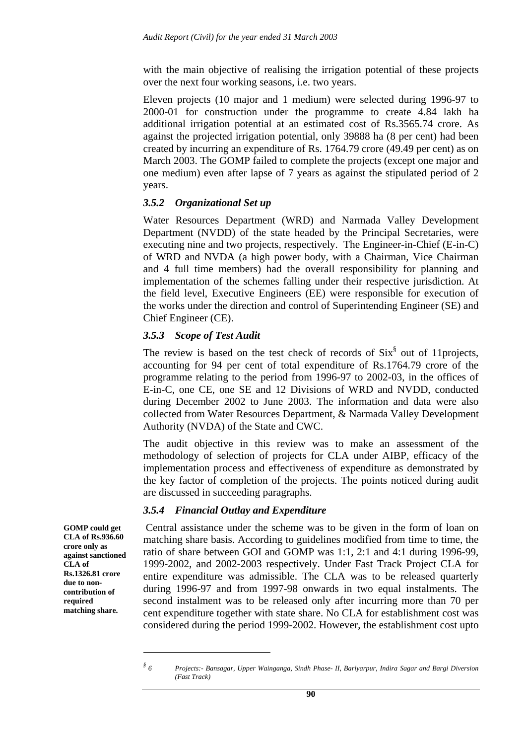with the main objective of realising the irrigation potential of these projects over the next four working seasons, i.e. two years.

Eleven projects (10 major and 1 medium) were selected during 1996-97 to 2000-01 for construction under the programme to create 4.84 lakh ha additional irrigation potential at an estimated cost of Rs.3565.74 crore. As against the projected irrigation potential, only 39888 ha (8 per cent) had been created by incurring an expenditure of Rs. 1764.79 crore (49.49 per cent) as on March 2003. The GOMP failed to complete the projects (except one major and one medium) even after lapse of 7 years as against the stipulated period of 2 years.

### *3.5.2 Organizational Set up*

Water Resources Department (WRD) and Narmada Valley Development Department (NVDD) of the state headed by the Principal Secretaries, were executing nine and two projects, respectively. The Engineer-in-Chief (E-in-C) of WRD and NVDA (a high power body, with a Chairman, Vice Chairman and 4 full time members) had the overall responsibility for planning and implementation of the schemes falling under their respective jurisdiction. At the field level, Executive Engineers (EE) were responsible for execution of the works under the direction and control of Superintending Engineer (SE) and Chief Engineer (CE).

### *3.5.3 Scope of Test Audit*

The review is based on the test check of records of Six[§] out of 11projects, accounting for 94 per cent of total expenditure of Rs.1764.79 crore of the programme relating to the period from 1996-97 to 2002-03, in the offices of E-in-C, one CE, one SE and 12 Divisions of WRD and NVDD, conducted during December 2002 to June 2003. The information and data were also collected from Water Resources Department, & Narmada Valley Development Authority (NVDA) of the State and CWC.

The audit objective in this review was to make an assessment of the methodology of selection of projects for CLA under AIBP, efficacy of the implementation process and effectiveness of expenditure as demonstrated by the key factor of completion of the projects. The points noticed during audit are discussed in succeeding paragraphs.

### *3.5.4 Financial Outlay and Expenditure*

**GOMP could get CLA of Rs.936.60 crore only as against sanctioned CLA of Rs.1326.81 crore due to non-contribution of required matching share.**

Central assistance under the scheme was to be given in the form of loan on matching share basis. According to guidelines modified from time to time, the ratio of share between GOI and GOMP was 1:1, 2:1 and 4:1 during 1996-99, 1999-2002, and 2002-2003 respectively. Under Fast Track Project CLA for entire expenditure was admissible. The CLA was to be released quarterly during 1996-97 and from 1997-98 onwards in two equal instalments. The second instalment was to be released only after incurring more than 70 per cent expenditure together with state share. No CLA for establishment cost was considered during the period 1999-2002. However, the establishment cost upto

---

[§] *6 Projects:- Bansagar, Upper Wainganga, Sindh Phase- II, Bariyarpur, Indira Sagar and Bargi Diversion (Fast Track)*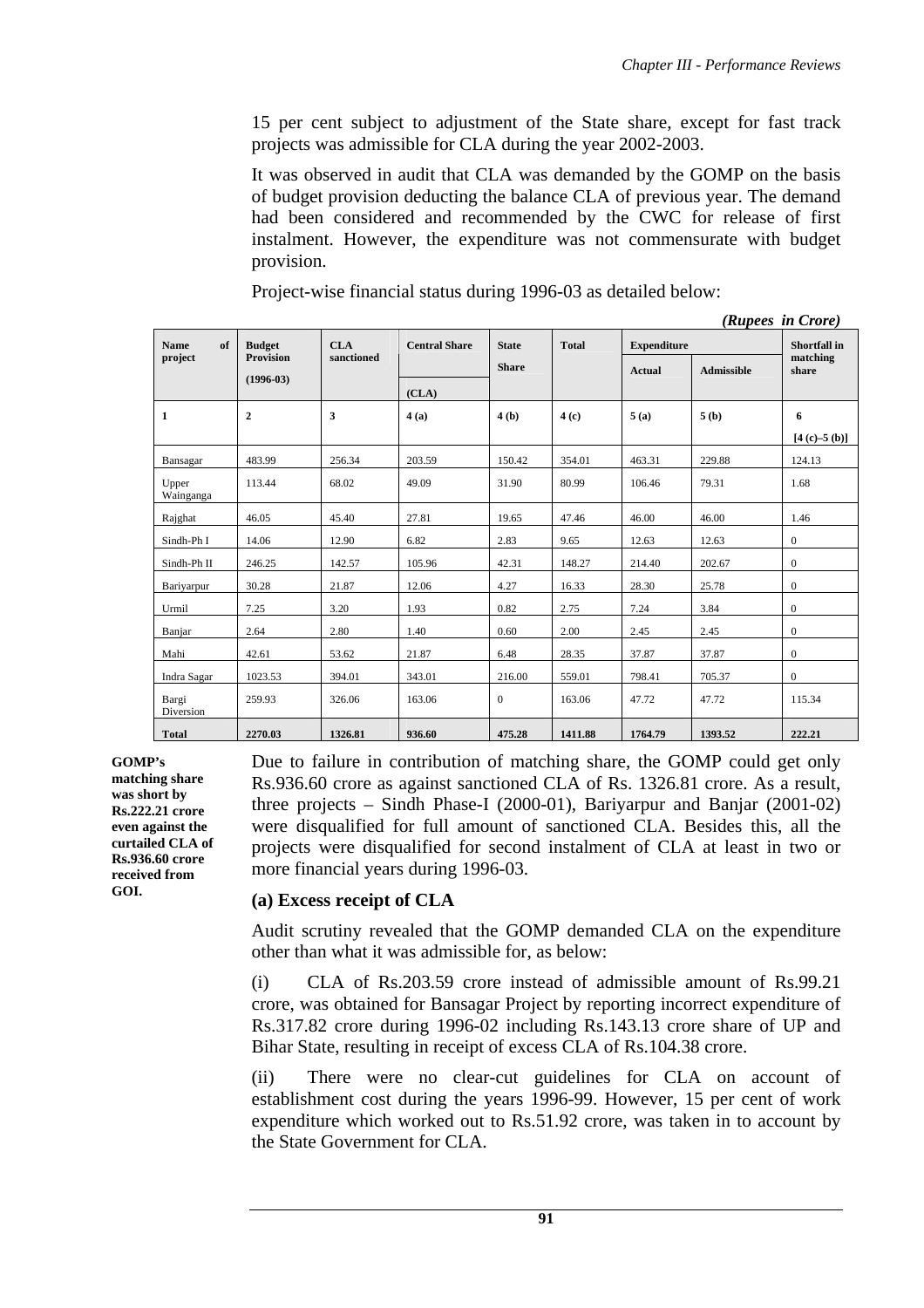15 per cent subject to adjustment of the State share, except for fast track projects was admissible for CLA during the year 2002-2003.

It was observed in audit that CLA was demanded by the GOMP on the basis of budget provision deducting the balance CLA of previous year. The demand had been considered and recommended by the CWC for release of first instalment. However, the expenditure was not commensurate with budget provision.

Project-wise financial status during 1996-03 as detailed below:

*(Rupees in Crore)*

| Name of project | Budget Provision (1996-03) | CLA sanctioned | Central Share (CLA) | State Share | Total | Expenditure | | Shortfall in matching share |
|---|---|---|---|---|---|---|---|---|
| | | | | | | Actual | Admissible | |
| 1 | 2 | 3 | 4 (a) | 4 (b) | 4 (c) | 5 (a) | 5 (b) | 6 [4 (c)–5 (b)] |
| Bansagar | 483.99 | 256.34 | 203.59 | 150.42 | 354.01 | 463.31 | 229.88 | 124.13 |
| Upper Wainganga | 113.44 | 68.02 | 49.09 | 31.90 | 80.99 | 106.46 | 79.31 | 1.68 |
| Rajghat | 46.05 | 45.40 | 27.81 | 19.65 | 47.46 | 46.00 | 46.00 | 1.46 |
| Sindh-Ph I | 14.06 | 12.90 | 6.82 | 2.83 | 9.65 | 12.63 | 12.63 | 0 |
| Sindh-Ph II | 246.25 | 142.57 | 105.96 | 42.31 | 148.27 | 214.40 | 202.67 | 0 |
| Bariyarpur | 30.28 | 21.87 | 12.06 | 4.27 | 16.33 | 28.30 | 25.78 | 0 |
| Urmil | 7.25 | 3.20 | 1.93 | 0.82 | 2.75 | 7.24 | 3.84 | 0 |
| Banjar | 2.64 | 2.80 | 1.40 | 0.60 | 2.00 | 2.45 | 2.45 | 0 |
| Mahi | 42.61 | 53.62 | 21.87 | 6.48 | 28.35 | 37.87 | 37.87 | 0 |
| Indra Sagar | 1023.53 | 394.01 | 343.01 | 216.00 | 559.01 | 798.41 | 705.37 | 0 |
| Bargi Diversion | 259.93 | 326.06 | 163.06 | 0 | 163.06 | 47.72 | 47.72 | 115.34 |
| **Total** | **2270.03** | **1326.81** | **936.60** | **475.28** | **1411.88** | **1764.79** | **1393.52** | **222.21** |

**GOMP's matching share was short by Rs.222.21 crore even against the curtailed CLA of Rs.936.60 crore received from GOI.**

Due to failure in contribution of matching share, the GOMP could get only Rs.936.60 crore as against sanctioned CLA of Rs. 1326.81 crore. As a result, three projects – Sindh Phase-I (2000-01), Bariyarpur and Banjar (2001-02) were disqualified for full amount of sanctioned CLA. Besides this, all the projects were disqualified for second instalment of CLA at least in two or more financial years during 1996-03.

### (a) Excess receipt of CLA

Audit scrutiny revealed that the GOMP demanded CLA on the expenditure other than what it was admissible for, as below:

(i) CLA of Rs.203.59 crore instead of admissible amount of Rs.99.21 crore, was obtained for Bansagar Project by reporting incorrect expenditure of Rs.317.82 crore during 1996-02 including Rs.143.13 crore share of UP and Bihar State, resulting in receipt of excess CLA of Rs.104.38 crore.

(ii) There were no clear-cut guidelines for CLA on account of establishment cost during the years 1996-99. However, 15 per cent of work expenditure which worked out to Rs.51.92 crore, was taken in to account by the State Government for CLA.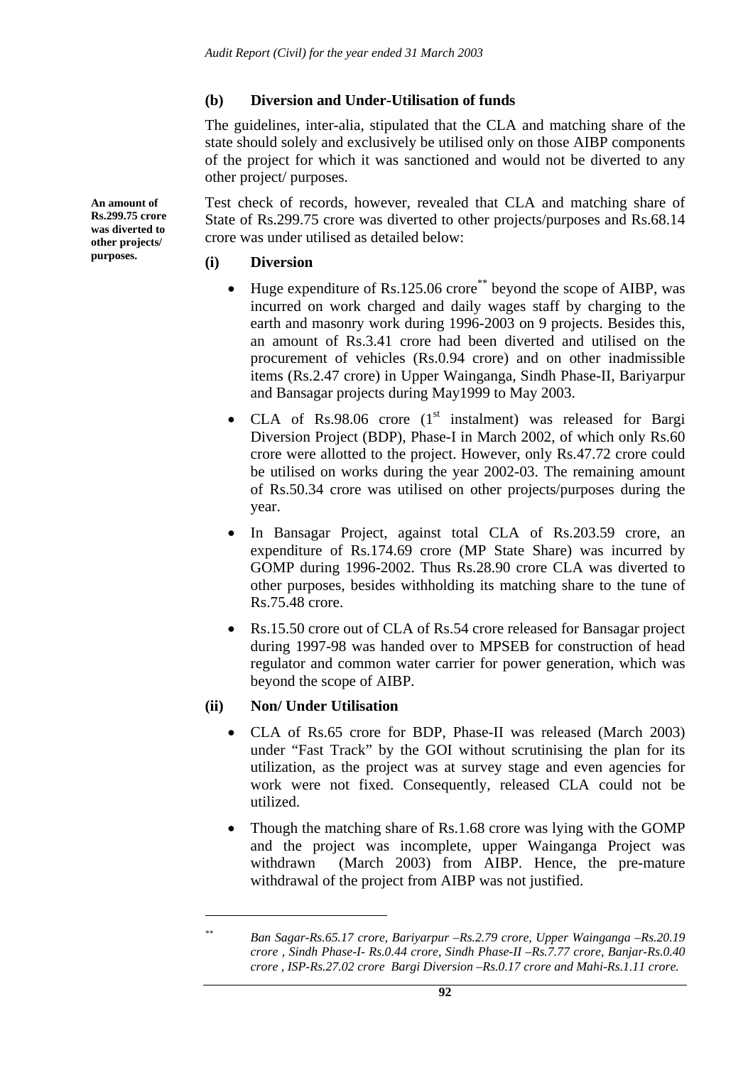### (b) Diversion and Under-Utilisation of funds

The guidelines, inter-alia, stipulated that the CLA and matching share of the state should solely and exclusively be utilised only on those AIBP components of the project for which it was sanctioned and would not be diverted to any other project/ purposes.

**An amount of Rs.299.75 crore was diverted to other projects/ purposes.**

Test check of records, however, revealed that CLA and matching share of State of Rs.299.75 crore was diverted to other projects/purposes and Rs.68.14 crore was under utilised as detailed below:

#### (i) Diversion

- Huge expenditure of Rs.125.06 crore[**] beyond the scope of AIBP, was incurred on work charged and daily wages staff by charging to the earth and masonry work during 1996-2003 on 9 projects. Besides this, an amount of Rs.3.41 crore had been diverted and utilised on the procurement of vehicles (Rs.0.94 crore) and on other inadmissible items (Rs.2.47 crore) in Upper Wainganga, Sindh Phase-II, Bariyarpur and Bansagar projects during May1999 to May 2003.
- CLA of Rs.98.06 crore (1st instalment) was released for Bargi Diversion Project (BDP), Phase-I in March 2002, of which only Rs.60 crore were allotted to the project. However, only Rs.47.72 crore could be utilised on works during the year 2002-03. The remaining amount of Rs.50.34 crore was utilised on other projects/purposes during the year.
- In Bansagar Project, against total CLA of Rs.203.59 crore, an expenditure of Rs.174.69 crore (MP State Share) was incurred by GOMP during 1996-2002. Thus Rs.28.90 crore CLA was diverted to other purposes, besides withholding its matching share to the tune of Rs.75.48 crore.
- Rs.15.50 crore out of CLA of Rs.54 crore released for Bansagar project during 1997-98 was handed over to MPSEB for construction of head regulator and common water carrier for power generation, which was beyond the scope of AIBP.

#### (ii) Non/ Under Utilisation

- CLA of Rs.65 crore for BDP, Phase-II was released (March 2003) under "Fast Track" by the GOI without scrutinising the plan for its utilization, as the project was at survey stage and even agencies for work were not fixed. Consequently, released CLA could not be utilized.
- Though the matching share of Rs.1.68 crore was lying with the GOMP and the project was incomplete, upper Wainganga Project was withdrawn (March 2003) from AIBP. Hence, the pre-mature withdrawal of the project from AIBP was not justified.

---

[**] *Ban Sagar-Rs.65.17 crore, Bariyarpur –Rs.2.79 crore, Upper Wainganga –Rs.20.19 crore , Sindh Phase-I- Rs.0.44 crore, Sindh Phase-II –Rs.7.77 crore, Banjar-Rs.0.40 crore , ISP-Rs.27.02 crore Bargi Diversion –Rs.0.17 crore and Mahi-Rs.1.11 crore.*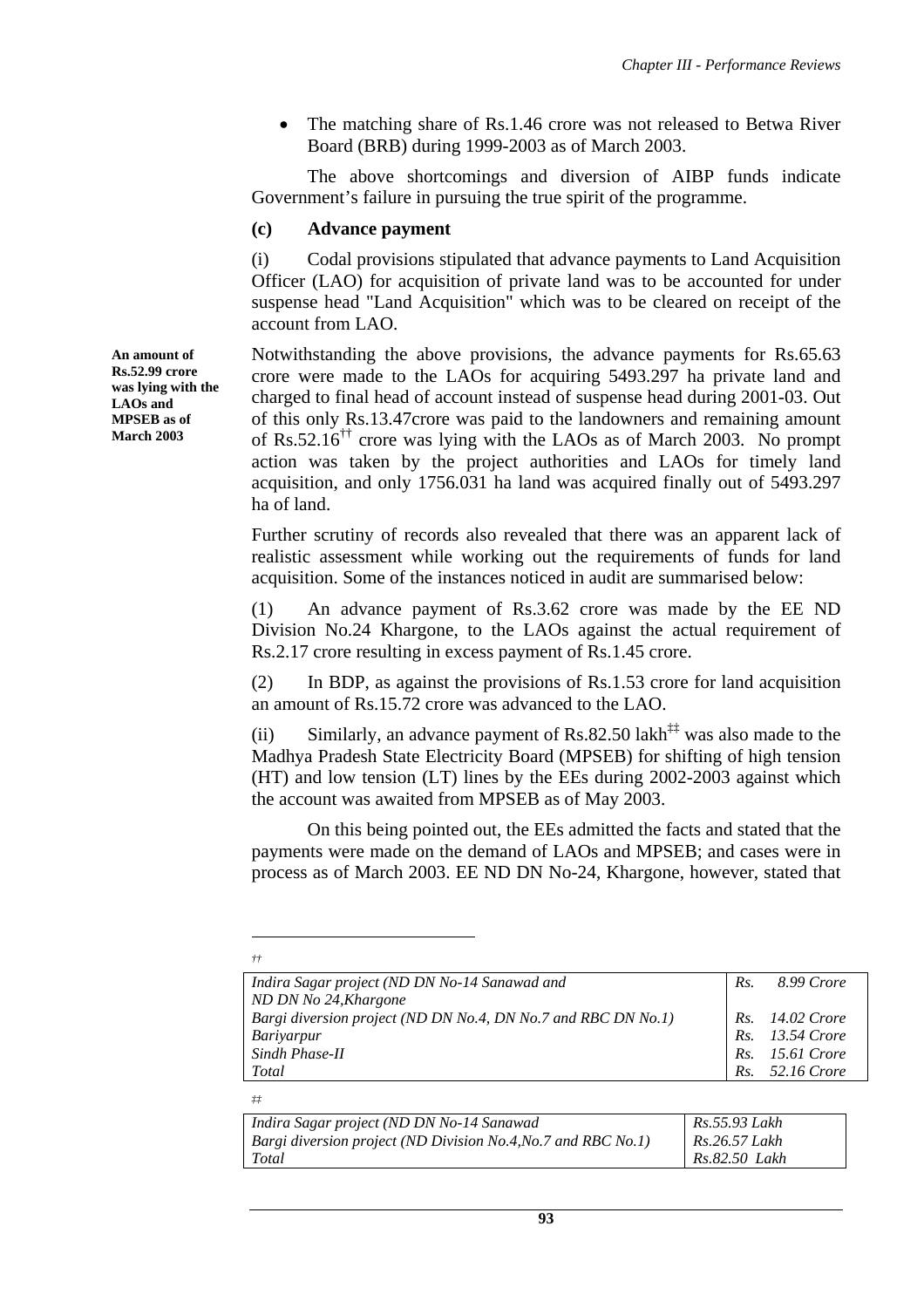- The matching share of Rs.1.46 crore was not released to Betwa River Board (BRB) during 1999-2003 as of March 2003.

The above shortcomings and diversion of AIBP funds indicate Government's failure in pursuing the true spirit of the programme.

### (c) Advance payment

(i) Codal provisions stipulated that advance payments to Land Acquisition Officer (LAO) for acquisition of private land was to be accounted for under suspense head "Land Acquisition" which was to be cleared on receipt of the account from LAO.

**An amount of Rs.52.99 crore was lying with the LAOs and MPSEB as of March 2003**

Notwithstanding the above provisions, the advance payments for Rs.65.63 crore were made to the LAOs for acquiring 5493.297 ha private land and charged to final head of account instead of suspense head during 2001-03. Out of this only Rs.13.47crore was paid to the landowners and remaining amount of Rs.52.16[††] crore was lying with the LAOs as of March 2003. No prompt action was taken by the project authorities and LAOs for timely land acquisition, and only 1756.031 ha land was acquired finally out of 5493.297 ha of land.

Further scrutiny of records also revealed that there was an apparent lack of realistic assessment while working out the requirements of funds for land acquisition. Some of the instances noticed in audit are summarised below:

(1) An advance payment of Rs.3.62 crore was made by the EE ND Division No.24 Khargone, to the LAOs against the actual requirement of Rs.2.17 crore resulting in excess payment of Rs.1.45 crore.

(2) In BDP, as against the provisions of Rs.1.53 crore for land acquisition an amount of Rs.15.72 crore was advanced to the LAO.

(ii) Similarly, an advance payment of Rs.82.50 lakh[‡‡] was also made to the Madhya Pradesh State Electricity Board (MPSEB) for shifting of high tension (HT) and low tension (LT) lines by the EEs during 2002-2003 against which the account was awaited from MPSEB as of May 2003.

On this being pointed out, the EEs admitted the facts and stated that the payments were made on the demand of LAOs and MPSEB; and cases were in process as of March 2003. EE ND DN No-24, Khargone, however, stated that

---

[††]

| | |
|---|---|
| *Indira Sagar project (ND DN No-14 Sanawad and ND DN No 24,Khargone* | *Rs. 8.99 Crore* |
| *Bargi diversion project (ND DN No.4, DN No.7 and RBC DN No.1)* | *Rs. 14.02 Crore* |
| *Bariyarpur* | *Rs. 13.54 Crore* |
| *Sindh Phase-II* | *Rs. 15.61 Crore* |
| *Total* | *Rs. 52.16 Crore* |

[‡‡]

| | |
|---|---|
| *Indira Sagar project (ND DN No-14 Sanawad* | *Rs.55.93 Lakh* |
| *Bargi diversion project (ND Division No.4,No.7 and RBC No.1)* | *Rs.26.57 Lakh* |
| *Total* | *Rs.82.50 Lakh* |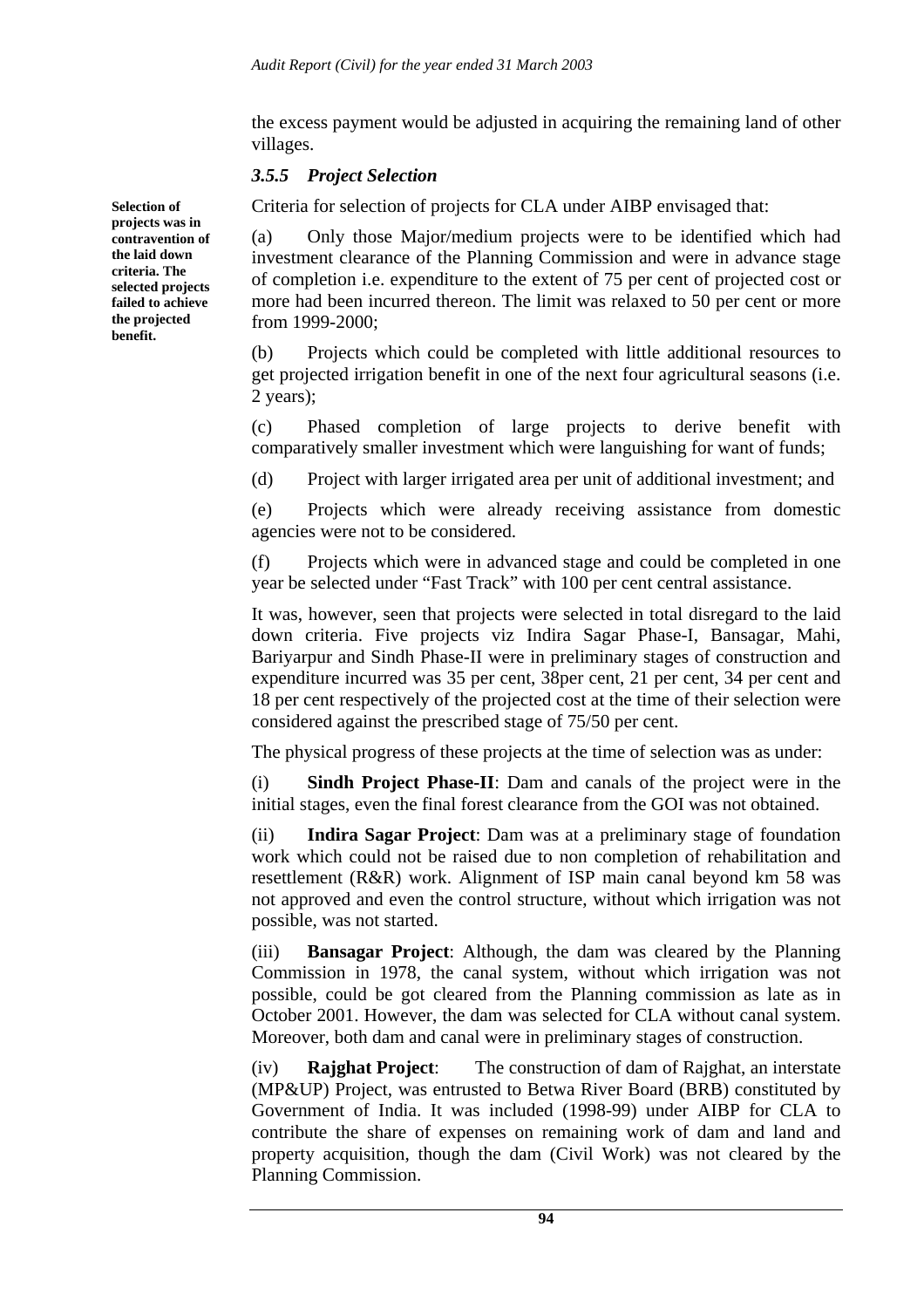the excess payment would be adjusted in acquiring the remaining land of other villages.

### *3.5.5 Project Selection*

**Selection of projects was in contravention of the laid down criteria. The selected projects failed to achieve the projected benefit.**

Criteria for selection of projects for CLA under AIBP envisaged that:

(a) Only those Major/medium projects were to be identified which had investment clearance of the Planning Commission and were in advance stage of completion i.e. expenditure to the extent of 75 per cent of projected cost or more had been incurred thereon. The limit was relaxed to 50 per cent or more from 1999-2000;

(b) Projects which could be completed with little additional resources to get projected irrigation benefit in one of the next four agricultural seasons (i.e. 2 years);

(c) Phased completion of large projects to derive benefit with comparatively smaller investment which were languishing for want of funds;

(d) Project with larger irrigated area per unit of additional investment; and

(e) Projects which were already receiving assistance from domestic agencies were not to be considered.

(f) Projects which were in advanced stage and could be completed in one year be selected under "Fast Track" with 100 per cent central assistance.

It was, however, seen that projects were selected in total disregard to the laid down criteria. Five projects viz Indira Sagar Phase-I, Bansagar, Mahi, Bariyarpur and Sindh Phase-II were in preliminary stages of construction and expenditure incurred was 35 per cent, 38per cent, 21 per cent, 34 per cent and 18 per cent respectively of the projected cost at the time of their selection were considered against the prescribed stage of 75/50 per cent.

The physical progress of these projects at the time of selection was as under:

(i) **Sindh Project Phase-II**: Dam and canals of the project were in the initial stages, even the final forest clearance from the GOI was not obtained.

(ii) **Indira Sagar Project**: Dam was at a preliminary stage of foundation work which could not be raised due to non completion of rehabilitation and resettlement (R&R) work. Alignment of ISP main canal beyond km 58 was not approved and even the control structure, without which irrigation was not possible, was not started.

(iii) **Bansagar Project**: Although, the dam was cleared by the Planning Commission in 1978, the canal system, without which irrigation was not possible, could be got cleared from the Planning commission as late as in October 2001. However, the dam was selected for CLA without canal system. Moreover, both dam and canal were in preliminary stages of construction.

(iv) **Rajghat Project**: The construction of dam of Rajghat, an interstate (MP&UP) Project, was entrusted to Betwa River Board (BRB) constituted by Government of India. It was included (1998-99) under AIBP for CLA to contribute the share of expenses on remaining work of dam and land and property acquisition, though the dam (Civil Work) was not cleared by the Planning Commission.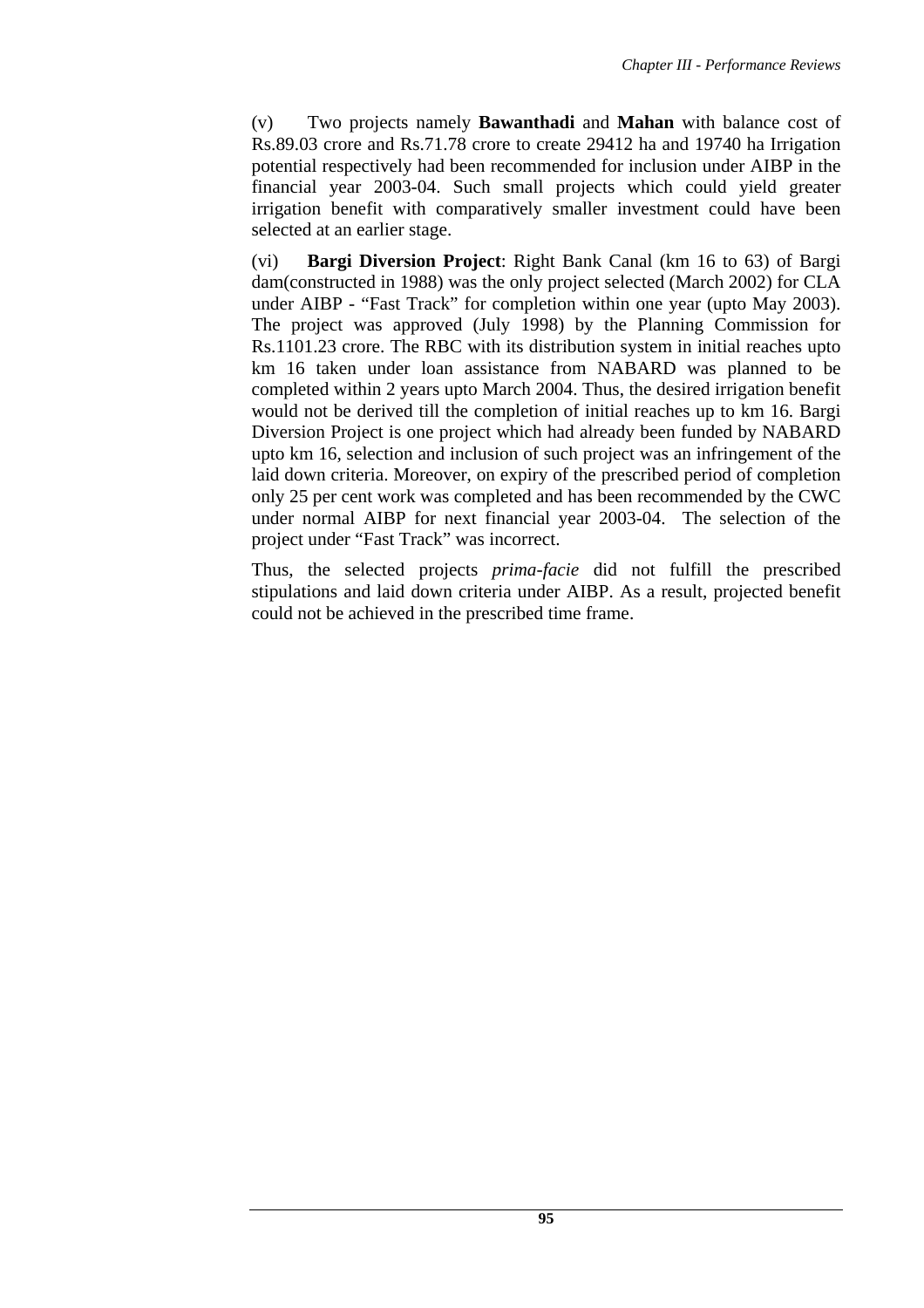(v) Two projects namely **Bawanthadi** and **Mahan** with balance cost of Rs.89.03 crore and Rs.71.78 crore to create 29412 ha and 19740 ha Irrigation potential respectively had been recommended for inclusion under AIBP in the financial year 2003-04. Such small projects which could yield greater irrigation benefit with comparatively smaller investment could have been selected at an earlier stage.

(vi) **Bargi Diversion Project**: Right Bank Canal (km 16 to 63) of Bargi dam(constructed in 1988) was the only project selected (March 2002) for CLA under AIBP - "Fast Track" for completion within one year (upto May 2003). The project was approved (July 1998) by the Planning Commission for Rs.1101.23 crore. The RBC with its distribution system in initial reaches upto km 16 taken under loan assistance from NABARD was planned to be completed within 2 years upto March 2004. Thus, the desired irrigation benefit would not be derived till the completion of initial reaches up to km 16. Bargi Diversion Project is one project which had already been funded by NABARD upto km 16, selection and inclusion of such project was an infringement of the laid down criteria. Moreover, on expiry of the prescribed period of completion only 25 per cent work was completed and has been recommended by the CWC under normal AIBP for next financial year 2003-04. The selection of the project under "Fast Track" was incorrect.

Thus, the selected projects *prima-facie* did not fulfill the prescribed stipulations and laid down criteria under AIBP. As a result, projected benefit could not be achieved in the prescribed time frame.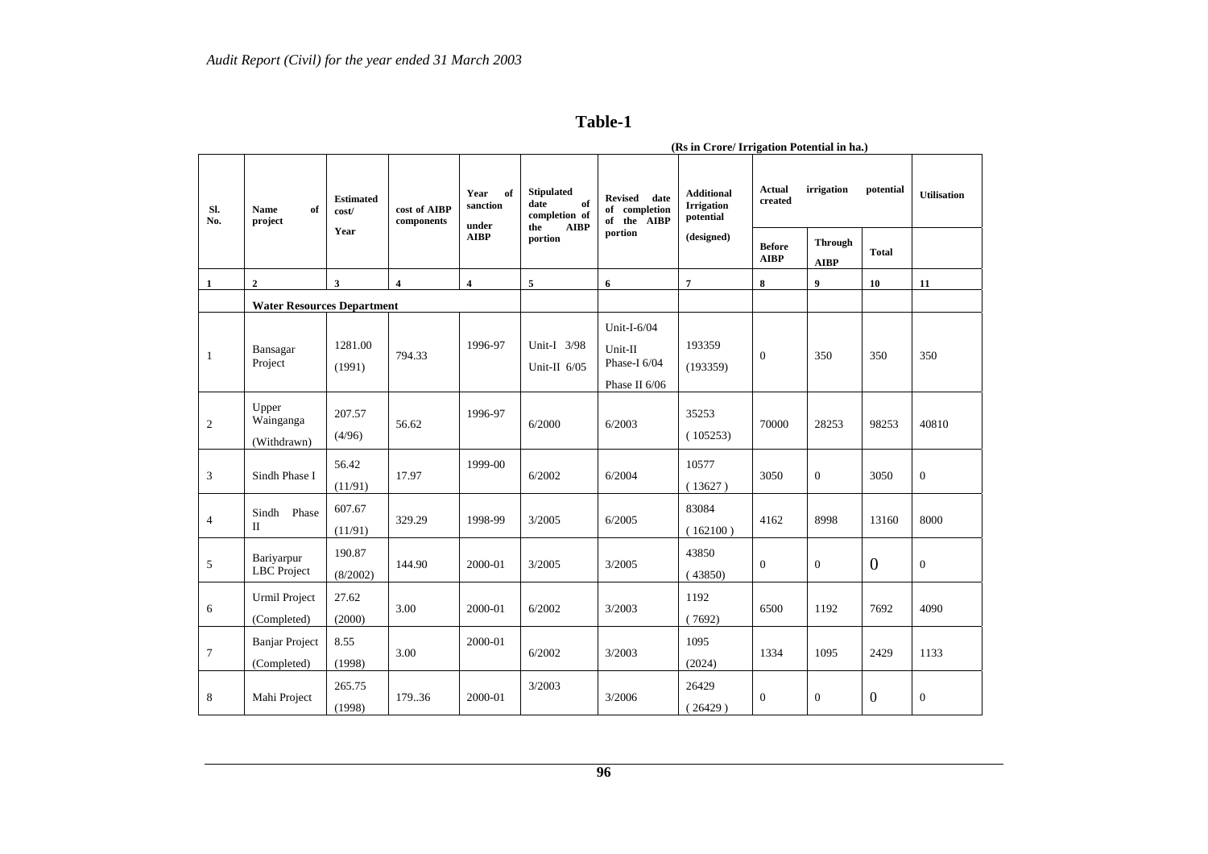## Table-1

(Rs in Crore/ Irrigation Potential in ha.)

| Sl. No. | Name of project | Estimated cost/ Year | cost of AIBP components | Year of sanction under AIBP | Stipulated date of completion of the AIBP portion | Revised date of completion of the AIBP portion | Additional Irrigation potential (designed) | Actual irrigation potential created | | | Utilisation |
|---|---|---|---|---|---|---|---|---|---|---|---|
| | | | | | | | | Before AIBP | Through AIBP | Total | |
| 1 | 2 | 3 | 4 | 4 | 5 | 6 | 7 | 8 | 9 | 10 | 11 |
| | **Water Resources Department** | | | | | | | | | | |
| 1 | Bansagar Project | 1281.00 (1991) | 794.33 | 1996-97 | Unit-I 3/98 Unit-II 6/05 | Unit-I-6/04 Unit-II Phase-I 6/04 Phase II 6/06 | 193359 (193359) | 0 | 350 | 350 | 350 |
| 2 | Upper Wainganga (Withdrawn) | 207.57 (4/96) | 56.62 | 1996-97 | 6/2000 | 6/2003 | 35253 ( 105253) | 70000 | 28253 | 98253 | 40810 |
| 3 | Sindh Phase I | 56.42 (11/91) | 17.97 | 1999-00 | 6/2002 | 6/2004 | 10577 ( 13627 ) | 3050 | 0 | 3050 | 0 |
| 4 | Sindh Phase II | 607.67 (11/91) | 329.29 | 1998-99 | 3/2005 | 6/2005 | 83084 ( 162100 ) | 4162 | 8998 | 13160 | 8000 |
| 5 | Bariyarpur LBC Project | 190.87 (8/2002) | 144.90 | 2000-01 | 3/2005 | 3/2005 | 43850 ( 43850) | 0 | 0 | 0 | 0 |
| 6 | Urmil Project (Completed) | 27.62 (2000) | 3.00 | 2000-01 | 6/2002 | 3/2003 | 1192 ( 7692) | 6500 | 1192 | 7692 | 4090 |
| 7 | Banjar Project (Completed) | 8.55 (1998) | 3.00 | 2000-01 | 6/2002 | 3/2003 | 1095 (2024) | 1334 | 1095 | 2429 | 1133 |
| 8 | Mahi Project | 265.75 (1998) | 179..36 | 2000-01 | 3/2003 | 3/2006 | 26429 ( 26429 ) | 0 | 0 | 0 | 0 |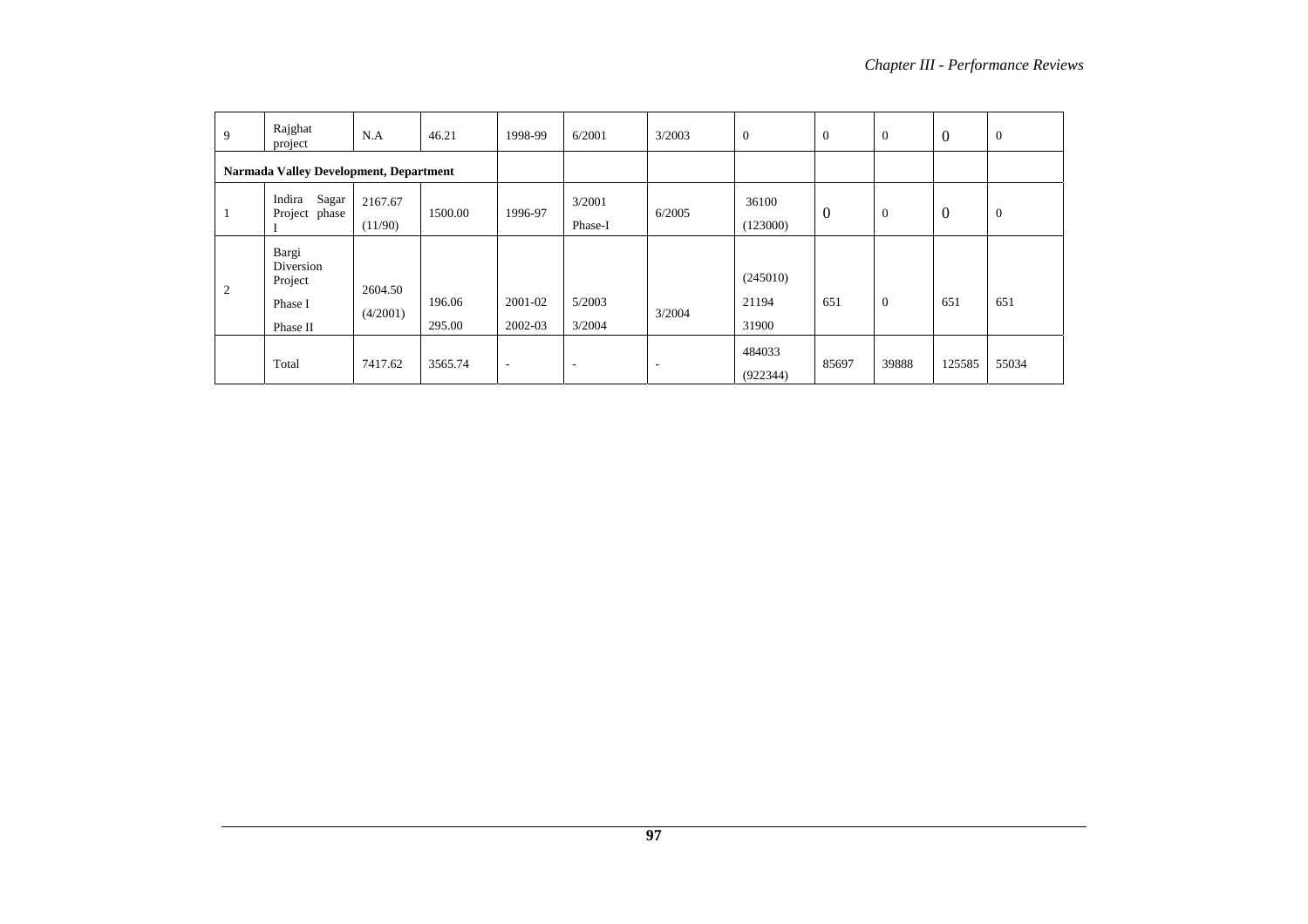| 9 | Rajghat project | N.A | 46.21 | 1998-99 | 6/2001 | 3/2003 | 0 | 0 | 0 | 0 | 0 |
|---|---|---|---|---|---|---|---|---|---|---|---|
| **Narmada Valley Development, Department** | | | | | | | | | | | |
| 1 | Indira Sagar Project phase I | 2167.67 (11/90) | 1500.00 | 1996-97 | 3/2001 Phase-I | 6/2005 | 36100 (123000) | 0 | 0 | 0 | 0 |
| 2 | Bargi Diversion Project Phase I Phase II | 2604.50 (4/2001) | 196.06 295.00 | 2001-02 2002-03 | 5/2003 3/2004 | 3/2004 | (245010) 21194 31900 | 651 | 0 | 651 | 651 |
| | Total | 7417.62 | 3565.74 | - | - | - | 484033 (922344) | 85697 | 39888 | 125585 | 55034 |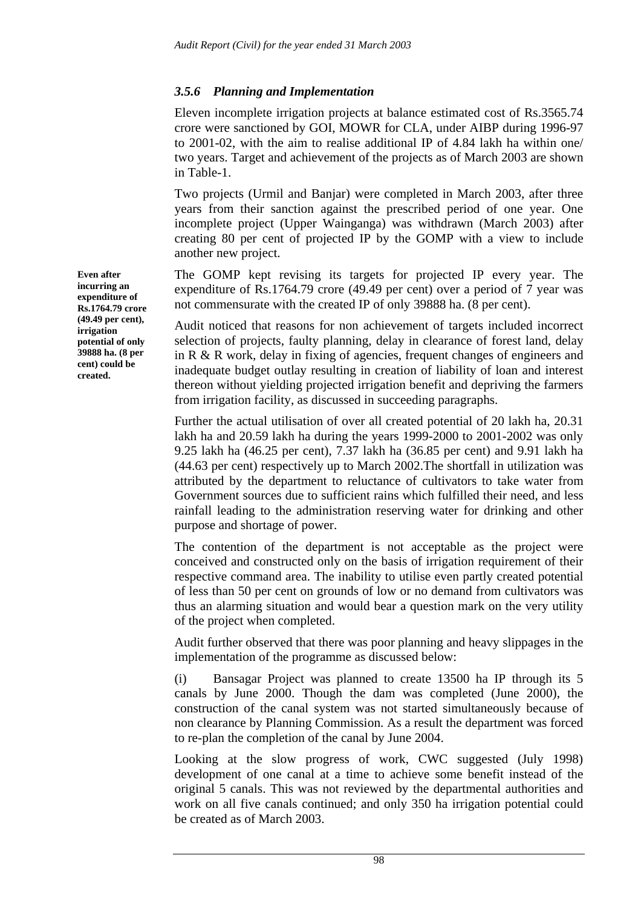### *3.5.6 Planning and Implementation*

Eleven incomplete irrigation projects at balance estimated cost of Rs.3565.74 crore were sanctioned by GOI, MOWR for CLA, under AIBP during 1996-97 to 2001-02, with the aim to realise additional IP of 4.84 lakh ha within one/ two years. Target and achievement of the projects as of March 2003 are shown in Table-1.

Two projects (Urmil and Banjar) were completed in March 2003, after three years from their sanction against the prescribed period of one year. One incomplete project (Upper Wainganga) was withdrawn (March 2003) after creating 80 per cent of projected IP by the GOMP with a view to include another new project.

**Even after incurring an expenditure of Rs.1764.79 crore (49.49 per cent), irrigation potential of only 39888 ha. (8 per cent) could be created.**

The GOMP kept revising its targets for projected IP every year. The expenditure of Rs.1764.79 crore (49.49 per cent) over a period of 7 year was not commensurate with the created IP of only 39888 ha. (8 per cent).

Audit noticed that reasons for non achievement of targets included incorrect selection of projects, faulty planning, delay in clearance of forest land, delay in R & R work, delay in fixing of agencies, frequent changes of engineers and inadequate budget outlay resulting in creation of liability of loan and interest thereon without yielding projected irrigation benefit and depriving the farmers from irrigation facility, as discussed in succeeding paragraphs.

Further the actual utilisation of over all created potential of 20 lakh ha, 20.31 lakh ha and 20.59 lakh ha during the years 1999-2000 to 2001-2002 was only 9.25 lakh ha (46.25 per cent), 7.37 lakh ha (36.85 per cent) and 9.91 lakh ha (44.63 per cent) respectively up to March 2002.The shortfall in utilization was attributed by the department to reluctance of cultivators to take water from Government sources due to sufficient rains which fulfilled their need, and less rainfall leading to the administration reserving water for drinking and other purpose and shortage of power.

The contention of the department is not acceptable as the project were conceived and constructed only on the basis of irrigation requirement of their respective command area. The inability to utilise even partly created potential of less than 50 per cent on grounds of low or no demand from cultivators was thus an alarming situation and would bear a question mark on the very utility of the project when completed.

Audit further observed that there was poor planning and heavy slippages in the implementation of the programme as discussed below:

(i) Bansagar Project was planned to create 13500 ha IP through its 5 canals by June 2000. Though the dam was completed (June 2000), the construction of the canal system was not started simultaneously because of non clearance by Planning Commission. As a result the department was forced to re-plan the completion of the canal by June 2004.

Looking at the slow progress of work, CWC suggested (July 1998) development of one canal at a time to achieve some benefit instead of the original 5 canals. This was not reviewed by the departmental authorities and work on all five canals continued; and only 350 ha irrigation potential could be created as of March 2003.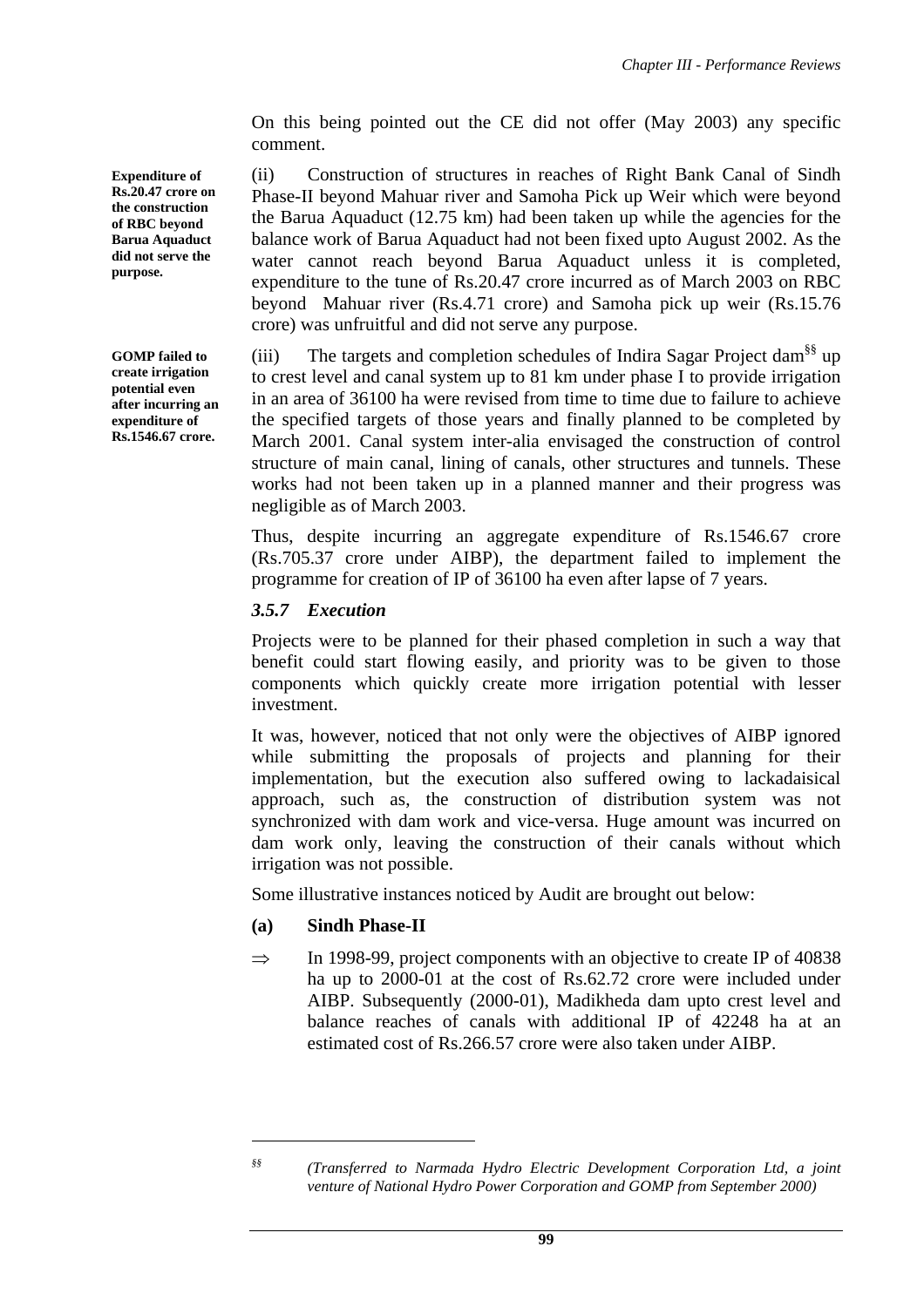On this being pointed out the CE did not offer (May 2003) any specific comment.

**Expenditure of Rs.20.47 crore on the construction of RBC beyond Barua Aquaduct did not serve the purpose.**

(ii) Construction of structures in reaches of Right Bank Canal of Sindh Phase-II beyond Mahuar river and Samoha Pick up Weir which were beyond the Barua Aquaduct (12.75 km) had been taken up while the agencies for the balance work of Barua Aquaduct had not been fixed upto August 2002. As the water cannot reach beyond Barua Aquaduct unless it is completed, expenditure to the tune of Rs.20.47 crore incurred as of March 2003 on RBC beyond Mahuar river (Rs.4.71 crore) and Samoha pick up weir (Rs.15.76 crore) was unfruitful and did not serve any purpose.

**GOMP failed to create irrigation potential even after incurring an expenditure of Rs.1546.67 crore.**

(iii) The targets and completion schedules of Indira Sagar Project dam[§§] up to crest level and canal system up to 81 km under phase I to provide irrigation in an area of 36100 ha were revised from time to time due to failure to achieve the specified targets of those years and finally planned to be completed by March 2001. Canal system inter-alia envisaged the construction of control structure of main canal, lining of canals, other structures and tunnels. These works had not been taken up in a planned manner and their progress was negligible as of March 2003.

Thus, despite incurring an aggregate expenditure of Rs.1546.67 crore (Rs.705.37 crore under AIBP), the department failed to implement the programme for creation of IP of 36100 ha even after lapse of 7 years.

### *3.5.7 Execution*

Projects were to be planned for their phased completion in such a way that benefit could start flowing easily, and priority was to be given to those components which quickly create more irrigation potential with lesser investment.

It was, however, noticed that not only were the objectives of AIBP ignored while submitting the proposals of projects and planning for their implementation, but the execution also suffered owing to lackadaisical approach, such as, the construction of distribution system was not synchronized with dam work and vice-versa. Huge amount was incurred on dam work only, leaving the construction of their canals without which irrigation was not possible.

Some illustrative instances noticed by Audit are brought out below:

**(a) Sindh Phase-II**

⇒ In 1998-99, project components with an objective to create IP of 40838 ha up to 2000-01 at the cost of Rs.62.72 crore were included under AIBP. Subsequently (2000-01), Madikheda dam upto crest level and balance reaches of canals with additional IP of 42248 ha at an estimated cost of Rs.266.57 crore were also taken under AIBP.

---

[§§] *(Transferred to Narmada Hydro Electric Development Corporation Ltd, a joint venture of National Hydro Power Corporation and GOMP from September 2000)*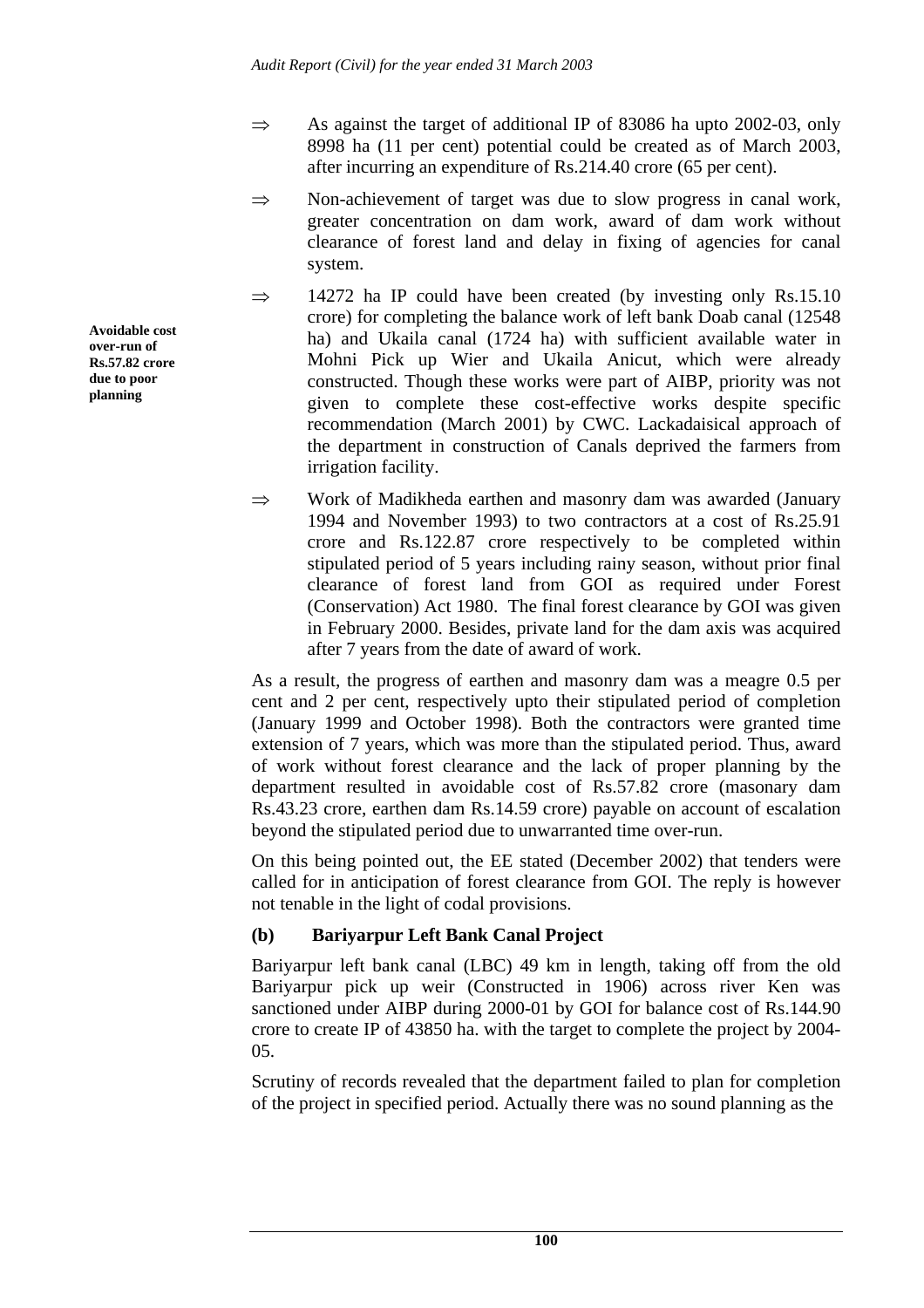- ⇒ As against the target of additional IP of 83086 ha upto 2002-03, only 8998 ha (11 per cent) potential could be created as of March 2003, after incurring an expenditure of Rs.214.40 crore (65 per cent).

- ⇒ Non-achievement of target was due to slow progress in canal work, greater concentration on dam work, award of dam work without clearance of forest land and delay in fixing of agencies for canal system.

- ⇒ 14272 ha IP could have been created (by investing only Rs.15.10 crore) for completing the balance work of left bank Doab canal (12548 ha) and Ukaila canal (1724 ha) with sufficient available water in Mohni Pick up Wier and Ukaila Anicut, which were already constructed. Though these works were part of AIBP, priority was not given to complete these cost-effective works despite specific recommendation (March 2001) by CWC. Lackadaisical approach of the department in construction of Canals deprived the farmers from irrigation facility.

**Avoidable cost over-run of Rs.57.82 crore due to poor planning**

- ⇒ Work of Madikheda earthen and masonry dam was awarded (January 1994 and November 1993) to two contractors at a cost of Rs.25.91 crore and Rs.122.87 crore respectively to be completed within stipulated period of 5 years including rainy season, without prior final clearance of forest land from GOI as required under Forest (Conservation) Act 1980. The final forest clearance by GOI was given in February 2000. Besides, private land for the dam axis was acquired after 7 years from the date of award of work.

As a result, the progress of earthen and masonry dam was a meagre 0.5 per cent and 2 per cent, respectively upto their stipulated period of completion (January 1999 and October 1998). Both the contractors were granted time extension of 7 years, which was more than the stipulated period. Thus, award of work without forest clearance and the lack of proper planning by the department resulted in avoidable cost of Rs.57.82 crore (masonary dam Rs.43.23 crore, earthen dam Rs.14.59 crore) payable on account of escalation beyond the stipulated period due to unwarranted time over-run.

On this being pointed out, the EE stated (December 2002) that tenders were called for in anticipation of forest clearance from GOI. The reply is however not tenable in the light of codal provisions.

### (b) Bariyarpur Left Bank Canal Project

Bariyarpur left bank canal (LBC) 49 km in length, taking off from the old Bariyarpur pick up weir (Constructed in 1906) across river Ken was sanctioned under AIBP during 2000-01 by GOI for balance cost of Rs.144.90 crore to create IP of 43850 ha. with the target to complete the project by 2004-05.

Scrutiny of records revealed that the department failed to plan for completion of the project in specified period. Actually there was no sound planning as the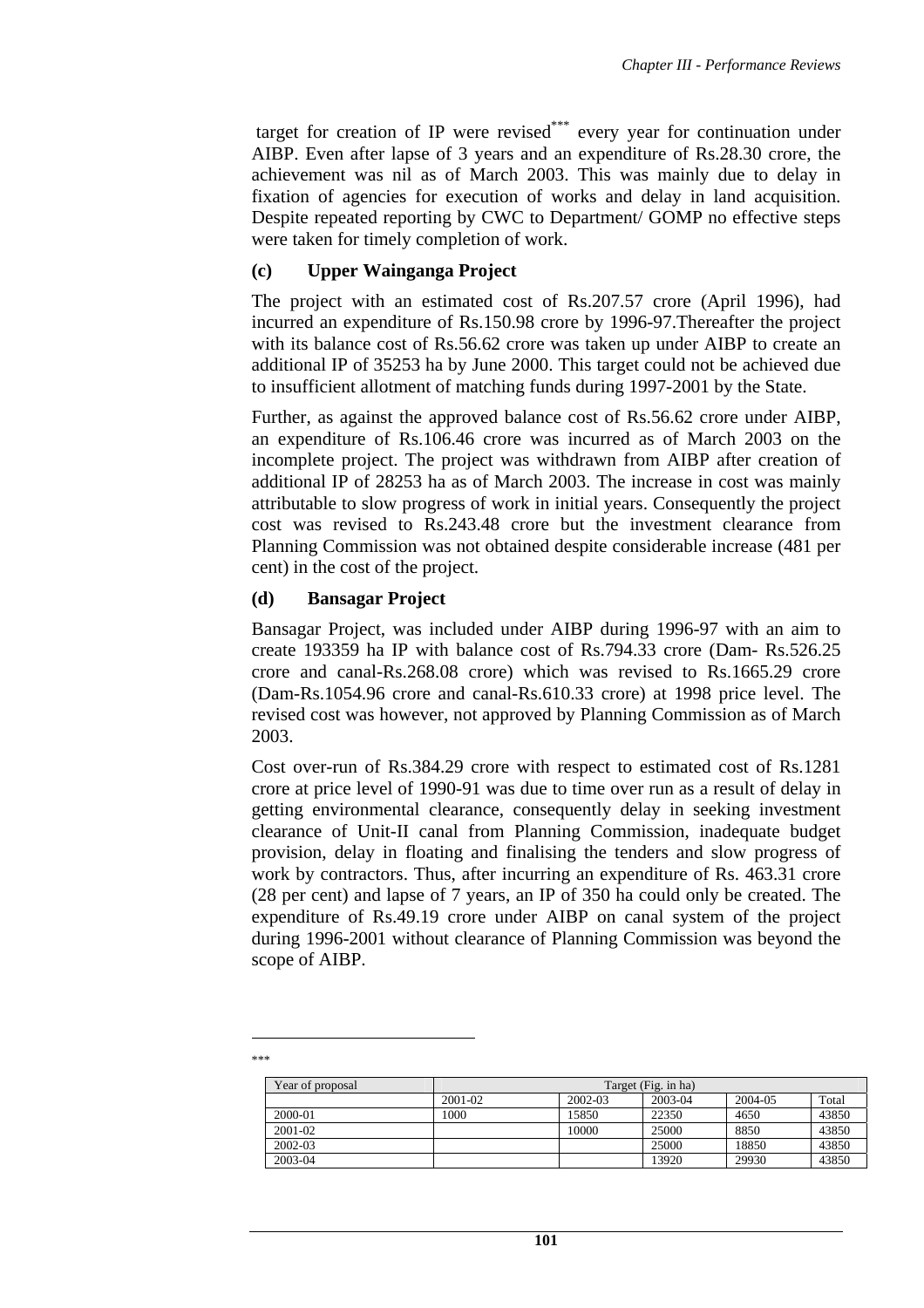target for creation of IP were revised*** every year for continuation under AIBP. Even after lapse of 3 years and an expenditure of Rs.28.30 crore, the achievement was nil as of March 2003. This was mainly due to delay in fixation of agencies for execution of works and delay in land acquisition. Despite repeated reporting by CWC to Department/ GOMP no effective steps were taken for timely completion of work.

### (c) Upper Wainganga Project

The project with an estimated cost of Rs.207.57 crore (April 1996), had incurred an expenditure of Rs.150.98 crore by 1996-97.Thereafter the project with its balance cost of Rs.56.62 crore was taken up under AIBP to create an additional IP of 35253 ha by June 2000. This target could not be achieved due to insufficient allotment of matching funds during 1997-2001 by the State.

Further, as against the approved balance cost of Rs.56.62 crore under AIBP, an expenditure of Rs.106.46 crore was incurred as of March 2003 on the incomplete project. The project was withdrawn from AIBP after creation of additional IP of 28253 ha as of March 2003. The increase in cost was mainly attributable to slow progress of work in initial years. Consequently the project cost was revised to Rs.243.48 crore but the investment clearance from Planning Commission was not obtained despite considerable increase (481 per cent) in the cost of the project.

### (d) Bansagar Project

Bansagar Project, was included under AIBP during 1996-97 with an aim to create 193359 ha IP with balance cost of Rs.794.33 crore (Dam- Rs.526.25 crore and canal-Rs.268.08 crore) which was revised to Rs.1665.29 crore (Dam-Rs.1054.96 crore and canal-Rs.610.33 crore) at 1998 price level. The revised cost was however, not approved by Planning Commission as of March 2003.

Cost over-run of Rs.384.29 crore with respect to estimated cost of Rs.1281 crore at price level of 1990-91 was due to time over run as a result of delay in getting environmental clearance, consequently delay in seeking investment clearance of Unit-II canal from Planning Commission, inadequate budget provision, delay in floating and finalising the tenders and slow progress of work by contractors. Thus, after incurring an expenditure of Rs. 463.31 crore (28 per cent) and lapse of 7 years, an IP of 350 ha could only be created. The expenditure of Rs.49.19 crore under AIBP on canal system of the project during 1996-2001 without clearance of Planning Commission was beyond the scope of AIBP.

---

***

| Year of proposal | Target (Fig. in ha) | | | | |
|---|---|---|---|---|---|
| | 2001-02 | 2002-03 | 2003-04 | 2004-05 | Total |
| 2000-01 | 1000 | 15850 | 22350 | 4650 | 43850 |
| 2001-02 | | 10000 | 25000 | 8850 | 43850 |
| 2002-03 | | | 25000 | 18850 | 43850 |
| 2003-04 | | | 13920 | 29930 | 43850 |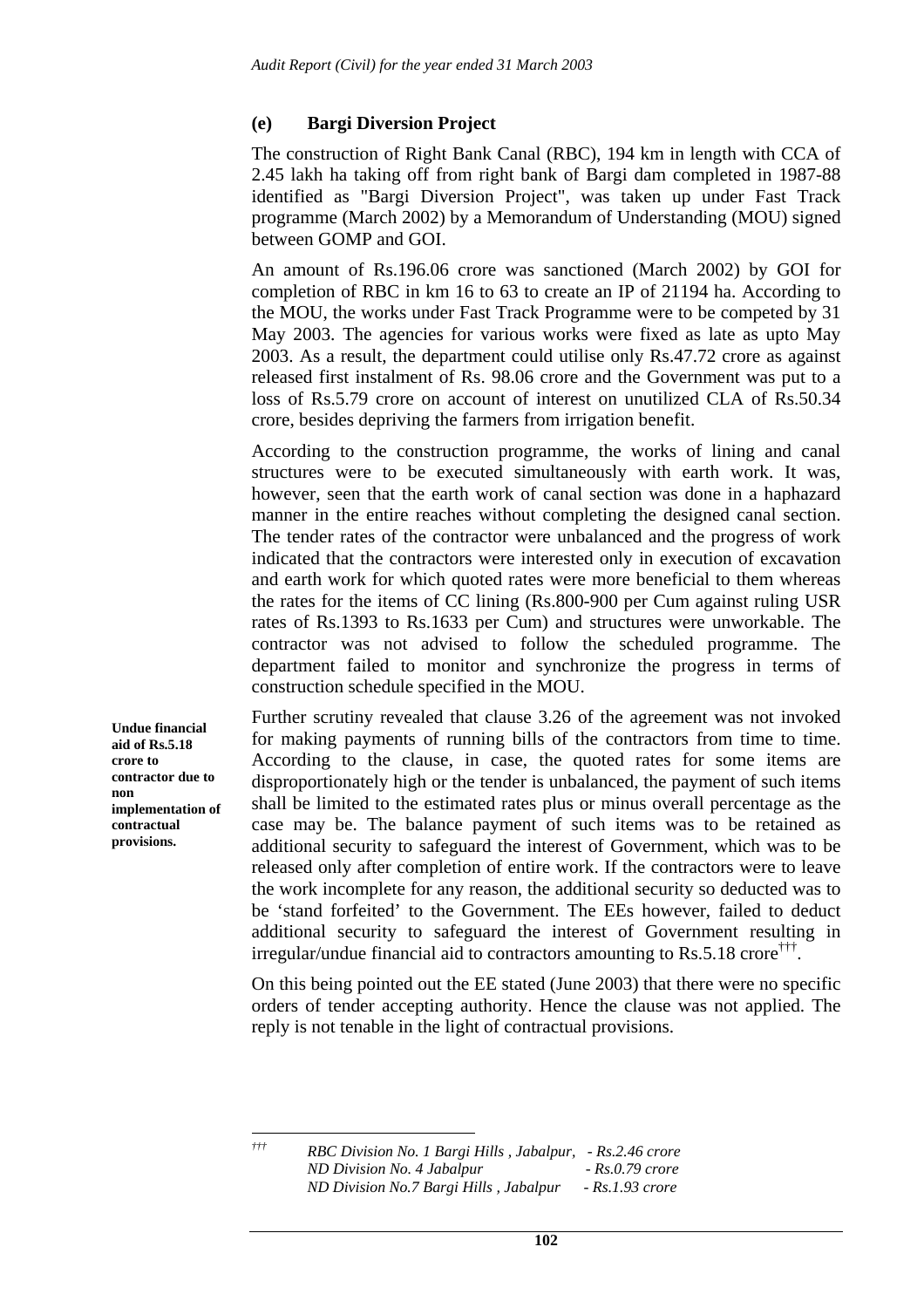### (e) Bargi Diversion Project

The construction of Right Bank Canal (RBC), 194 km in length with CCA of 2.45 lakh ha taking off from right bank of Bargi dam completed in 1987-88 identified as "Bargi Diversion Project", was taken up under Fast Track programme (March 2002) by a Memorandum of Understanding (MOU) signed between GOMP and GOI.

An amount of Rs.196.06 crore was sanctioned (March 2002) by GOI for completion of RBC in km 16 to 63 to create an IP of 21194 ha. According to the MOU, the works under Fast Track Programme were to be competed by 31 May 2003. The agencies for various works were fixed as late as upto May 2003. As a result, the department could utilise only Rs.47.72 crore as against released first instalment of Rs. 98.06 crore and the Government was put to a loss of Rs.5.79 crore on account of interest on unutilized CLA of Rs.50.34 crore, besides depriving the farmers from irrigation benefit.

According to the construction programme, the works of lining and canal structures were to be executed simultaneously with earth work. It was, however, seen that the earth work of canal section was done in a haphazard manner in the entire reaches without completing the designed canal section. The tender rates of the contractor were unbalanced and the progress of work indicated that the contractors were interested only in execution of excavation and earth work for which quoted rates were more beneficial to them whereas the rates for the items of CC lining (Rs.800-900 per Cum against ruling USR rates of Rs.1393 to Rs.1633 per Cum) and structures were unworkable. The contractor was not advised to follow the scheduled programme. The department failed to monitor and synchronize the progress in terms of construction schedule specified in the MOU.

**Undue financial aid of Rs.5.18 crore to contractor due to non implementation of contractual provisions.**

Further scrutiny revealed that clause 3.26 of the agreement was not invoked for making payments of running bills of the contractors from time to time. According to the clause, in case, the quoted rates for some items are disproportionately high or the tender is unbalanced, the payment of such items shall be limited to the estimated rates plus or minus overall percentage as the case may be. The balance payment of such items was to be retained as additional security to safeguard the interest of Government, which was to be released only after completion of entire work. If the contractors were to leave the work incomplete for any reason, the additional security so deducted was to be 'stand forfeited' to the Government. The EEs however, failed to deduct additional security to safeguard the interest of Government resulting in irregular/undue financial aid to contractors amounting to Rs.5.18 crore[†††].

On this being pointed out the EE stated (June 2003) that there were no specific orders of tender accepting authority. Hence the clause was not applied. The reply is not tenable in the light of contractual provisions.

---

[†††] *RBC Division No. 1 Bargi Hills , Jabalpur, - Rs.2.46 crore*
*ND Division No. 4 Jabalpur - Rs.0.79 crore*
*ND Division No.7 Bargi Hills , Jabalpur - Rs.1.93 crore*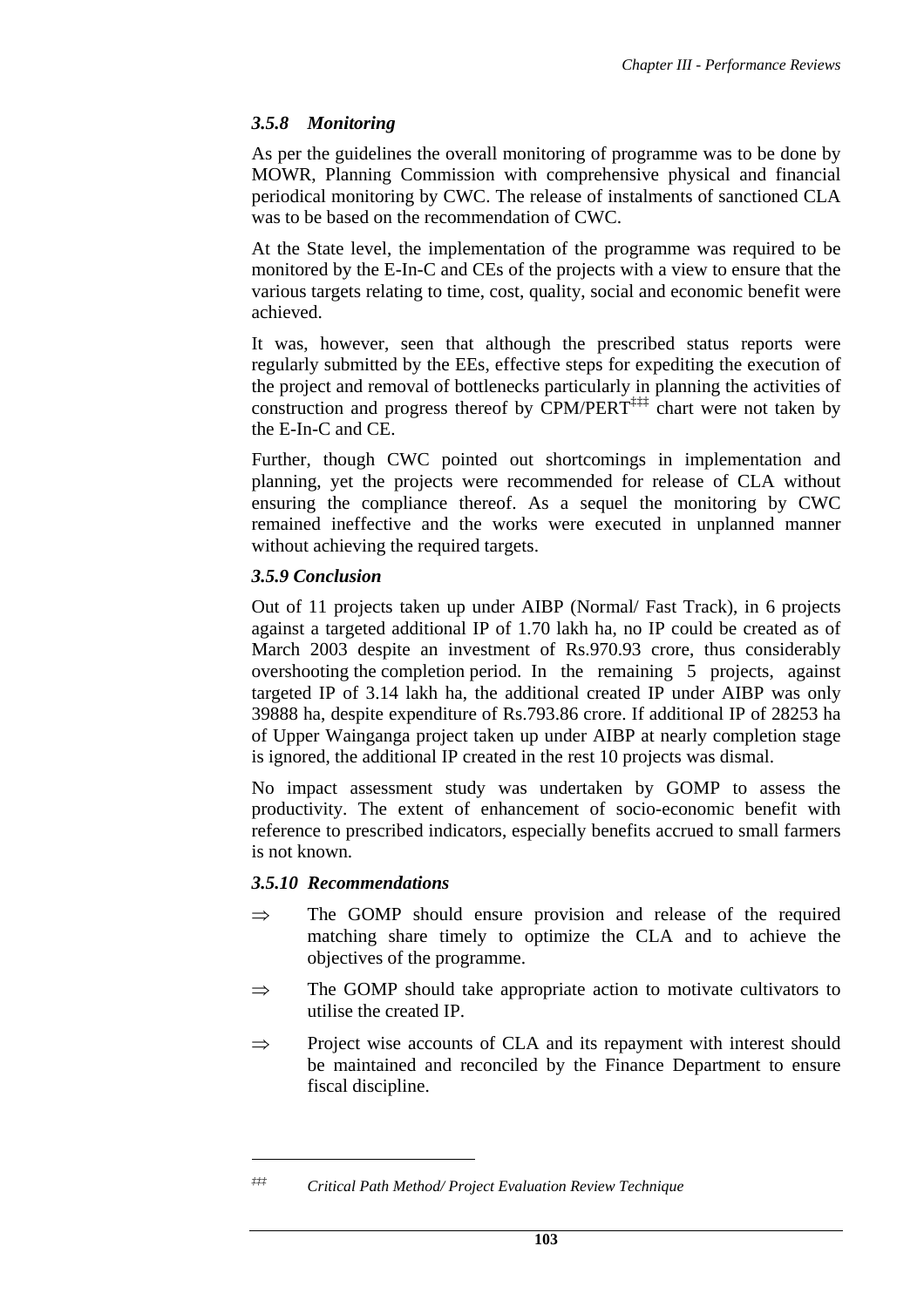### *3.5.8 Monitoring*

As per the guidelines the overall monitoring of programme was to be done by MOWR, Planning Commission with comprehensive physical and financial periodical monitoring by CWC. The release of instalments of sanctioned CLA was to be based on the recommendation of CWC.

At the State level, the implementation of the programme was required to be monitored by the E-In-C and CEs of the projects with a view to ensure that the various targets relating to time, cost, quality, social and economic benefit were achieved.

It was, however, seen that although the prescribed status reports were regularly submitted by the EEs, effective steps for expediting the execution of the project and removal of bottlenecks particularly in planning the activities of construction and progress thereof by CPM/PERT[‡‡‡] chart were not taken by the E-In-C and CE.

Further, though CWC pointed out shortcomings in implementation and planning, yet the projects were recommended for release of CLA without ensuring the compliance thereof. As a sequel the monitoring by CWC remained ineffective and the works were executed in unplanned manner without achieving the required targets.

### *3.5.9 Conclusion*

Out of 11 projects taken up under AIBP (Normal/ Fast Track), in 6 projects against a targeted additional IP of 1.70 lakh ha, no IP could be created as of March 2003 despite an investment of Rs.970.93 crore, thus considerably overshooting the completion period. In the remaining 5 projects, against targeted IP of 3.14 lakh ha, the additional created IP under AIBP was only 39888 ha, despite expenditure of Rs.793.86 crore. If additional IP of 28253 ha of Upper Wainganga project taken up under AIBP at nearly completion stage is ignored, the additional IP created in the rest 10 projects was dismal.

No impact assessment study was undertaken by GOMP to assess the productivity. The extent of enhancement of socio-economic benefit with reference to prescribed indicators, especially benefits accrued to small farmers is not known.

### *3.5.10 Recommendations*

- ⇒ The GOMP should ensure provision and release of the required matching share timely to optimize the CLA and to achieve the objectives of the programme.
- ⇒ The GOMP should take appropriate action to motivate cultivators to utilise the created IP.
- ⇒ Project wise accounts of CLA and its repayment with interest should be maintained and reconciled by the Finance Department to ensure fiscal discipline.

---

‡‡‡ *Critical Path Method/ Project Evaluation Review Technique*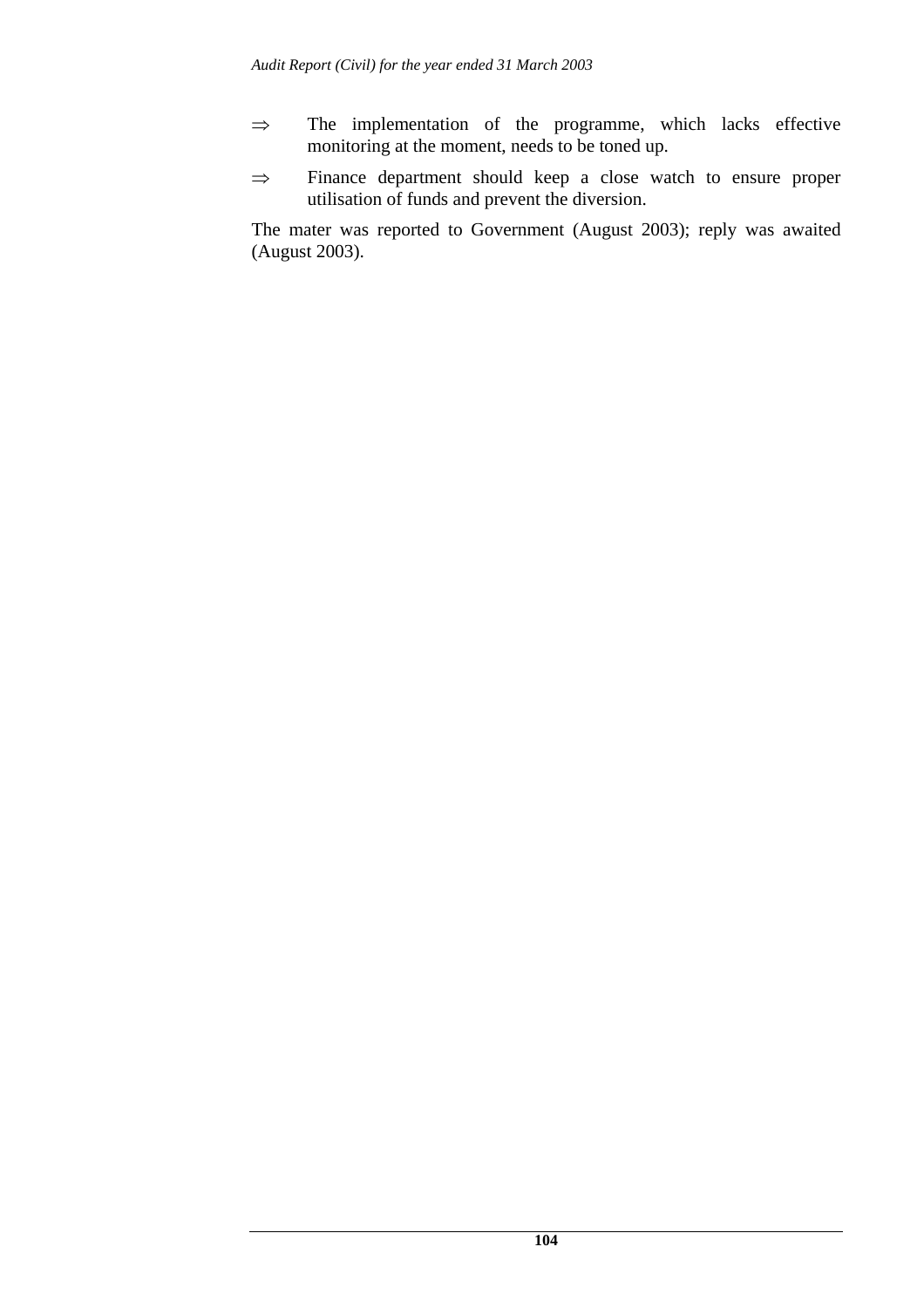- ⇒ The implementation of the programme, which lacks effective monitoring at the moment, needs to be toned up.
- ⇒ Finance department should keep a close watch to ensure proper utilisation of funds and prevent the diversion.

The mater was reported to Government (August 2003); reply was awaited (August 2003).